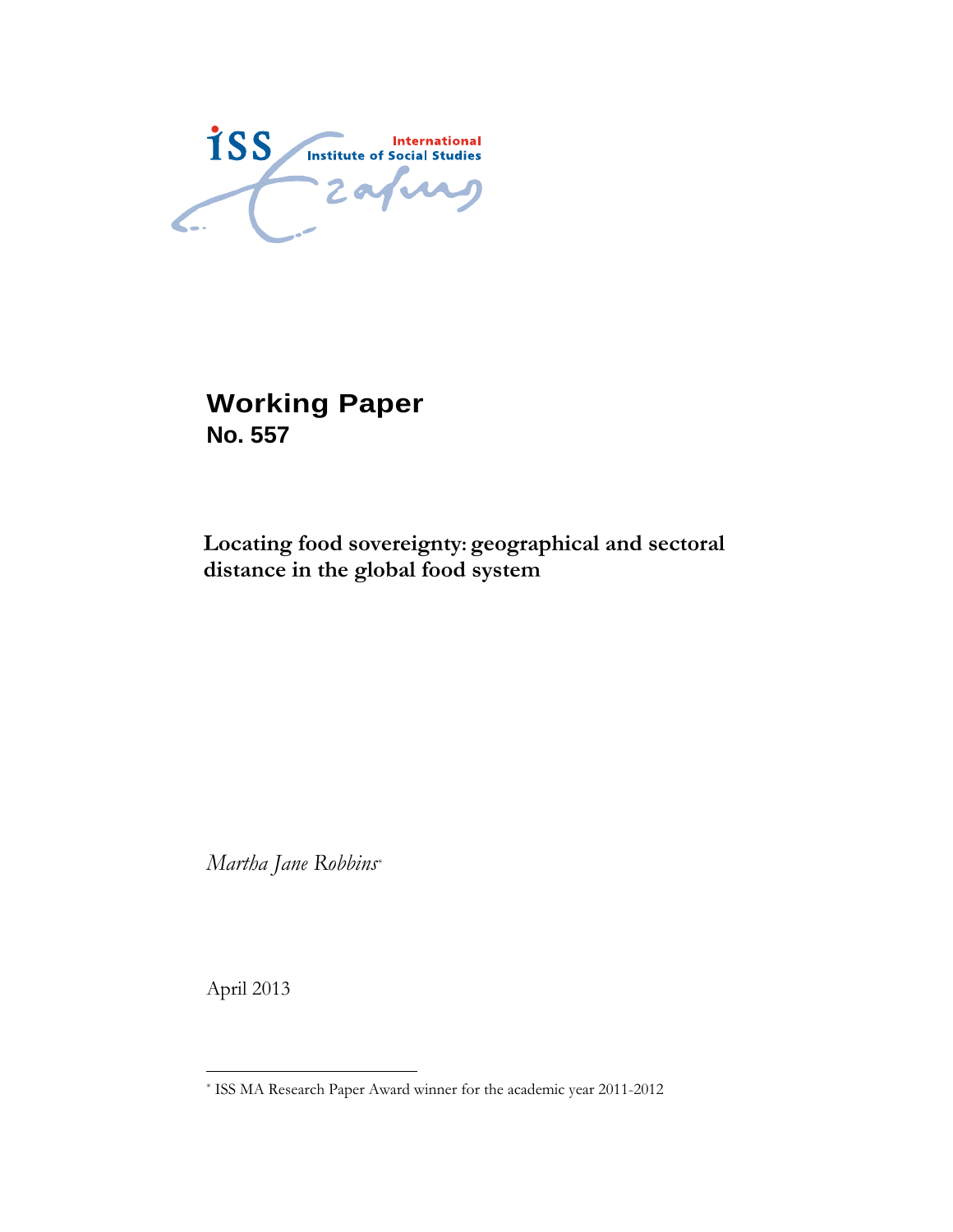iSS International Institute of Social Studies

# Working Paper
**No. 557**

## Locating food sovereignty: geographical and sectoral distance in the global food system

*Martha Jane Robbins*[*]

April 2013

---

[*] ISS MA Research Paper Award winner for the academic year 2011-2012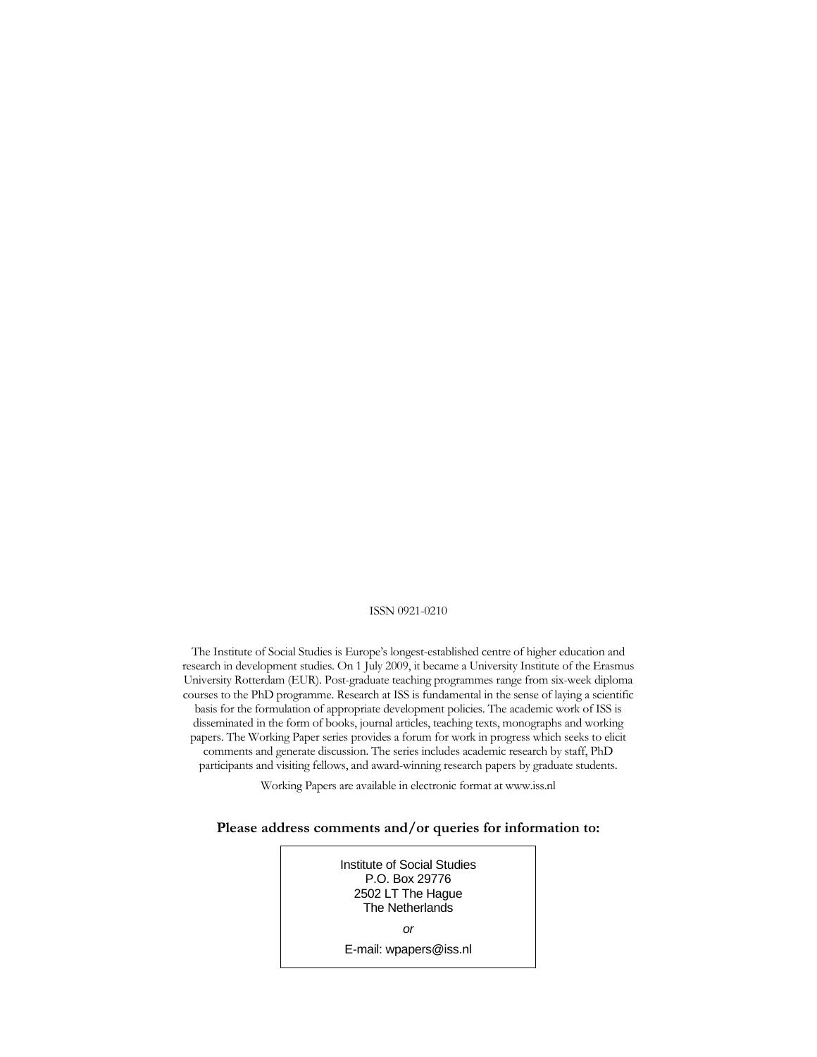ISSN 0921-0210

The Institute of Social Studies is Europe's longest-established centre of higher education and research in development studies. On 1 July 2009, it became a University Institute of the Erasmus University Rotterdam (EUR). Post-graduate teaching programmes range from six-week diploma courses to the PhD programme. Research at ISS is fundamental in the sense of laying a scientific basis for the formulation of appropriate development policies. The academic work of ISS is disseminated in the form of books, journal articles, teaching texts, monographs and working papers. The Working Paper series provides a forum for work in progress which seeks to elicit comments and generate discussion. The series includes academic research by staff, PhD participants and visiting fellows, and award-winning research papers by graduate students.

Working Papers are available in electronic format at www.iss.nl

**Please address comments and/or queries for information to:**

Institute of Social Studies
P.O. Box 29776
2502 LT The Hague
The Netherlands

*or*

E-mail: wpapers@iss.nl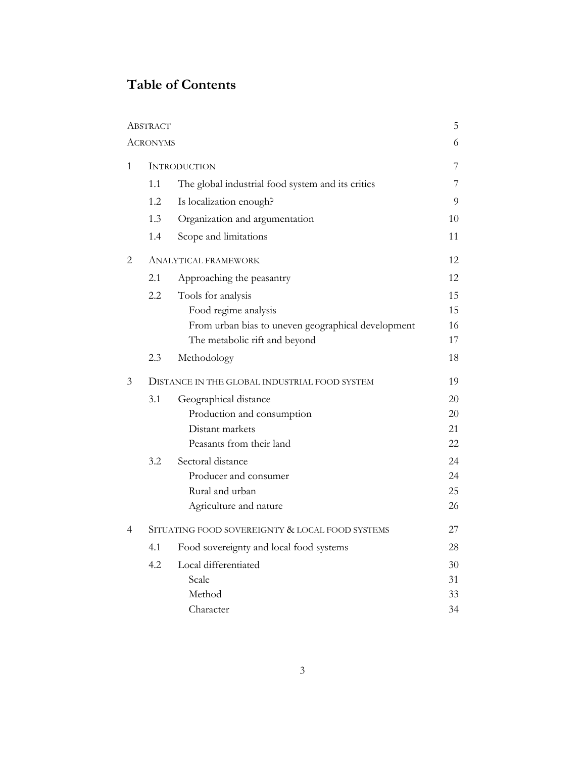# Table of Contents

| | | |
|---|---|---|
| ABSTRACT | | 5 |
| ACRONYMS | | 6 |
| 1 | INTRODUCTION | 7 |
| | 1.1 The global industrial food system and its critics | 7 |
| | 1.2 Is localization enough? | 9 |
| | 1.3 Organization and argumentation | 10 |
| | 1.4 Scope and limitations | 11 |
| 2 | ANALYTICAL FRAMEWORK | 12 |
| | 2.1 Approaching the peasantry | 12 |
| | 2.2 Tools for analysis | 15 |
| | Food regime analysis | 15 |
| | From urban bias to uneven geographical development | 16 |
| | The metabolic rift and beyond | 17 |
| | 2.3 Methodology | 18 |
| 3 | DISTANCE IN THE GLOBAL INDUSTRIAL FOOD SYSTEM | 19 |
| | 3.1 Geographical distance | 20 |
| | Production and consumption | 20 |
| | Distant markets | 21 |
| | Peasants from their land | 22 |
| | 3.2 Sectoral distance | 24 |
| | Producer and consumer | 24 |
| | Rural and urban | 25 |
| | Agriculture and nature | 26 |
| 4 | SITUATING FOOD SOVEREIGNTY & LOCAL FOOD SYSTEMS | 27 |
| | 4.1 Food sovereignty and local food systems | 28 |
| | 4.2 Local differentiated | 30 |
| | Scale | 31 |
| | Method | 33 |
| | Character | 34 |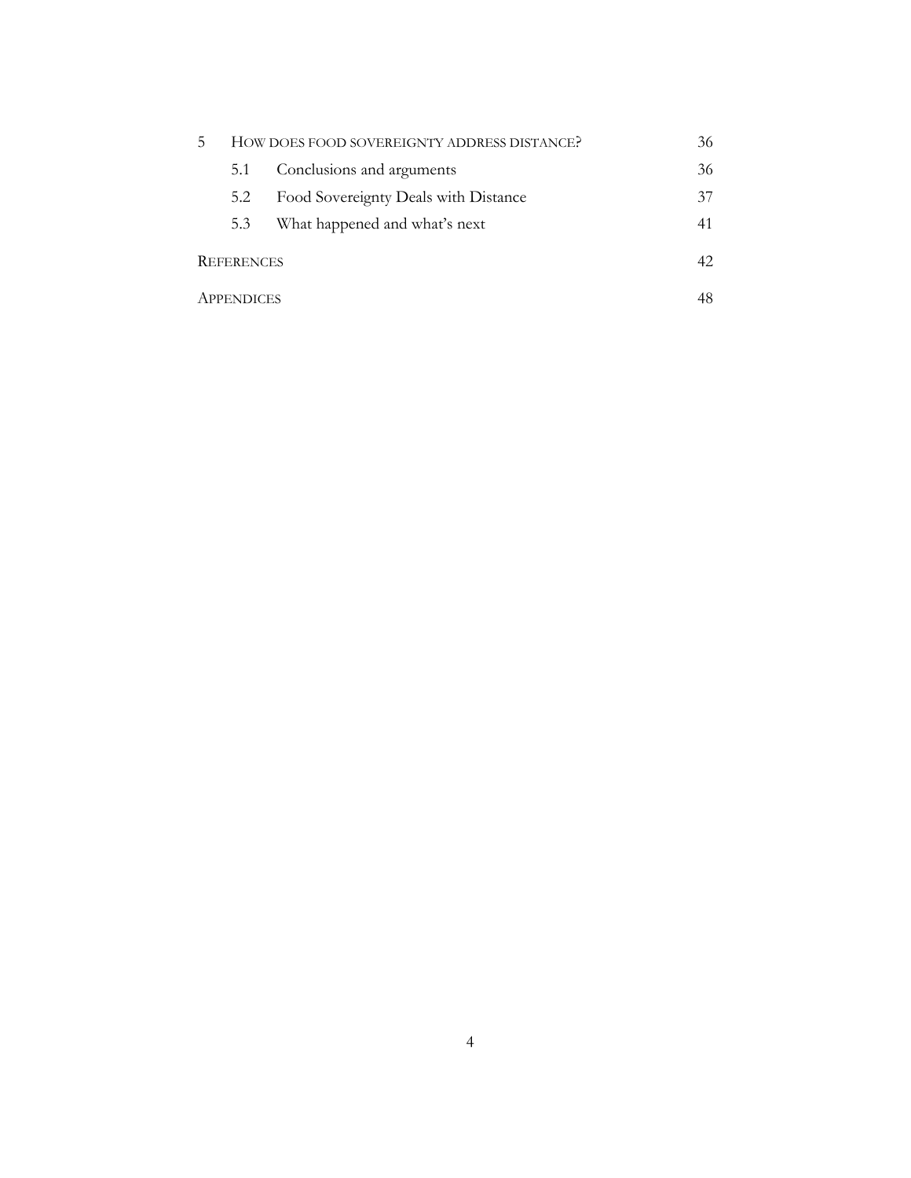| | | |
|---|---|---|
| 5 | HOW DOES FOOD SOVEREIGNTY ADDRESS DISTANCE? | 36 |
| 5.1 | Conclusions and arguments | 36 |
| 5.2 | Food Sovereignty Deals with Distance | 37 |
| 5.3 | What happened and what's next | 41 |
| REFERENCES | | 42 |
| APPENDICES | | 48 |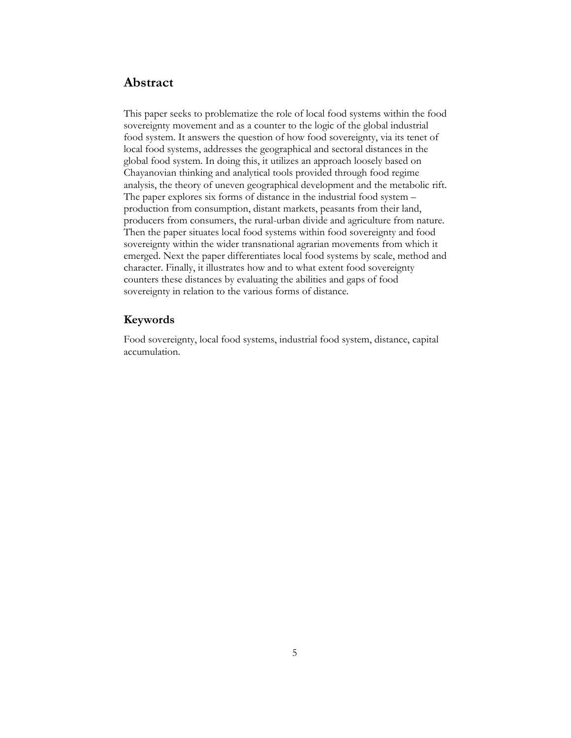## Abstract

This paper seeks to problematize the role of local food systems within the food sovereignty movement and as a counter to the logic of the global industrial food system. It answers the question of how food sovereignty, via its tenet of local food systems, addresses the geographical and sectoral distances in the global food system. In doing this, it utilizes an approach loosely based on Chayanovian thinking and analytical tools provided through food regime analysis, the theory of uneven geographical development and the metabolic rift. The paper explores six forms of distance in the industrial food system – production from consumption, distant markets, peasants from their land, producers from consumers, the rural-urban divide and agriculture from nature. Then the paper situates local food systems within food sovereignty and food sovereignty within the wider transnational agrarian movements from which it emerged. Next the paper differentiates local food systems by scale, method and character. Finally, it illustrates how and to what extent food sovereignty counters these distances by evaluating the abilities and gaps of food sovereignty in relation to the various forms of distance.

### Keywords

Food sovereignty, local food systems, industrial food system, distance, capital accumulation.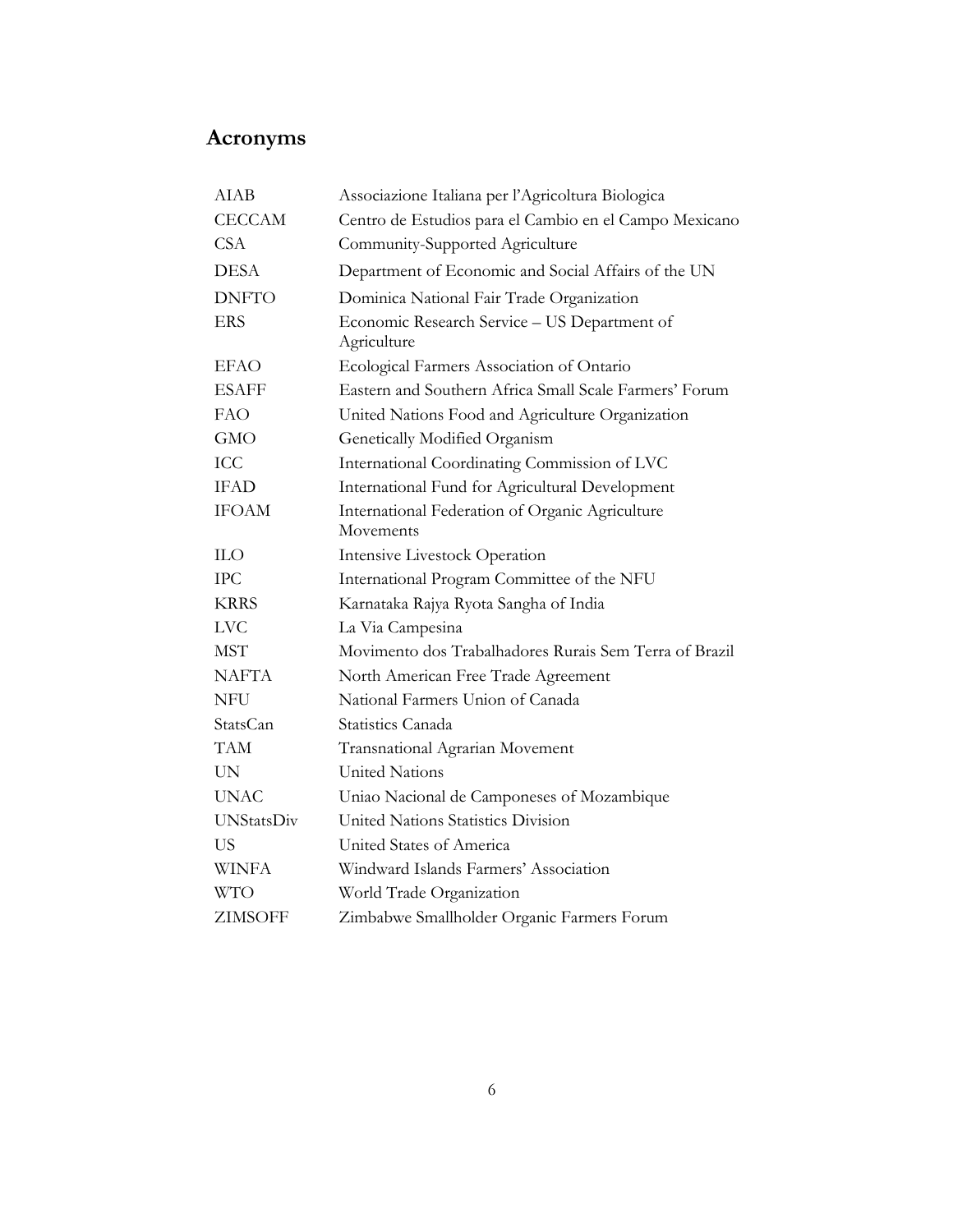## Acronyms

| | |
|---|---|
| AIAB | Associazione Italiana per l'Agricoltura Biologica |
| CECCAM | Centro de Estudios para el Cambio en el Campo Mexicano |
| CSA | Community-Supported Agriculture |
| DESA | Department of Economic and Social Affairs of the UN |
| DNFTO | Dominica National Fair Trade Organization |
| ERS | Economic Research Service – US Department of Agriculture |
| EFAO | Ecological Farmers Association of Ontario |
| ESAFF | Eastern and Southern Africa Small Scale Farmers' Forum |
| FAO | United Nations Food and Agriculture Organization |
| GMO | Genetically Modified Organism |
| ICC | International Coordinating Commission of LVC |
| IFAD | International Fund for Agricultural Development |
| IFOAM | International Federation of Organic Agriculture Movements |
| ILO | Intensive Livestock Operation |
| IPC | International Program Committee of the NFU |
| KRRS | Karnataka Rajya Ryota Sangha of India |
| LVC | La Via Campesina |
| MST | Movimento dos Trabalhadores Rurais Sem Terra of Brazil |
| NAFTA | North American Free Trade Agreement |
| NFU | National Farmers Union of Canada |
| StatsCan | Statistics Canada |
| TAM | Transnational Agrarian Movement |
| UN | United Nations |
| UNAC | Uniao Nacional de Camponeses of Mozambique |
| UNStatsDiv | United Nations Statistics Division |
| US | United States of America |
| WINFA | Windward Islands Farmers' Association |
| WTO | World Trade Organization |
| ZIMSOFF | Zimbabwe Smallholder Organic Farmers Forum |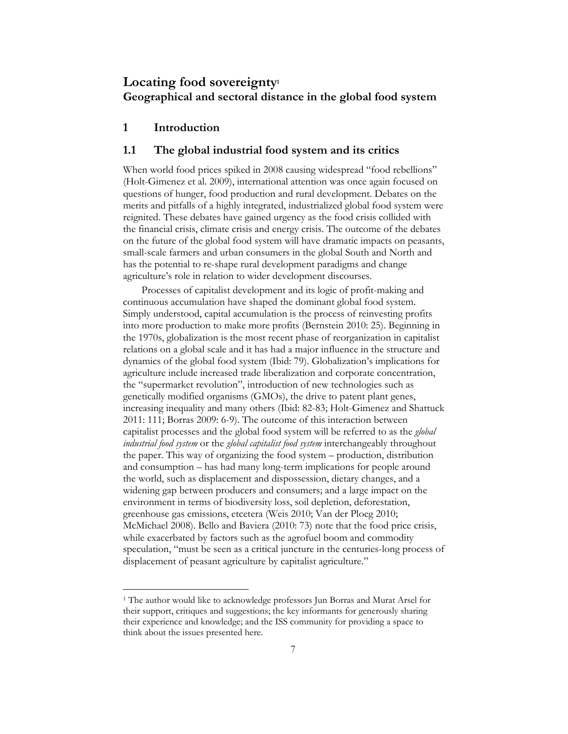# Locating food sovereignty[1]

## Geographical and sectoral distance in the global food system

## 1 Introduction

### 1.1 The global industrial food system and its critics

When world food prices spiked in 2008 causing widespread "food rebellions" (Holt-Gimenez et al. 2009), international attention was once again focused on questions of hunger, food production and rural development. Debates on the merits and pitfalls of a highly integrated, industrialized global food system were reignited. These debates have gained urgency as the food crisis collided with the financial crisis, climate crisis and energy crisis. The outcome of the debates on the future of the global food system will have dramatic impacts on peasants, small-scale farmers and urban consumers in the global South and North and has the potential to re-shape rural development paradigms and change agriculture's role in relation to wider development discourses.

Processes of capitalist development and its logic of profit-making and continuous accumulation have shaped the dominant global food system. Simply understood, capital accumulation is the process of reinvesting profits into more production to make more profits (Bernstein 2010: 25). Beginning in the 1970s, globalization is the most recent phase of reorganization in capitalist relations on a global scale and it has had a major influence in the structure and dynamics of the global food system (Ibid: 79). Globalization's implications for agriculture include increased trade liberalization and corporate concentration, the "supermarket revolution", introduction of new technologies such as genetically modified organisms (GMOs), the drive to patent plant genes, increasing inequality and many others (Ibid: 82-83; Holt-Gimenez and Shattuck 2011: 111; Borras 2009: 6-9). The outcome of this interaction between capitalist processes and the global food system will be referred to as the *global industrial food system* or the *global capitalist food system* interchangeably throughout the paper. This way of organizing the food system – production, distribution and consumption – has had many long-term implications for people around the world, such as displacement and dispossession, dietary changes, and a widening gap between producers and consumers; and a large impact on the environment in terms of biodiversity loss, soil depletion, deforestation, greenhouse gas emissions, etcetera (Weis 2010; Van der Ploeg 2010; McMichael 2008). Bello and Baviera (2010: 73) note that the food price crisis, while exacerbated by factors such as the agrofuel boom and commodity speculation, "must be seen as a critical juncture in the centuries-long process of displacement of peasant agriculture by capitalist agriculture."

---

[1] The author would like to acknowledge professors Jun Borras and Murat Arsel for their support, critiques and suggestions; the key informants for generously sharing their experience and knowledge; and the ISS community for providing a space to think about the issues presented here.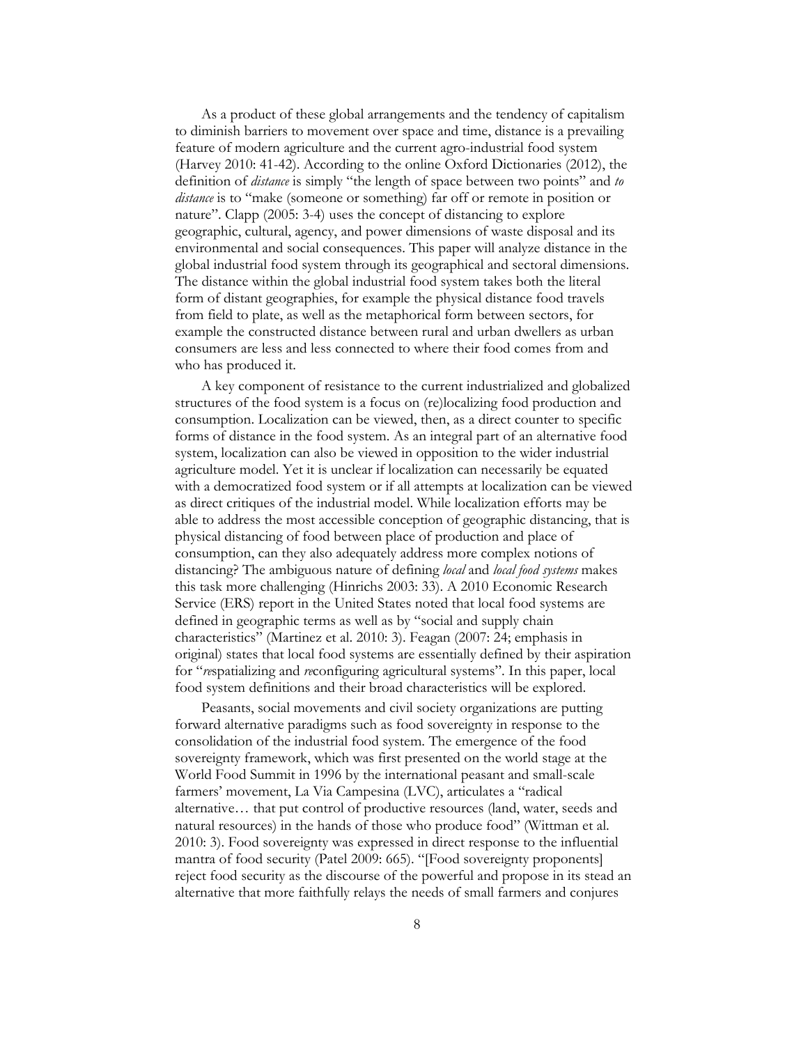As a product of these global arrangements and the tendency of capitalism to diminish barriers to movement over space and time, distance is a prevailing feature of modern agriculture and the current agro-industrial food system (Harvey 2010: 41-42). According to the online Oxford Dictionaries (2012), the definition of *distance* is simply "the length of space between two points" and *to distance* is to "make (someone or something) far off or remote in position or nature". Clapp (2005: 3-4) uses the concept of distancing to explore geographic, cultural, agency, and power dimensions of waste disposal and its environmental and social consequences. This paper will analyze distance in the global industrial food system through its geographical and sectoral dimensions. The distance within the global industrial food system takes both the literal form of distant geographies, for example the physical distance food travels from field to plate, as well as the metaphorical form between sectors, for example the constructed distance between rural and urban dwellers as urban consumers are less and less connected to where their food comes from and who has produced it.

A key component of resistance to the current industrialized and globalized structures of the food system is a focus on (re)localizing food production and consumption. Localization can be viewed, then, as a direct counter to specific forms of distance in the food system. As an integral part of an alternative food system, localization can also be viewed in opposition to the wider industrial agriculture model. Yet it is unclear if localization can necessarily be equated with a democratized food system or if all attempts at localization can be viewed as direct critiques of the industrial model. While localization efforts may be able to address the most accessible conception of geographic distancing, that is physical distancing of food between place of production and place of consumption, can they also adequately address more complex notions of distancing? The ambiguous nature of defining *local* and *local food systems* makes this task more challenging (Hinrichs 2003: 33). A 2010 Economic Research Service (ERS) report in the United States noted that local food systems are defined in geographic terms as well as by "social and supply chain characteristics" (Martinez et al. 2010: 3). Feagan (2007: 24; emphasis in original) states that local food systems are essentially defined by their aspiration for "*re*spatializing and *re*configuring agricultural systems". In this paper, local food system definitions and their broad characteristics will be explored.

Peasants, social movements and civil society organizations are putting forward alternative paradigms such as food sovereignty in response to the consolidation of the industrial food system. The emergence of the food sovereignty framework, which was first presented on the world stage at the World Food Summit in 1996 by the international peasant and small-scale farmers' movement, La Via Campesina (LVC), articulates a "radical alternative… that put control of productive resources (land, water, seeds and natural resources) in the hands of those who produce food" (Wittman et al. 2010: 3). Food sovereignty was expressed in direct response to the influential mantra of food security (Patel 2009: 665). "[Food sovereignty proponents] reject food security as the discourse of the powerful and propose in its stead an alternative that more faithfully relays the needs of small farmers and conjures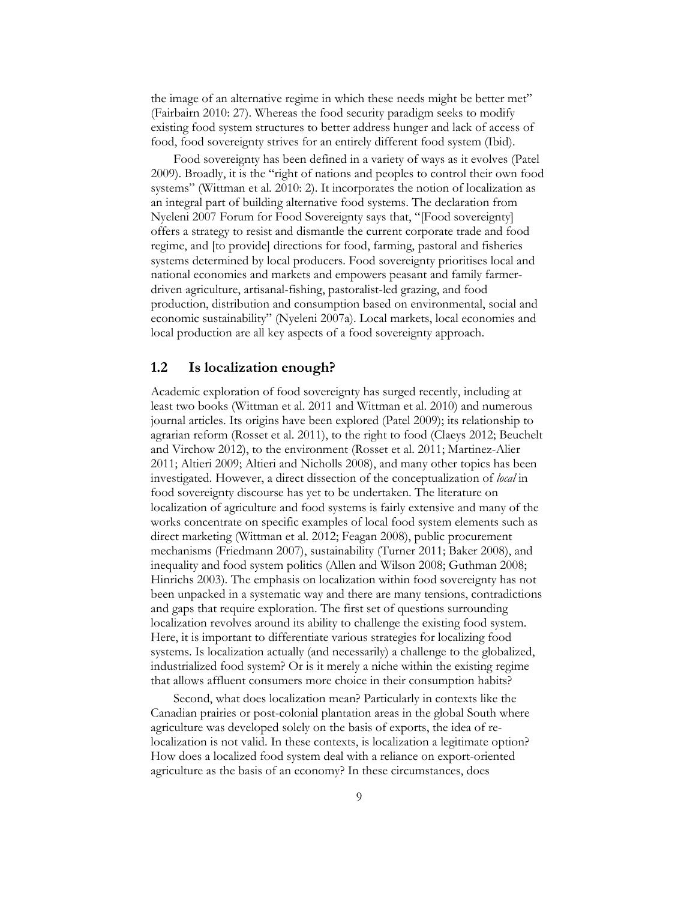the image of an alternative regime in which these needs might be better met" (Fairbairn 2010: 27). Whereas the food security paradigm seeks to modify existing food system structures to better address hunger and lack of access of food, food sovereignty strives for an entirely different food system (Ibid).

Food sovereignty has been defined in a variety of ways as it evolves (Patel 2009). Broadly, it is the "right of nations and peoples to control their own food systems" (Wittman et al. 2010: 2). It incorporates the notion of localization as an integral part of building alternative food systems. The declaration from Nyeleni 2007 Forum for Food Sovereignty says that, "[Food sovereignty] offers a strategy to resist and dismantle the current corporate trade and food regime, and [to provide] directions for food, farming, pastoral and fisheries systems determined by local producers. Food sovereignty prioritises local and national economies and markets and empowers peasant and family farmer-driven agriculture, artisanal-fishing, pastoralist-led grazing, and food production, distribution and consumption based on environmental, social and economic sustainability" (Nyeleni 2007a). Local markets, local economies and local production are all key aspects of a food sovereignty approach.

## 1.2 Is localization enough?

Academic exploration of food sovereignty has surged recently, including at least two books (Wittman et al. 2011 and Wittman et al. 2010) and numerous journal articles. Its origins have been explored (Patel 2009); its relationship to agrarian reform (Rosset et al. 2011), to the right to food (Claeys 2012; Beuchelt and Virchow 2012), to the environment (Rosset et al. 2011; Martinez-Alier 2011; Altieri 2009; Altieri and Nicholls 2008), and many other topics has been investigated. However, a direct dissection of the conceptualization of *local* in food sovereignty discourse has yet to be undertaken. The literature on localization of agriculture and food systems is fairly extensive and many of the works concentrate on specific examples of local food system elements such as direct marketing (Wittman et al. 2012; Feagan 2008), public procurement mechanisms (Friedmann 2007), sustainability (Turner 2011; Baker 2008), and inequality and food system politics (Allen and Wilson 2008; Guthman 2008; Hinrichs 2003). The emphasis on localization within food sovereignty has not been unpacked in a systematic way and there are many tensions, contradictions and gaps that require exploration. The first set of questions surrounding localization revolves around its ability to challenge the existing food system. Here, it is important to differentiate various strategies for localizing food systems. Is localization actually (and necessarily) a challenge to the globalized, industrialized food system? Or is it merely a niche within the existing regime that allows affluent consumers more choice in their consumption habits?

Second, what does localization mean? Particularly in contexts like the Canadian prairies or post-colonial plantation areas in the global South where agriculture was developed solely on the basis of exports, the idea of re-localization is not valid. In these contexts, is localization a legitimate option? How does a localized food system deal with a reliance on export-oriented agriculture as the basis of an economy? In these circumstances, does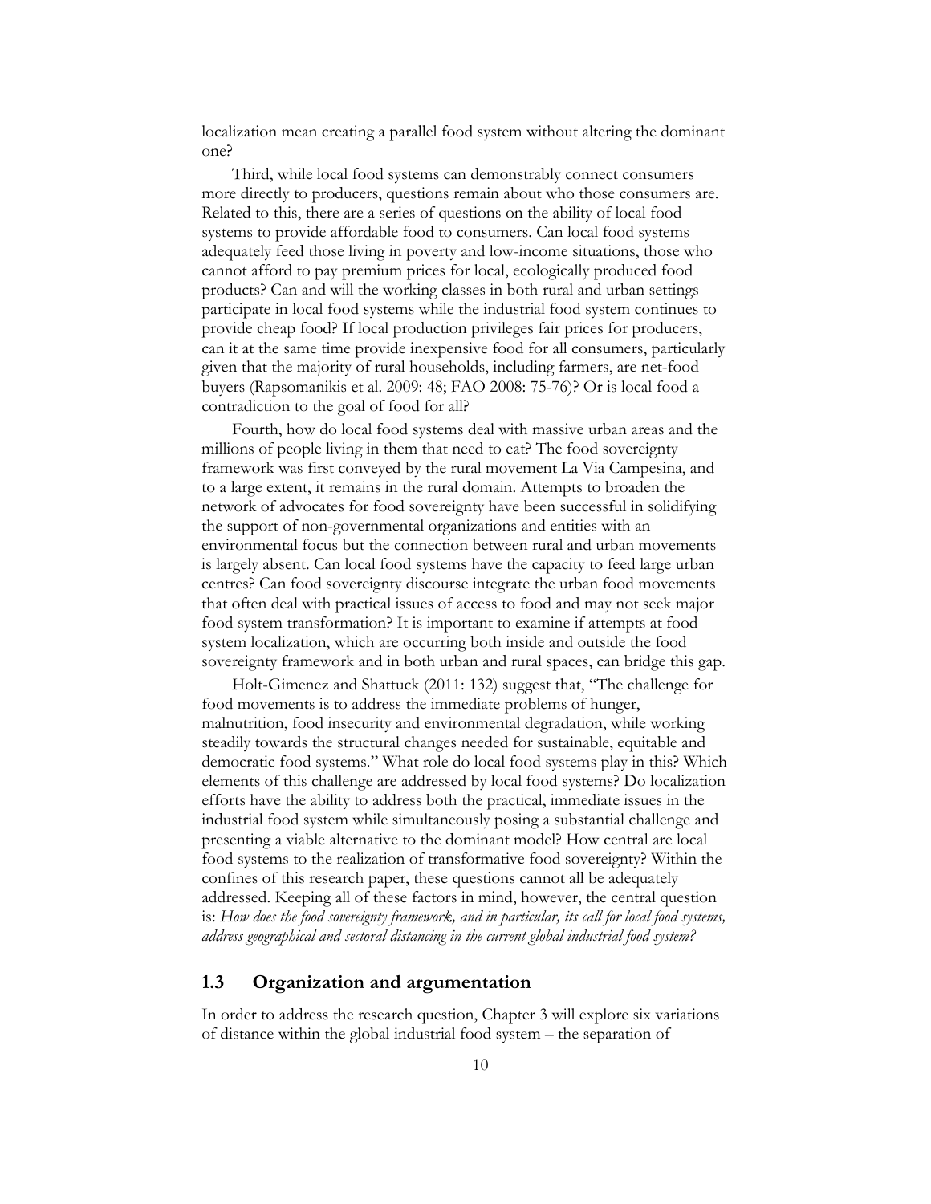localization mean creating a parallel food system without altering the dominant one?

Third, while local food systems can demonstrably connect consumers more directly to producers, questions remain about who those consumers are. Related to this, there are a series of questions on the ability of local food systems to provide affordable food to consumers. Can local food systems adequately feed those living in poverty and low-income situations, those who cannot afford to pay premium prices for local, ecologically produced food products? Can and will the working classes in both rural and urban settings participate in local food systems while the industrial food system continues to provide cheap food? If local production privileges fair prices for producers, can it at the same time provide inexpensive food for all consumers, particularly given that the majority of rural households, including farmers, are net-food buyers (Rapsomanikis et al. 2009: 48; FAO 2008: 75-76)? Or is local food a contradiction to the goal of food for all?

Fourth, how do local food systems deal with massive urban areas and the millions of people living in them that need to eat? The food sovereignty framework was first conveyed by the rural movement La Via Campesina, and to a large extent, it remains in the rural domain. Attempts to broaden the network of advocates for food sovereignty have been successful in solidifying the support of non-governmental organizations and entities with an environmental focus but the connection between rural and urban movements is largely absent. Can local food systems have the capacity to feed large urban centres? Can food sovereignty discourse integrate the urban food movements that often deal with practical issues of access to food and may not seek major food system transformation? It is important to examine if attempts at food system localization, which are occurring both inside and outside the food sovereignty framework and in both urban and rural spaces, can bridge this gap.

Holt-Gimenez and Shattuck (2011: 132) suggest that, "The challenge for food movements is to address the immediate problems of hunger, malnutrition, food insecurity and environmental degradation, while working steadily towards the structural changes needed for sustainable, equitable and democratic food systems." What role do local food systems play in this? Which elements of this challenge are addressed by local food systems? Do localization efforts have the ability to address both the practical, immediate issues in the industrial food system while simultaneously posing a substantial challenge and presenting a viable alternative to the dominant model? How central are local food systems to the realization of transformative food sovereignty? Within the confines of this research paper, these questions cannot all be adequately addressed. Keeping all of these factors in mind, however, the central question is: *How does the food sovereignty framework, and in particular, its call for local food systems, address geographical and sectoral distancing in the current global industrial food system?*

## 1.3 Organization and argumentation

In order to address the research question, Chapter 3 will explore six variations of distance within the global industrial food system – the separation of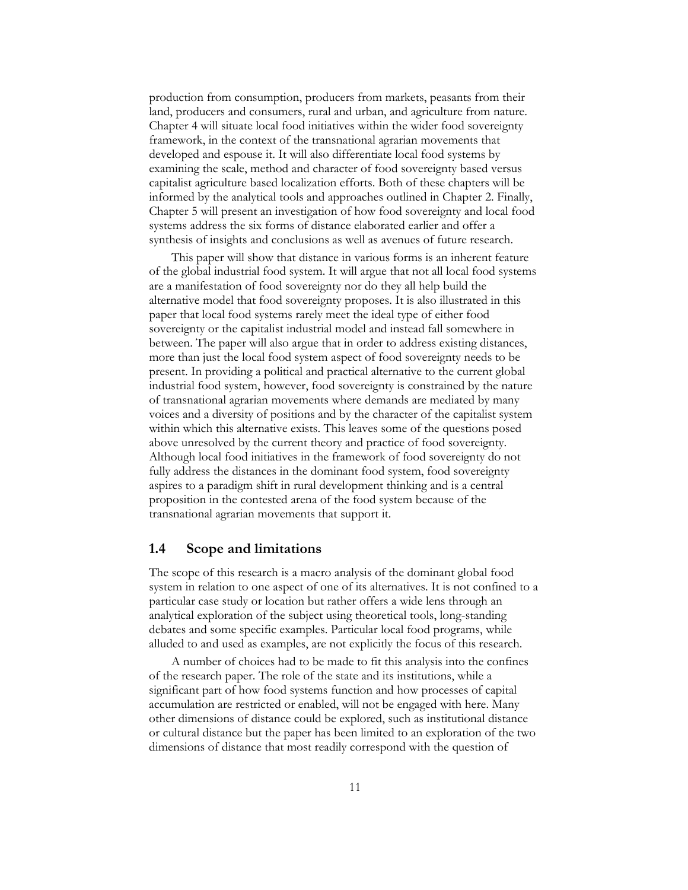production from consumption, producers from markets, peasants from their land, producers and consumers, rural and urban, and agriculture from nature. Chapter 4 will situate local food initiatives within the wider food sovereignty framework, in the context of the transnational agrarian movements that developed and espouse it. It will also differentiate local food systems by examining the scale, method and character of food sovereignty based versus capitalist agriculture based localization efforts. Both of these chapters will be informed by the analytical tools and approaches outlined in Chapter 2. Finally, Chapter 5 will present an investigation of how food sovereignty and local food systems address the six forms of distance elaborated earlier and offer a synthesis of insights and conclusions as well as avenues of future research.

This paper will show that distance in various forms is an inherent feature of the global industrial food system. It will argue that not all local food systems are a manifestation of food sovereignty nor do they all help build the alternative model that food sovereignty proposes. It is also illustrated in this paper that local food systems rarely meet the ideal type of either food sovereignty or the capitalist industrial model and instead fall somewhere in between. The paper will also argue that in order to address existing distances, more than just the local food system aspect of food sovereignty needs to be present. In providing a political and practical alternative to the current global industrial food system, however, food sovereignty is constrained by the nature of transnational agrarian movements where demands are mediated by many voices and a diversity of positions and by the character of the capitalist system within which this alternative exists. This leaves some of the questions posed above unresolved by the current theory and practice of food sovereignty. Although local food initiatives in the framework of food sovereignty do not fully address the distances in the dominant food system, food sovereignty aspires to a paradigm shift in rural development thinking and is a central proposition in the contested arena of the food system because of the transnational agrarian movements that support it.

## 1.4 Scope and limitations

The scope of this research is a macro analysis of the dominant global food system in relation to one aspect of one of its alternatives. It is not confined to a particular case study or location but rather offers a wide lens through an analytical exploration of the subject using theoretical tools, long-standing debates and some specific examples. Particular local food programs, while alluded to and used as examples, are not explicitly the focus of this research.

A number of choices had to be made to fit this analysis into the confines of the research paper. The role of the state and its institutions, while a significant part of how food systems function and how processes of capital accumulation are restricted or enabled, will not be engaged with here. Many other dimensions of distance could be explored, such as institutional distance or cultural distance but the paper has been limited to an exploration of the two dimensions of distance that most readily correspond with the question of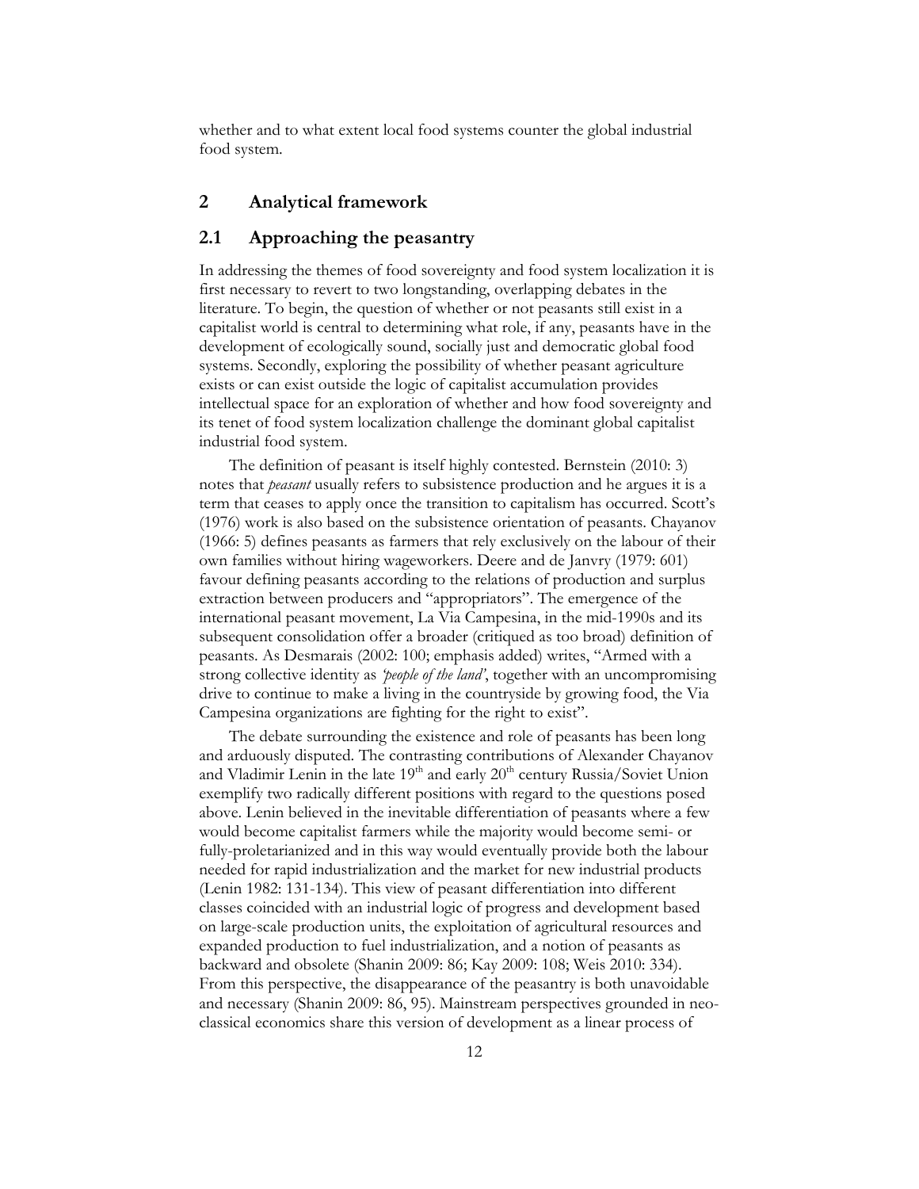whether and to what extent local food systems counter the global industrial food system.

## 2 Analytical framework

### 2.1 Approaching the peasantry

In addressing the themes of food sovereignty and food system localization it is first necessary to revert to two longstanding, overlapping debates in the literature. To begin, the question of whether or not peasants still exist in a capitalist world is central to determining what role, if any, peasants have in the development of ecologically sound, socially just and democratic global food systems. Secondly, exploring the possibility of whether peasant agriculture exists or can exist outside the logic of capitalist accumulation provides intellectual space for an exploration of whether and how food sovereignty and its tenet of food system localization challenge the dominant global capitalist industrial food system.

The definition of peasant is itself highly contested. Bernstein (2010: 3) notes that *peasant* usually refers to subsistence production and he argues it is a term that ceases to apply once the transition to capitalism has occurred. Scott's (1976) work is also based on the subsistence orientation of peasants. Chayanov (1966: 5) defines peasants as farmers that rely exclusively on the labour of their own families without hiring wageworkers. Deere and de Janvry (1979: 601) favour defining peasants according to the relations of production and surplus extraction between producers and "appropriators". The emergence of the international peasant movement, La Via Campesina, in the mid-1990s and its subsequent consolidation offer a broader (critiqued as too broad) definition of peasants. As Desmarais (2002: 100; emphasis added) writes, "Armed with a strong collective identity as *'people of the land'*, together with an uncompromising drive to continue to make a living in the countryside by growing food, the Via Campesina organizations are fighting for the right to exist".

The debate surrounding the existence and role of peasants has been long and arduously disputed. The contrasting contributions of Alexander Chayanov and Vladimir Lenin in the late 19th and early 20th century Russia/Soviet Union exemplify two radically different positions with regard to the questions posed above. Lenin believed in the inevitable differentiation of peasants where a few would become capitalist farmers while the majority would become semi- or fully-proletarianized and in this way would eventually provide both the labour needed for rapid industrialization and the market for new industrial products (Lenin 1982: 131-134). This view of peasant differentiation into different classes coincided with an industrial logic of progress and development based on large-scale production units, the exploitation of agricultural resources and expanded production to fuel industrialization, and a notion of peasants as backward and obsolete (Shanin 2009: 86; Kay 2009: 108; Weis 2010: 334). From this perspective, the disappearance of the peasantry is both unavoidable and necessary (Shanin 2009: 86, 95). Mainstream perspectives grounded in neo-classical economics share this version of development as a linear process of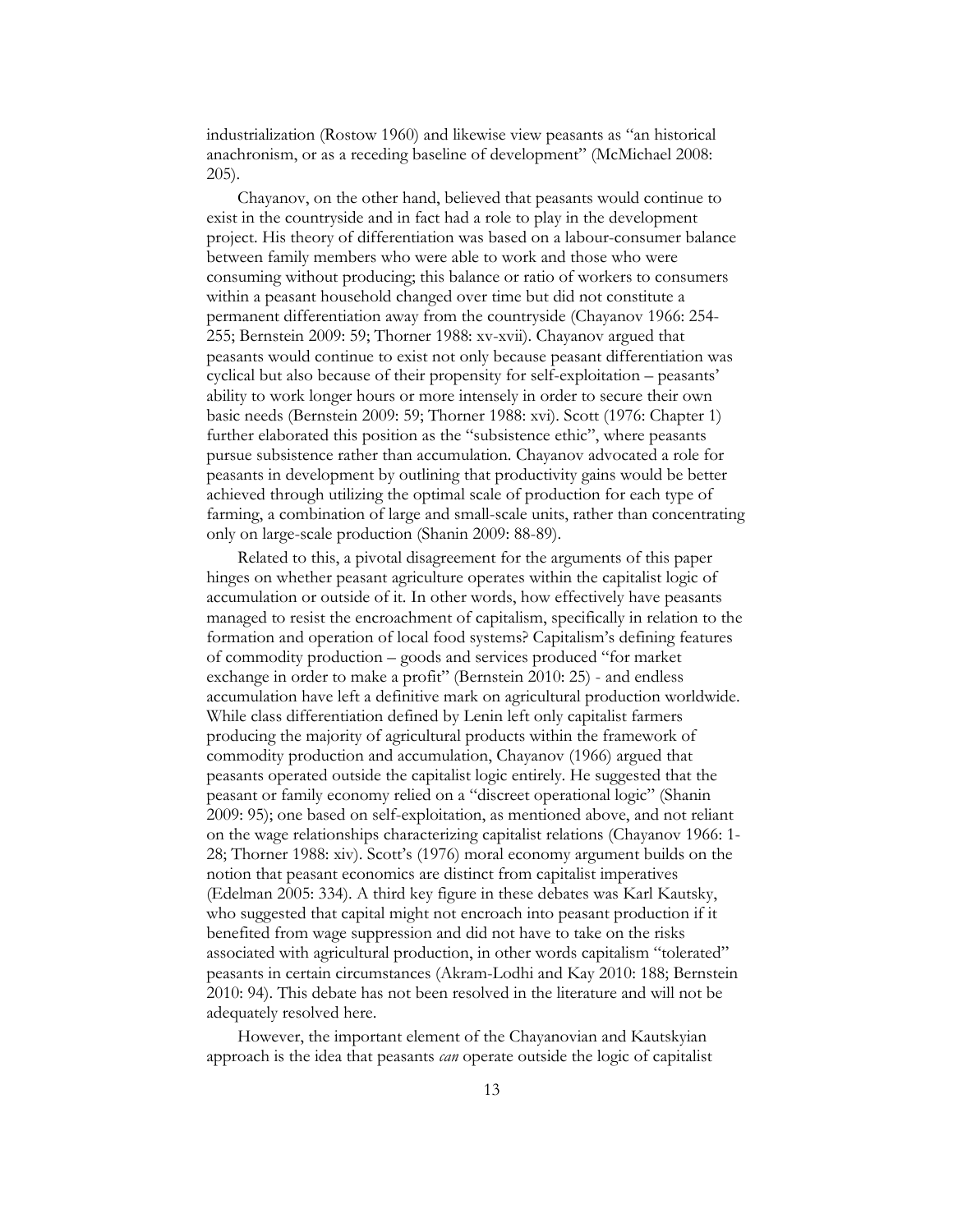industrialization (Rostow 1960) and likewise view peasants as "an historical anachronism, or as a receding baseline of development" (McMichael 2008: 205).

Chayanov, on the other hand, believed that peasants would continue to exist in the countryside and in fact had a role to play in the development project. His theory of differentiation was based on a labour-consumer balance between family members who were able to work and those who were consuming without producing; this balance or ratio of workers to consumers within a peasant household changed over time but did not constitute a permanent differentiation away from the countryside (Chayanov 1966: 254-255; Bernstein 2009: 59; Thorner 1988: xv-xvii). Chayanov argued that peasants would continue to exist not only because peasant differentiation was cyclical but also because of their propensity for self-exploitation – peasants' ability to work longer hours or more intensely in order to secure their own basic needs (Bernstein 2009: 59; Thorner 1988: xvi). Scott (1976: Chapter 1) further elaborated this position as the "subsistence ethic", where peasants pursue subsistence rather than accumulation. Chayanov advocated a role for peasants in development by outlining that productivity gains would be better achieved through utilizing the optimal scale of production for each type of farming, a combination of large and small-scale units, rather than concentrating only on large-scale production (Shanin 2009: 88-89).

Related to this, a pivotal disagreement for the arguments of this paper hinges on whether peasant agriculture operates within the capitalist logic of accumulation or outside of it. In other words, how effectively have peasants managed to resist the encroachment of capitalism, specifically in relation to the formation and operation of local food systems? Capitalism's defining features of commodity production – goods and services produced "for market exchange in order to make a profit" (Bernstein 2010: 25) - and endless accumulation have left a definitive mark on agricultural production worldwide. While class differentiation defined by Lenin left only capitalist farmers producing the majority of agricultural products within the framework of commodity production and accumulation, Chayanov (1966) argued that peasants operated outside the capitalist logic entirely. He suggested that the peasant or family economy relied on a "discreet operational logic" (Shanin 2009: 95); one based on self-exploitation, as mentioned above, and not reliant on the wage relationships characterizing capitalist relations (Chayanov 1966: 1-28; Thorner 1988: xiv). Scott's (1976) moral economy argument builds on the notion that peasant economics are distinct from capitalist imperatives (Edelman 2005: 334). A third key figure in these debates was Karl Kautsky, who suggested that capital might not encroach into peasant production if it benefited from wage suppression and did not have to take on the risks associated with agricultural production, in other words capitalism "tolerated" peasants in certain circumstances (Akram-Lodhi and Kay 2010: 188; Bernstein 2010: 94). This debate has not been resolved in the literature and will not be adequately resolved here.

However, the important element of the Chayanovian and Kautskyian approach is the idea that peasants *can* operate outside the logic of capitalist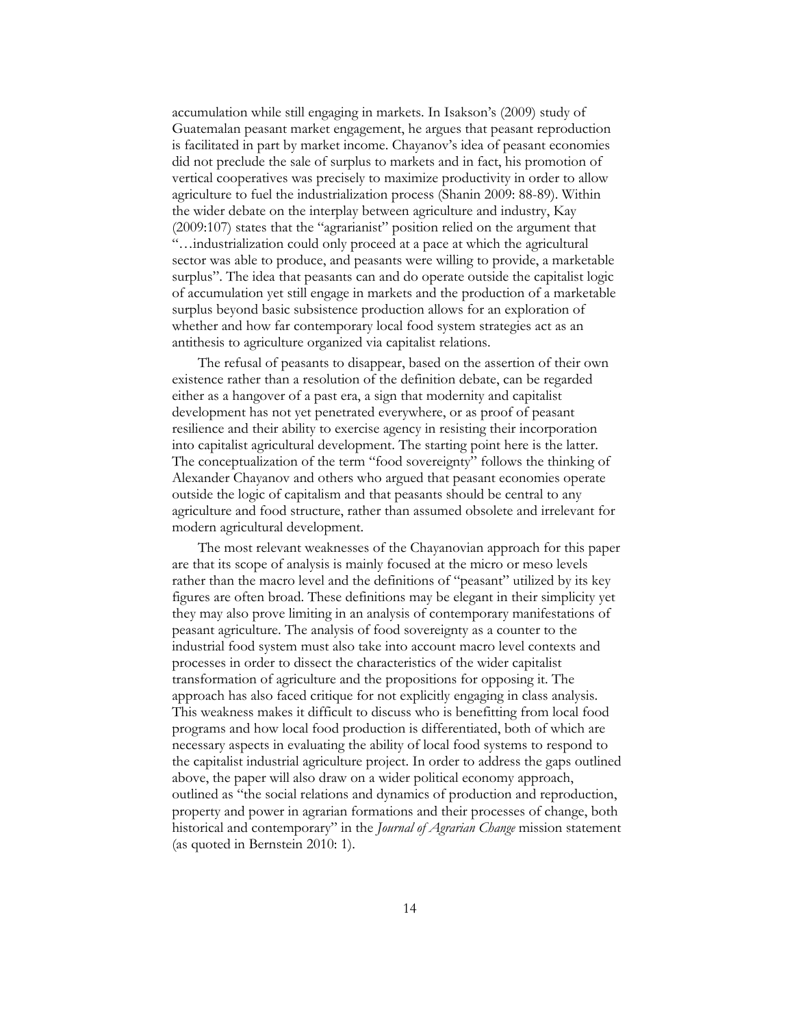accumulation while still engaging in markets. In Isakson's (2009) study of Guatemalan peasant market engagement, he argues that peasant reproduction is facilitated in part by market income. Chayanov's idea of peasant economies did not preclude the sale of surplus to markets and in fact, his promotion of vertical cooperatives was precisely to maximize productivity in order to allow agriculture to fuel the industrialization process (Shanin 2009: 88-89). Within the wider debate on the interplay between agriculture and industry, Kay (2009:107) states that the "agrarianist" position relied on the argument that "…industrialization could only proceed at a pace at which the agricultural sector was able to produce, and peasants were willing to provide, a marketable surplus". The idea that peasants can and do operate outside the capitalist logic of accumulation yet still engage in markets and the production of a marketable surplus beyond basic subsistence production allows for an exploration of whether and how far contemporary local food system strategies act as an antithesis to agriculture organized via capitalist relations.

The refusal of peasants to disappear, based on the assertion of their own existence rather than a resolution of the definition debate, can be regarded either as a hangover of a past era, a sign that modernity and capitalist development has not yet penetrated everywhere, or as proof of peasant resilience and their ability to exercise agency in resisting their incorporation into capitalist agricultural development. The starting point here is the latter. The conceptualization of the term "food sovereignty" follows the thinking of Alexander Chayanov and others who argued that peasant economies operate outside the logic of capitalism and that peasants should be central to any agriculture and food structure, rather than assumed obsolete and irrelevant for modern agricultural development.

The most relevant weaknesses of the Chayanovian approach for this paper are that its scope of analysis is mainly focused at the micro or meso levels rather than the macro level and the definitions of "peasant" utilized by its key figures are often broad. These definitions may be elegant in their simplicity yet they may also prove limiting in an analysis of contemporary manifestations of peasant agriculture. The analysis of food sovereignty as a counter to the industrial food system must also take into account macro level contexts and processes in order to dissect the characteristics of the wider capitalist transformation of agriculture and the propositions for opposing it. The approach has also faced critique for not explicitly engaging in class analysis. This weakness makes it difficult to discuss who is benefitting from local food programs and how local food production is differentiated, both of which are necessary aspects in evaluating the ability of local food systems to respond to the capitalist industrial agriculture project. In order to address the gaps outlined above, the paper will also draw on a wider political economy approach, outlined as "the social relations and dynamics of production and reproduction, property and power in agrarian formations and their processes of change, both historical and contemporary" in the *Journal of Agrarian Change* mission statement (as quoted in Bernstein 2010: 1).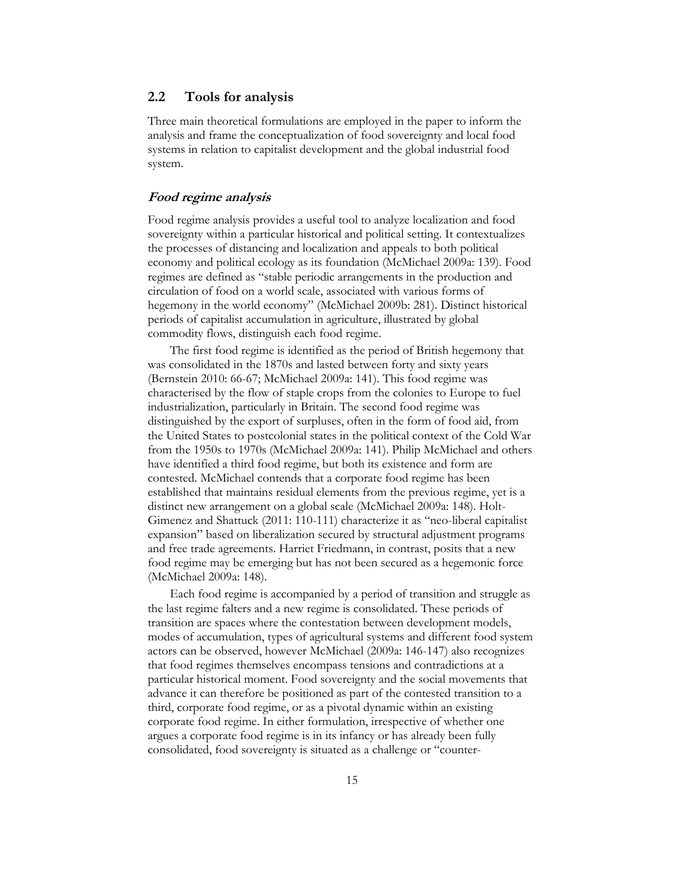## 2.2 Tools for analysis

Three main theoretical formulations are employed in the paper to inform the analysis and frame the conceptualization of food sovereignty and local food systems in relation to capitalist development and the global industrial food system.

### *Food regime analysis*

Food regime analysis provides a useful tool to analyze localization and food sovereignty within a particular historical and political setting. It contextualizes the processes of distancing and localization and appeals to both political economy and political ecology as its foundation (McMichael 2009a: 139). Food regimes are defined as "stable periodic arrangements in the production and circulation of food on a world scale, associated with various forms of hegemony in the world economy" (McMichael 2009b: 281). Distinct historical periods of capitalist accumulation in agriculture, illustrated by global commodity flows, distinguish each food regime.

The first food regime is identified as the period of British hegemony that was consolidated in the 1870s and lasted between forty and sixty years (Bernstein 2010: 66-67; McMichael 2009a: 141). This food regime was characterised by the flow of staple crops from the colonies to Europe to fuel industrialization, particularly in Britain. The second food regime was distinguished by the export of surpluses, often in the form of food aid, from the United States to postcolonial states in the political context of the Cold War from the 1950s to 1970s (McMichael 2009a: 141). Philip McMichael and others have identified a third food regime, but both its existence and form are contested. McMichael contends that a corporate food regime has been established that maintains residual elements from the previous regime, yet is a distinct new arrangement on a global scale (McMichael 2009a: 148). Holt-Gimenez and Shattuck (2011: 110-111) characterize it as "neo-liberal capitalist expansion" based on liberalization secured by structural adjustment programs and free trade agreements. Harriet Friedmann, in contrast, posits that a new food regime may be emerging but has not been secured as a hegemonic force (McMichael 2009a: 148).

Each food regime is accompanied by a period of transition and struggle as the last regime falters and a new regime is consolidated. These periods of transition are spaces where the contestation between development models, modes of accumulation, types of agricultural systems and different food system actors can be observed, however McMichael (2009a: 146-147) also recognizes that food regimes themselves encompass tensions and contradictions at a particular historical moment. Food sovereignty and the social movements that advance it can therefore be positioned as part of the contested transition to a third, corporate food regime, or as a pivotal dynamic within an existing corporate food regime. In either formulation, irrespective of whether one argues a corporate food regime is in its infancy or has already been fully consolidated, food sovereignty is situated as a challenge or "counter-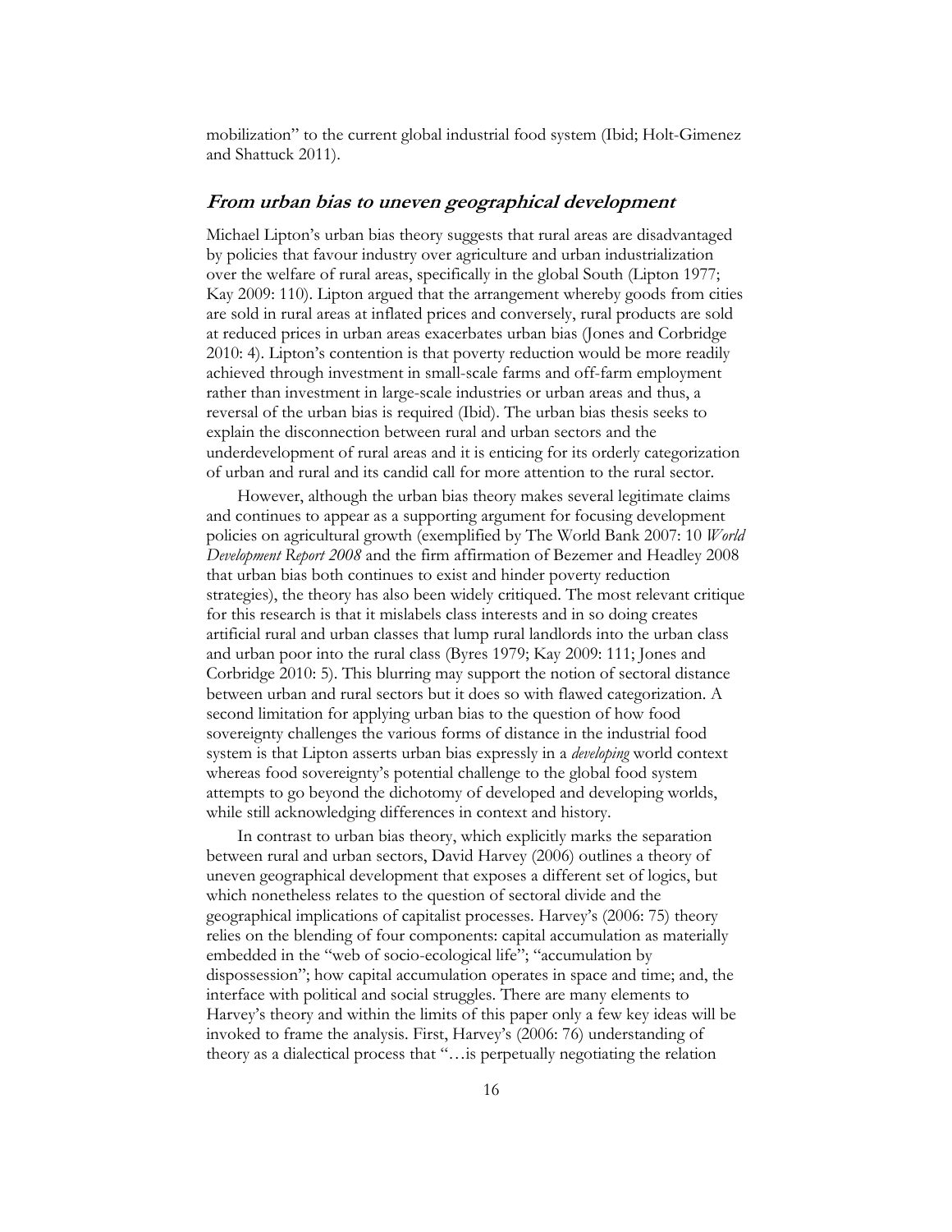mobilization" to the current global industrial food system (Ibid; Holt-Gimenez and Shattuck 2011).

## *From urban bias to uneven geographical development*

Michael Lipton's urban bias theory suggests that rural areas are disadvantaged by policies that favour industry over agriculture and urban industrialization over the welfare of rural areas, specifically in the global South (Lipton 1977; Kay 2009: 110). Lipton argued that the arrangement whereby goods from cities are sold in rural areas at inflated prices and conversely, rural products are sold at reduced prices in urban areas exacerbates urban bias (Jones and Corbridge 2010: 4). Lipton's contention is that poverty reduction would be more readily achieved through investment in small-scale farms and off-farm employment rather than investment in large-scale industries or urban areas and thus, a reversal of the urban bias is required (Ibid). The urban bias thesis seeks to explain the disconnection between rural and urban sectors and the underdevelopment of rural areas and it is enticing for its orderly categorization of urban and rural and its candid call for more attention to the rural sector.

However, although the urban bias theory makes several legitimate claims and continues to appear as a supporting argument for focusing development policies on agricultural growth (exemplified by The World Bank 2007: 10 *World Development Report 2008* and the firm affirmation of Bezemer and Headley 2008 that urban bias both continues to exist and hinder poverty reduction strategies), the theory has also been widely critiqued. The most relevant critique for this research is that it mislabels class interests and in so doing creates artificial rural and urban classes that lump rural landlords into the urban class and urban poor into the rural class (Byres 1979; Kay 2009: 111; Jones and Corbridge 2010: 5). This blurring may support the notion of sectoral distance between urban and rural sectors but it does so with flawed categorization. A second limitation for applying urban bias to the question of how food sovereignty challenges the various forms of distance in the industrial food system is that Lipton asserts urban bias expressly in a *developing* world context whereas food sovereignty's potential challenge to the global food system attempts to go beyond the dichotomy of developed and developing worlds, while still acknowledging differences in context and history.

In contrast to urban bias theory, which explicitly marks the separation between rural and urban sectors, David Harvey (2006) outlines a theory of uneven geographical development that exposes a different set of logics, but which nonetheless relates to the question of sectoral divide and the geographical implications of capitalist processes. Harvey's (2006: 75) theory relies on the blending of four components: capital accumulation as materially embedded in the "web of socio-ecological life"; "accumulation by dispossession"; how capital accumulation operates in space and time; and, the interface with political and social struggles. There are many elements to Harvey's theory and within the limits of this paper only a few key ideas will be invoked to frame the analysis. First, Harvey's (2006: 76) understanding of theory as a dialectical process that "…is perpetually negotiating the relation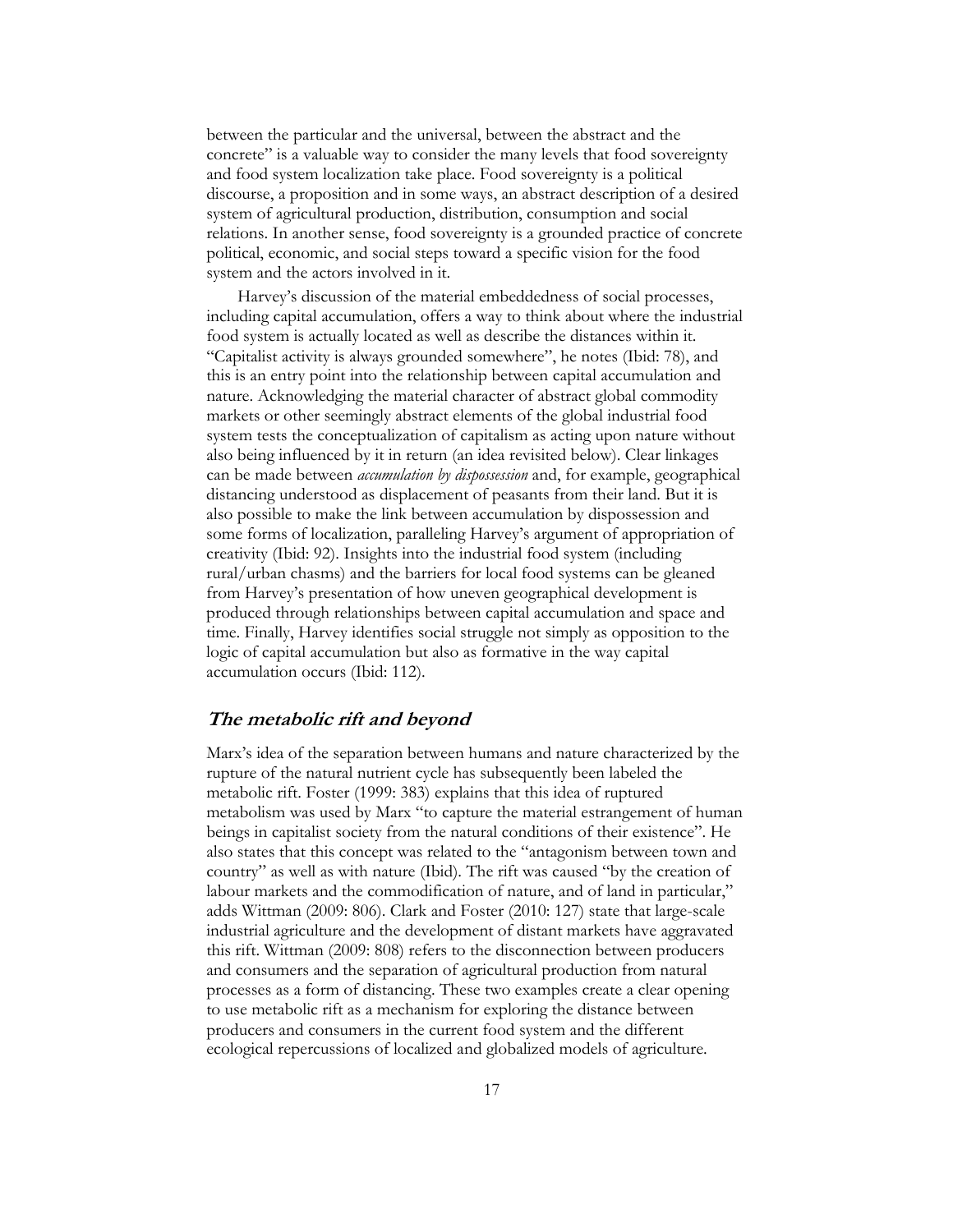between the particular and the universal, between the abstract and the concrete" is a valuable way to consider the many levels that food sovereignty and food system localization take place. Food sovereignty is a political discourse, a proposition and in some ways, an abstract description of a desired system of agricultural production, distribution, consumption and social relations. In another sense, food sovereignty is a grounded practice of concrete political, economic, and social steps toward a specific vision for the food system and the actors involved in it.

Harvey's discussion of the material embeddedness of social processes, including capital accumulation, offers a way to think about where the industrial food system is actually located as well as describe the distances within it. "Capitalist activity is always grounded somewhere", he notes (Ibid: 78), and this is an entry point into the relationship between capital accumulation and nature. Acknowledging the material character of abstract global commodity markets or other seemingly abstract elements of the global industrial food system tests the conceptualization of capitalism as acting upon nature without also being influenced by it in return (an idea revisited below). Clear linkages can be made between *accumulation by dispossession* and, for example, geographical distancing understood as displacement of peasants from their land. But it is also possible to make the link between accumulation by dispossession and some forms of localization, paralleling Harvey's argument of appropriation of creativity (Ibid: 92). Insights into the industrial food system (including rural/urban chasms) and the barriers for local food systems can be gleaned from Harvey's presentation of how uneven geographical development is produced through relationships between capital accumulation and space and time. Finally, Harvey identifies social struggle not simply as opposition to the logic of capital accumulation but also as formative in the way capital accumulation occurs (Ibid: 112).

## *The metabolic rift and beyond*

Marx's idea of the separation between humans and nature characterized by the rupture of the natural nutrient cycle has subsequently been labeled the metabolic rift. Foster (1999: 383) explains that this idea of ruptured metabolism was used by Marx "to capture the material estrangement of human beings in capitalist society from the natural conditions of their existence". He also states that this concept was related to the "antagonism between town and country" as well as with nature (Ibid). The rift was caused "by the creation of labour markets and the commodification of nature, and of land in particular," adds Wittman (2009: 806). Clark and Foster (2010: 127) state that large-scale industrial agriculture and the development of distant markets have aggravated this rift. Wittman (2009: 808) refers to the disconnection between producers and consumers and the separation of agricultural production from natural processes as a form of distancing. These two examples create a clear opening to use metabolic rift as a mechanism for exploring the distance between producers and consumers in the current food system and the different ecological repercussions of localized and globalized models of agriculture.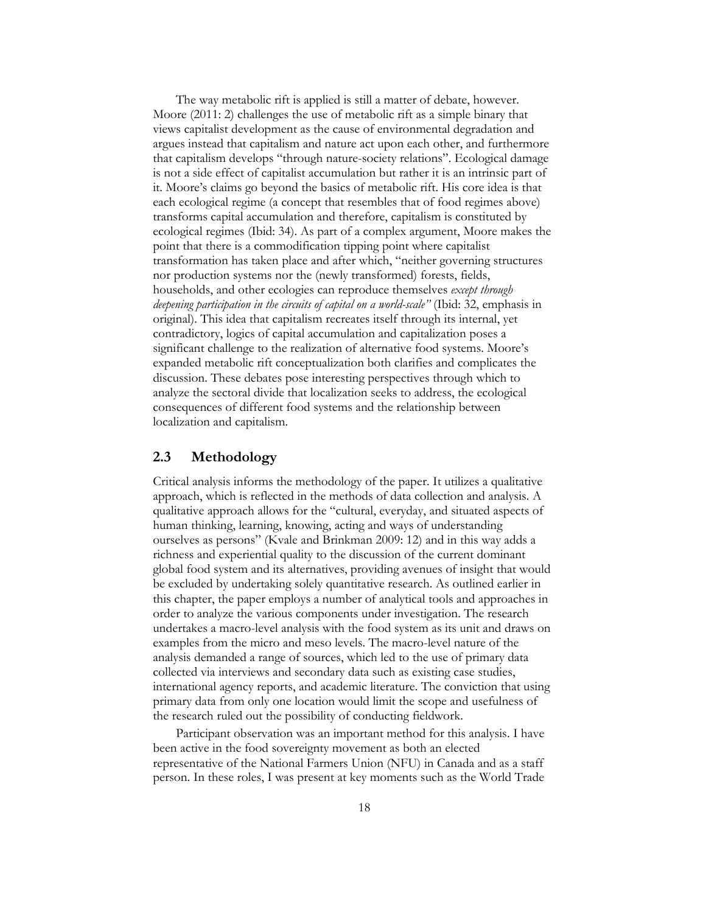The way metabolic rift is applied is still a matter of debate, however. Moore (2011: 2) challenges the use of metabolic rift as a simple binary that views capitalist development as the cause of environmental degradation and argues instead that capitalism and nature act upon each other, and furthermore that capitalism develops "through nature-society relations". Ecological damage is not a side effect of capitalist accumulation but rather it is an intrinsic part of it. Moore's claims go beyond the basics of metabolic rift. His core idea is that each ecological regime (a concept that resembles that of food regimes above) transforms capital accumulation and therefore, capitalism is constituted by ecological regimes (Ibid: 34). As part of a complex argument, Moore makes the point that there is a commodification tipping point where capitalist transformation has taken place and after which, "neither governing structures nor production systems nor the (newly transformed) forests, fields, households, and other ecologies can reproduce themselves *except through deepening participation in the circuits of capital on a world-scale"* (Ibid: 32, emphasis in original). This idea that capitalism recreates itself through its internal, yet contradictory, logics of capital accumulation and capitalization poses a significant challenge to the realization of alternative food systems. Moore's expanded metabolic rift conceptualization both clarifies and complicates the discussion. These debates pose interesting perspectives through which to analyze the sectoral divide that localization seeks to address, the ecological consequences of different food systems and the relationship between localization and capitalism.

## 2.3 Methodology

Critical analysis informs the methodology of the paper. It utilizes a qualitative approach, which is reflected in the methods of data collection and analysis. A qualitative approach allows for the "cultural, everyday, and situated aspects of human thinking, learning, knowing, acting and ways of understanding ourselves as persons" (Kvale and Brinkman 2009: 12) and in this way adds a richness and experiential quality to the discussion of the current dominant global food system and its alternatives, providing avenues of insight that would be excluded by undertaking solely quantitative research. As outlined earlier in this chapter, the paper employs a number of analytical tools and approaches in order to analyze the various components under investigation. The research undertakes a macro-level analysis with the food system as its unit and draws on examples from the micro and meso levels. The macro-level nature of the analysis demanded a range of sources, which led to the use of primary data collected via interviews and secondary data such as existing case studies, international agency reports, and academic literature. The conviction that using primary data from only one location would limit the scope and usefulness of the research ruled out the possibility of conducting fieldwork.

Participant observation was an important method for this analysis. I have been active in the food sovereignty movement as both an elected representative of the National Farmers Union (NFU) in Canada and as a staff person. In these roles, I was present at key moments such as the World Trade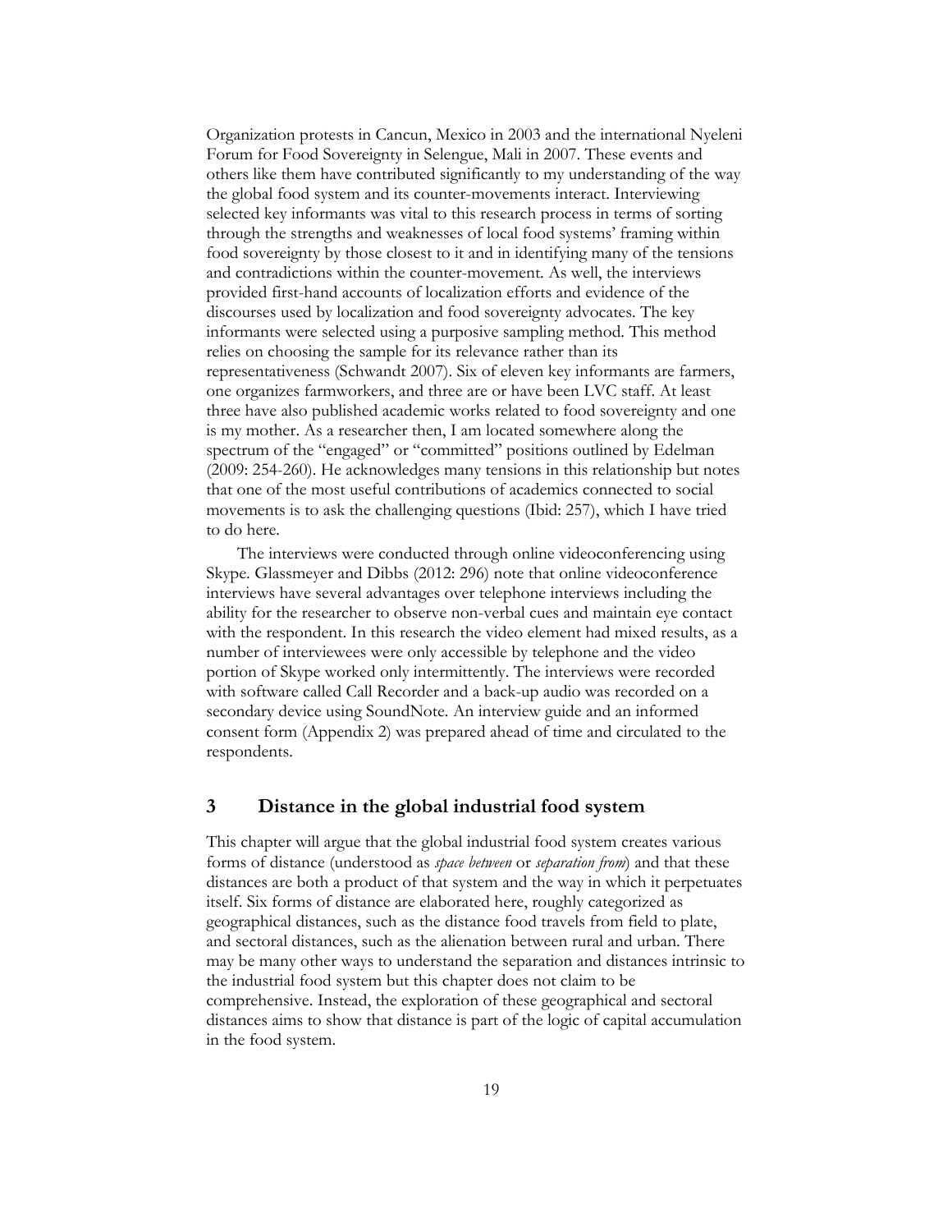Organization protests in Cancun, Mexico in 2003 and the international Nyeleni Forum for Food Sovereignty in Selengue, Mali in 2007. These events and others like them have contributed significantly to my understanding of the way the global food system and its counter-movements interact. Interviewing selected key informants was vital to this research process in terms of sorting through the strengths and weaknesses of local food systems' framing within food sovereignty by those closest to it and in identifying many of the tensions and contradictions within the counter-movement. As well, the interviews provided first-hand accounts of localization efforts and evidence of the discourses used by localization and food sovereignty advocates. The key informants were selected using a purposive sampling method. This method relies on choosing the sample for its relevance rather than its representativeness (Schwandt 2007). Six of eleven key informants are farmers, one organizes farmworkers, and three are or have been LVC staff. At least three have also published academic works related to food sovereignty and one is my mother. As a researcher then, I am located somewhere along the spectrum of the "engaged" or "committed" positions outlined by Edelman (2009: 254-260). He acknowledges many tensions in this relationship but notes that one of the most useful contributions of academics connected to social movements is to ask the challenging questions (Ibid: 257), which I have tried to do here.

The interviews were conducted through online videoconferencing using Skype. Glassmeyer and Dibbs (2012: 296) note that online videoconference interviews have several advantages over telephone interviews including the ability for the researcher to observe non-verbal cues and maintain eye contact with the respondent. In this research the video element had mixed results, as a number of interviewees were only accessible by telephone and the video portion of Skype worked only intermittently. The interviews were recorded with software called Call Recorder and a back-up audio was recorded on a secondary device using SoundNote. An interview guide and an informed consent form (Appendix 2) was prepared ahead of time and circulated to the respondents.

# 3 Distance in the global industrial food system

This chapter will argue that the global industrial food system creates various forms of distance (understood as *space between* or *separation from*) and that these distances are both a product of that system and the way in which it perpetuates itself. Six forms of distance are elaborated here, roughly categorized as geographical distances, such as the distance food travels from field to plate, and sectoral distances, such as the alienation between rural and urban. There may be many other ways to understand the separation and distances intrinsic to the industrial food system but this chapter does not claim to be comprehensive. Instead, the exploration of these geographical and sectoral distances aims to show that distance is part of the logic of capital accumulation in the food system.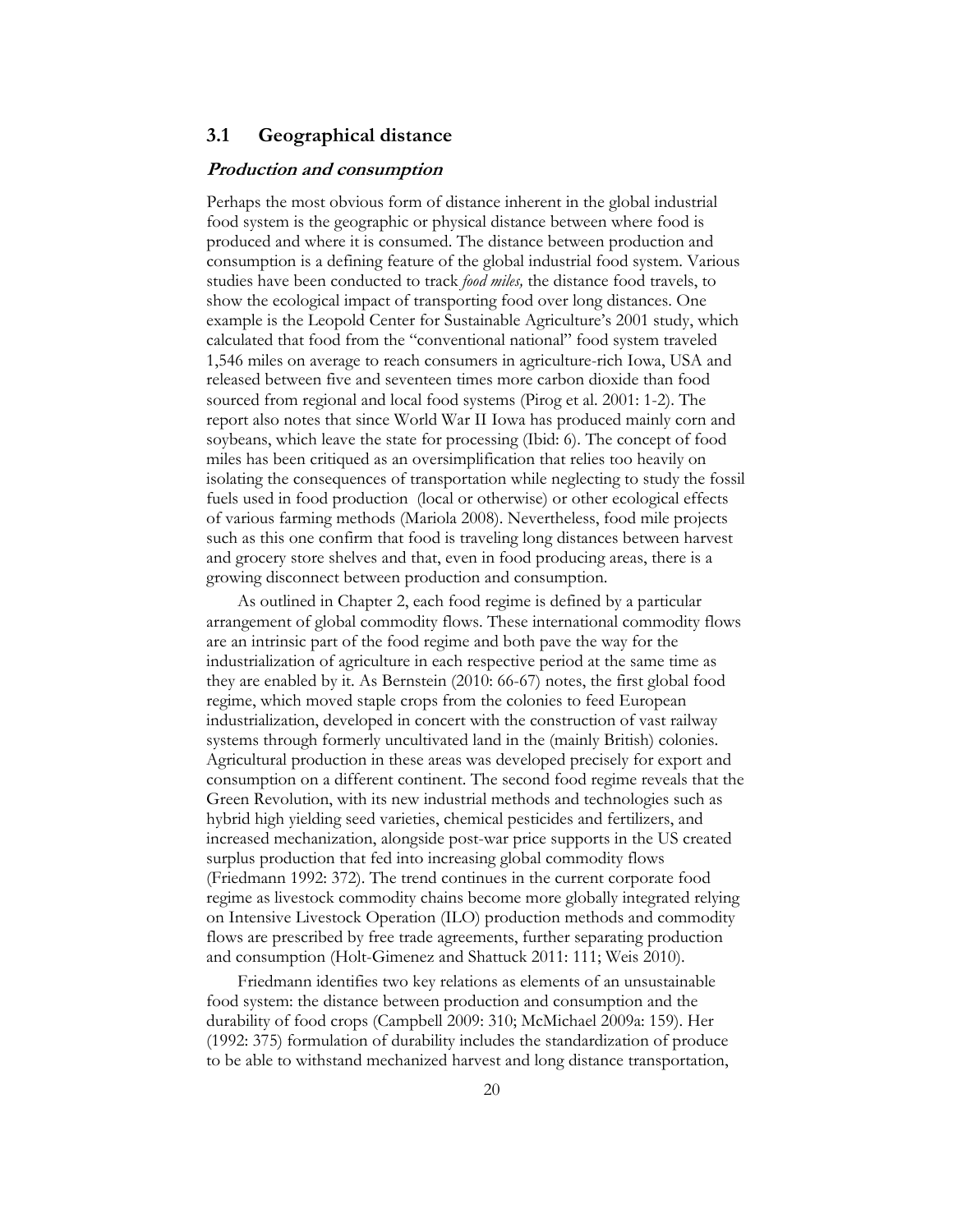## 3.1 Geographical distance

### *Production and consumption*

Perhaps the most obvious form of distance inherent in the global industrial food system is the geographic or physical distance between where food is produced and where it is consumed. The distance between production and consumption is a defining feature of the global industrial food system. Various studies have been conducted to track *food miles,* the distance food travels, to show the ecological impact of transporting food over long distances. One example is the Leopold Center for Sustainable Agriculture's 2001 study, which calculated that food from the "conventional national" food system traveled 1,546 miles on average to reach consumers in agriculture-rich Iowa, USA and released between five and seventeen times more carbon dioxide than food sourced from regional and local food systems (Pirog et al. 2001: 1-2). The report also notes that since World War II Iowa has produced mainly corn and soybeans, which leave the state for processing (Ibid: 6). The concept of food miles has been critiqued as an oversimplification that relies too heavily on isolating the consequences of transportation while neglecting to study the fossil fuels used in food production (local or otherwise) or other ecological effects of various farming methods (Mariola 2008). Nevertheless, food mile projects such as this one confirm that food is traveling long distances between harvest and grocery store shelves and that, even in food producing areas, there is a growing disconnect between production and consumption.

As outlined in Chapter 2, each food regime is defined by a particular arrangement of global commodity flows. These international commodity flows are an intrinsic part of the food regime and both pave the way for the industrialization of agriculture in each respective period at the same time as they are enabled by it. As Bernstein (2010: 66-67) notes, the first global food regime, which moved staple crops from the colonies to feed European industrialization, developed in concert with the construction of vast railway systems through formerly uncultivated land in the (mainly British) colonies. Agricultural production in these areas was developed precisely for export and consumption on a different continent. The second food regime reveals that the Green Revolution, with its new industrial methods and technologies such as hybrid high yielding seed varieties, chemical pesticides and fertilizers, and increased mechanization, alongside post-war price supports in the US created surplus production that fed into increasing global commodity flows (Friedmann 1992: 372). The trend continues in the current corporate food regime as livestock commodity chains become more globally integrated relying on Intensive Livestock Operation (ILO) production methods and commodity flows are prescribed by free trade agreements, further separating production and consumption (Holt-Gimenez and Shattuck 2011: 111; Weis 2010).

Friedmann identifies two key relations as elements of an unsustainable food system: the distance between production and consumption and the durability of food crops (Campbell 2009: 310; McMichael 2009a: 159). Her (1992: 375) formulation of durability includes the standardization of produce to be able to withstand mechanized harvest and long distance transportation,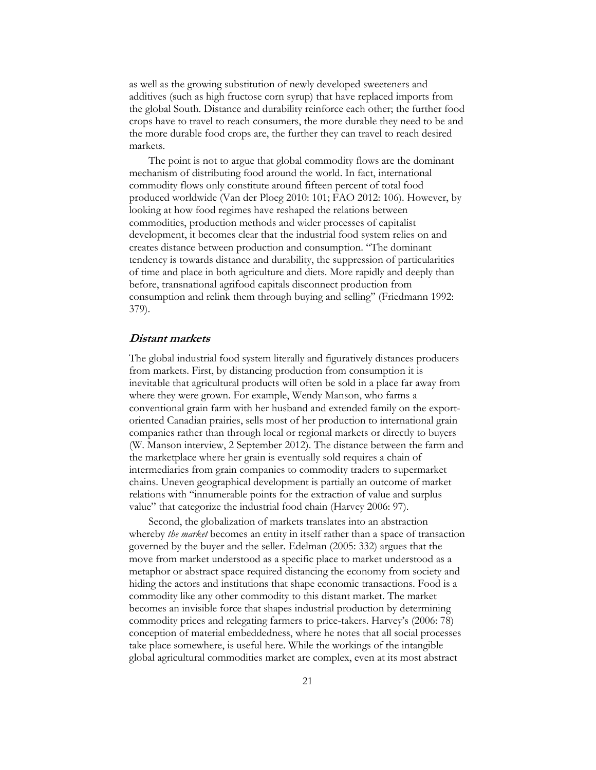as well as the growing substitution of newly developed sweeteners and additives (such as high fructose corn syrup) that have replaced imports from the global South. Distance and durability reinforce each other; the further food crops have to travel to reach consumers, the more durable they need to be and the more durable food crops are, the further they can travel to reach desired markets.

The point is not to argue that global commodity flows are the dominant mechanism of distributing food around the world. In fact, international commodity flows only constitute around fifteen percent of total food produced worldwide (Van der Ploeg 2010: 101; FAO 2012: 106). However, by looking at how food regimes have reshaped the relations between commodities, production methods and wider processes of capitalist development, it becomes clear that the industrial food system relies on and creates distance between production and consumption. "The dominant tendency is towards distance and durability, the suppression of particularities of time and place in both agriculture and diets. More rapidly and deeply than before, transnational agrifood capitals disconnect production from consumption and relink them through buying and selling" (Friedmann 1992: 379).

### *Distant markets*

The global industrial food system literally and figuratively distances producers from markets. First, by distancing production from consumption it is inevitable that agricultural products will often be sold in a place far away from where they were grown. For example, Wendy Manson, who farms a conventional grain farm with her husband and extended family on the export-oriented Canadian prairies, sells most of her production to international grain companies rather than through local or regional markets or directly to buyers (W. Manson interview, 2 September 2012). The distance between the farm and the marketplace where her grain is eventually sold requires a chain of intermediaries from grain companies to commodity traders to supermarket chains. Uneven geographical development is partially an outcome of market relations with "innumerable points for the extraction of value and surplus value" that categorize the industrial food chain (Harvey 2006: 97).

Second, the globalization of markets translates into an abstraction whereby *the market* becomes an entity in itself rather than a space of transaction governed by the buyer and the seller. Edelman (2005: 332) argues that the move from market understood as a specific place to market understood as a metaphor or abstract space required distancing the economy from society and hiding the actors and institutions that shape economic transactions. Food is a commodity like any other commodity to this distant market. The market becomes an invisible force that shapes industrial production by determining commodity prices and relegating farmers to price-takers. Harvey's (2006: 78) conception of material embeddedness, where he notes that all social processes take place somewhere, is useful here. While the workings of the intangible global agricultural commodities market are complex, even at its most abstract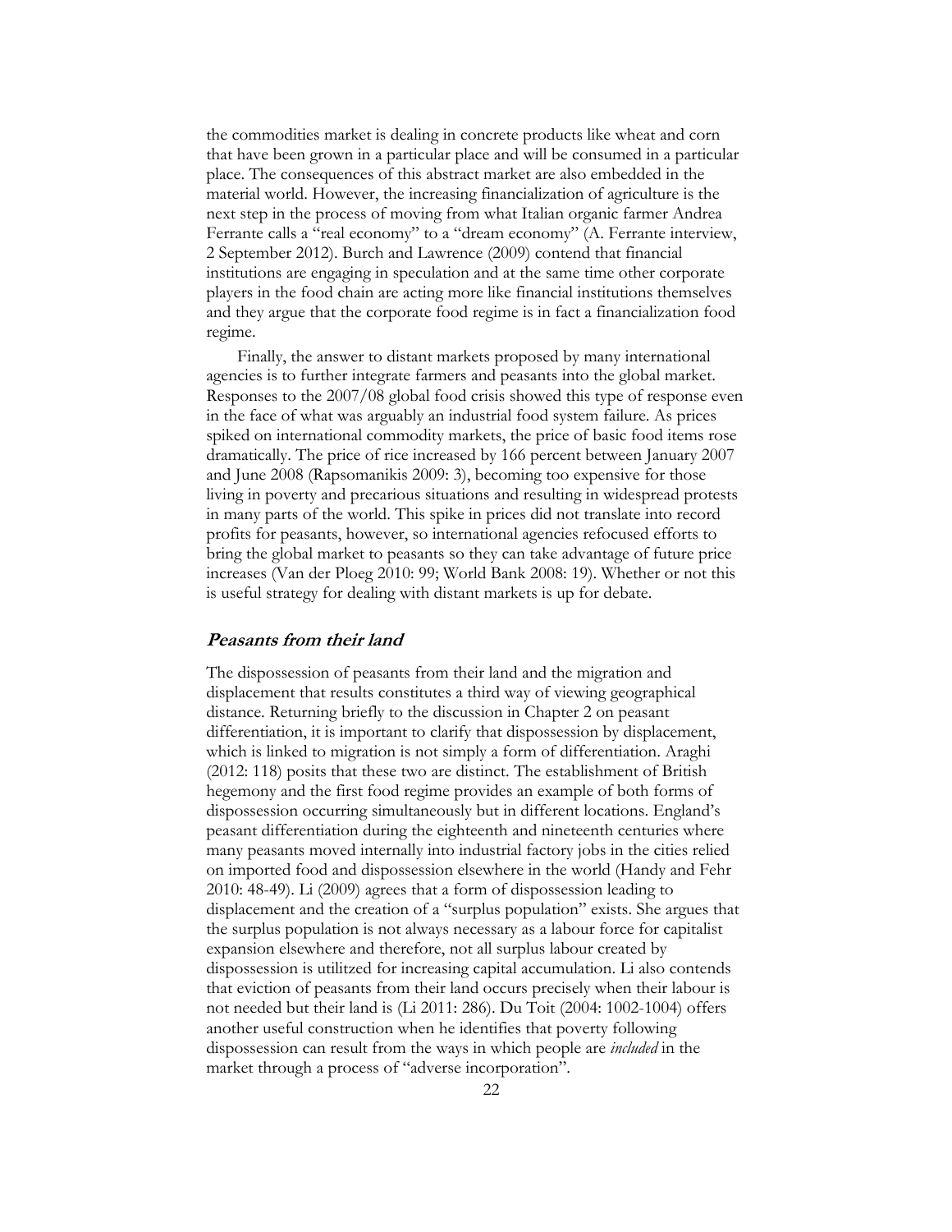the commodities market is dealing in concrete products like wheat and corn that have been grown in a particular place and will be consumed in a particular place. The consequences of this abstract market are also embedded in the material world. However, the increasing financialization of agriculture is the next step in the process of moving from what Italian organic farmer Andrea Ferrante calls a "real economy" to a "dream economy" (A. Ferrante interview, 2 September 2012). Burch and Lawrence (2009) contend that financial institutions are engaging in speculation and at the same time other corporate players in the food chain are acting more like financial institutions themselves and they argue that the corporate food regime is in fact a financialization food regime.

Finally, the answer to distant markets proposed by many international agencies is to further integrate farmers and peasants into the global market. Responses to the 2007/08 global food crisis showed this type of response even in the face of what was arguably an industrial food system failure. As prices spiked on international commodity markets, the price of basic food items rose dramatically. The price of rice increased by 166 percent between January 2007 and June 2008 (Rapsomanikis 2009: 3), becoming too expensive for those living in poverty and precarious situations and resulting in widespread protests in many parts of the world. This spike in prices did not translate into record profits for peasants, however, so international agencies refocused efforts to bring the global market to peasants so they can take advantage of future price increases (Van der Ploeg 2010: 99; World Bank 2008: 19). Whether or not this is useful strategy for dealing with distant markets is up for debate.

### *Peasants from their land*

The dispossession of peasants from their land and the migration and displacement that results constitutes a third way of viewing geographical distance. Returning briefly to the discussion in Chapter 2 on peasant differentiation, it is important to clarify that dispossession by displacement, which is linked to migration is not simply a form of differentiation. Araghi (2012: 118) posits that these two are distinct. The establishment of British hegemony and the first food regime provides an example of both forms of dispossession occurring simultaneously but in different locations. England's peasant differentiation during the eighteenth and nineteenth centuries where many peasants moved internally into industrial factory jobs in the cities relied on imported food and dispossession elsewhere in the world (Handy and Fehr 2010: 48-49). Li (2009) agrees that a form of dispossession leading to displacement and the creation of a "surplus population" exists. She argues that the surplus population is not always necessary as a labour force for capitalist expansion elsewhere and therefore, not all surplus labour created by dispossession is utilitzed for increasing capital accumulation. Li also contends that eviction of peasants from their land occurs precisely when their labour is not needed but their land is (Li 2011: 286). Du Toit (2004: 1002-1004) offers another useful construction when he identifies that poverty following dispossession can result from the ways in which people are *included* in the market through a process of "adverse incorporation".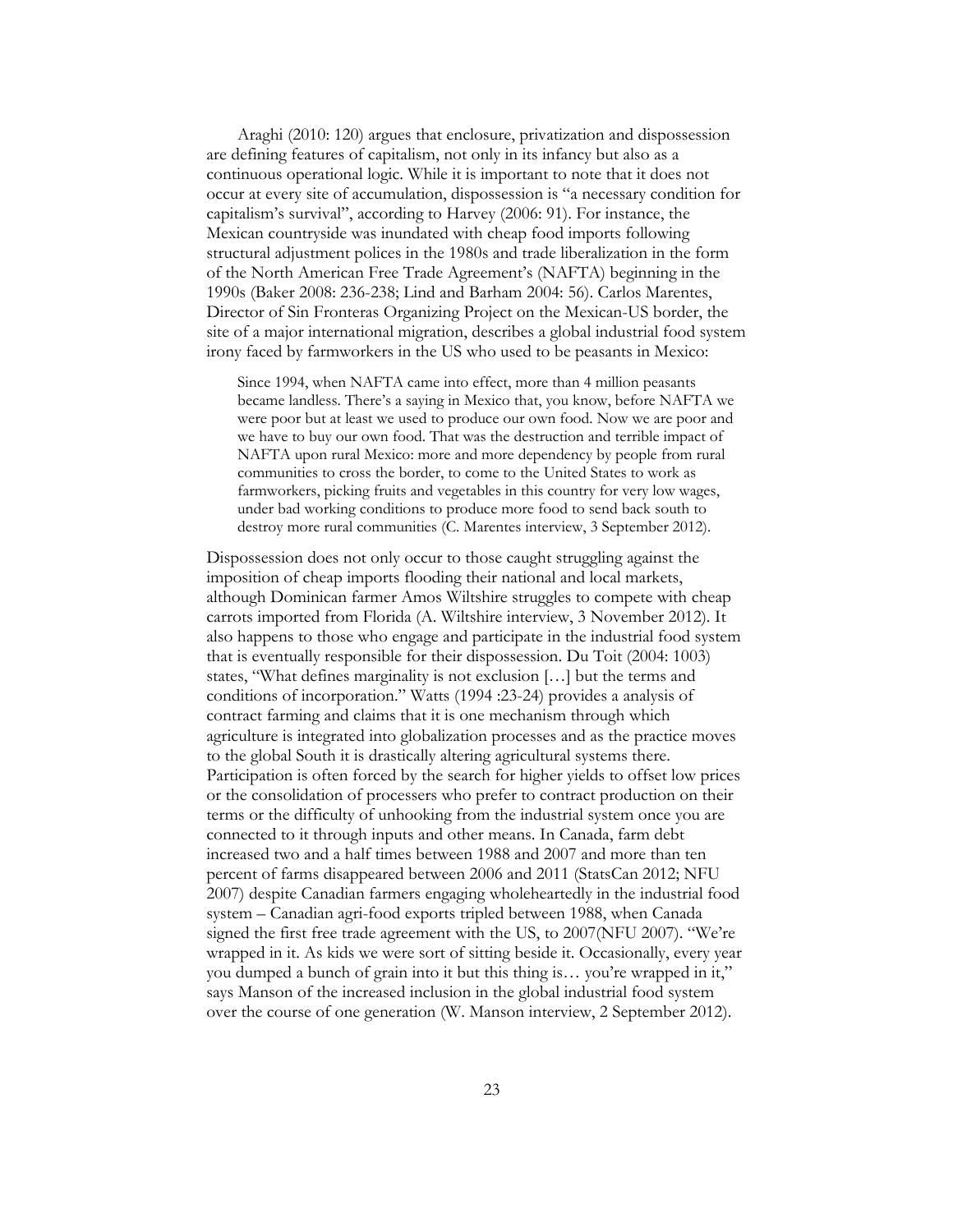Araghi (2010: 120) argues that enclosure, privatization and dispossession are defining features of capitalism, not only in its infancy but also as a continuous operational logic. While it is important to note that it does not occur at every site of accumulation, dispossession is "a necessary condition for capitalism's survival", according to Harvey (2006: 91). For instance, the Mexican countryside was inundated with cheap food imports following structural adjustment polices in the 1980s and trade liberalization in the form of the North American Free Trade Agreement's (NAFTA) beginning in the 1990s (Baker 2008: 236-238; Lind and Barham 2004: 56). Carlos Marentes, Director of Sin Fronteras Organizing Project on the Mexican-US border, the site of a major international migration, describes a global industrial food system irony faced by farmworkers in the US who used to be peasants in Mexico:

> Since 1994, when NAFTA came into effect, more than 4 million peasants became landless. There's a saying in Mexico that, you know, before NAFTA we were poor but at least we used to produce our own food. Now we are poor and we have to buy our own food. That was the destruction and terrible impact of NAFTA upon rural Mexico: more and more dependency by people from rural communities to cross the border, to come to the United States to work as farmworkers, picking fruits and vegetables in this country for very low wages, under bad working conditions to produce more food to send back south to destroy more rural communities (C. Marentes interview, 3 September 2012).

Dispossession does not only occur to those caught struggling against the imposition of cheap imports flooding their national and local markets, although Dominican farmer Amos Wiltshire struggles to compete with cheap carrots imported from Florida (A. Wiltshire interview, 3 November 2012). It also happens to those who engage and participate in the industrial food system that is eventually responsible for their dispossession. Du Toit (2004: 1003) states, "What defines marginality is not exclusion […] but the terms and conditions of incorporation." Watts (1994 :23-24) provides a analysis of contract farming and claims that it is one mechanism through which agriculture is integrated into globalization processes and as the practice moves to the global South it is drastically altering agricultural systems there. Participation is often forced by the search for higher yields to offset low prices or the consolidation of processers who prefer to contract production on their terms or the difficulty of unhooking from the industrial system once you are connected to it through inputs and other means. In Canada, farm debt increased two and a half times between 1988 and 2007 and more than ten percent of farms disappeared between 2006 and 2011 (StatsCan 2012; NFU 2007) despite Canadian farmers engaging wholeheartedly in the industrial food system – Canadian agri-food exports tripled between 1988, when Canada signed the first free trade agreement with the US, to 2007(NFU 2007). "We're wrapped in it. As kids we were sort of sitting beside it. Occasionally, every year you dumped a bunch of grain into it but this thing is… you're wrapped in it," says Manson of the increased inclusion in the global industrial food system over the course of one generation (W. Manson interview, 2 September 2012).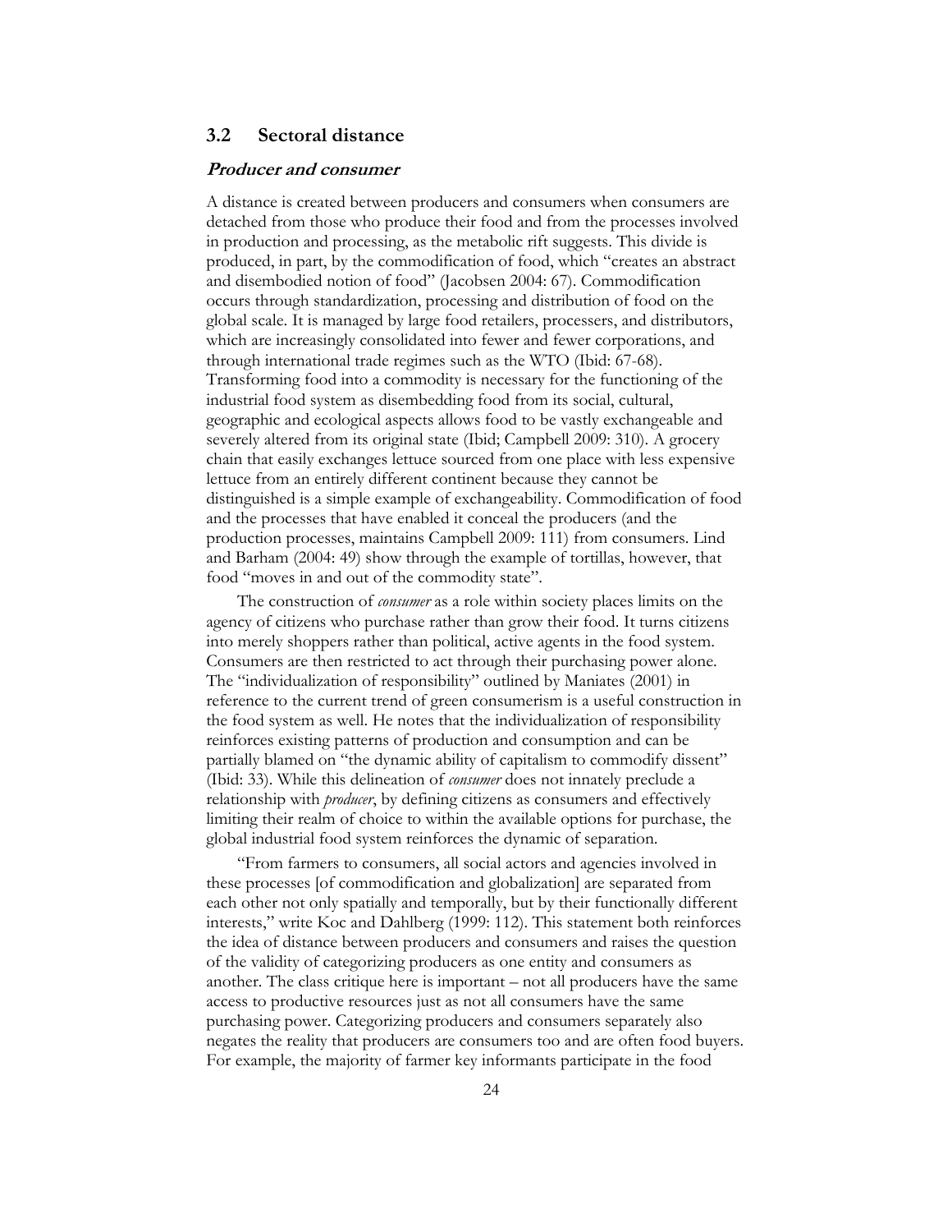## 3.2 Sectoral distance

### ***Producer and consumer***

A distance is created between producers and consumers when consumers are detached from those who produce their food and from the processes involved in production and processing, as the metabolic rift suggests. This divide is produced, in part, by the commodification of food, which "creates an abstract and disembodied notion of food" (Jacobsen 2004: 67). Commodification occurs through standardization, processing and distribution of food on the global scale. It is managed by large food retailers, processers, and distributors, which are increasingly consolidated into fewer and fewer corporations, and through international trade regimes such as the WTO (Ibid: 67-68). Transforming food into a commodity is necessary for the functioning of the industrial food system as disembedding food from its social, cultural, geographic and ecological aspects allows food to be vastly exchangeable and severely altered from its original state (Ibid; Campbell 2009: 310). A grocery chain that easily exchanges lettuce sourced from one place with less expensive lettuce from an entirely different continent because they cannot be distinguished is a simple example of exchangeability. Commodification of food and the processes that have enabled it conceal the producers (and the production processes, maintains Campbell 2009: 111) from consumers. Lind and Barham (2004: 49) show through the example of tortillas, however, that food "moves in and out of the commodity state".

The construction of *consumer* as a role within society places limits on the agency of citizens who purchase rather than grow their food. It turns citizens into merely shoppers rather than political, active agents in the food system. Consumers are then restricted to act through their purchasing power alone. The "individualization of responsibility" outlined by Maniates (2001) in reference to the current trend of green consumerism is a useful construction in the food system as well. He notes that the individualization of responsibility reinforces existing patterns of production and consumption and can be partially blamed on "the dynamic ability of capitalism to commodify dissent" (Ibid: 33). While this delineation of *consumer* does not innately preclude a relationship with *producer*, by defining citizens as consumers and effectively limiting their realm of choice to within the available options for purchase, the global industrial food system reinforces the dynamic of separation.

"From farmers to consumers, all social actors and agencies involved in these processes [of commodification and globalization] are separated from each other not only spatially and temporally, but by their functionally different interests," write Koc and Dahlberg (1999: 112). This statement both reinforces the idea of distance between producers and consumers and raises the question of the validity of categorizing producers as one entity and consumers as another. The class critique here is important – not all producers have the same access to productive resources just as not all consumers have the same purchasing power. Categorizing producers and consumers separately also negates the reality that producers are consumers too and are often food buyers. For example, the majority of farmer key informants participate in the food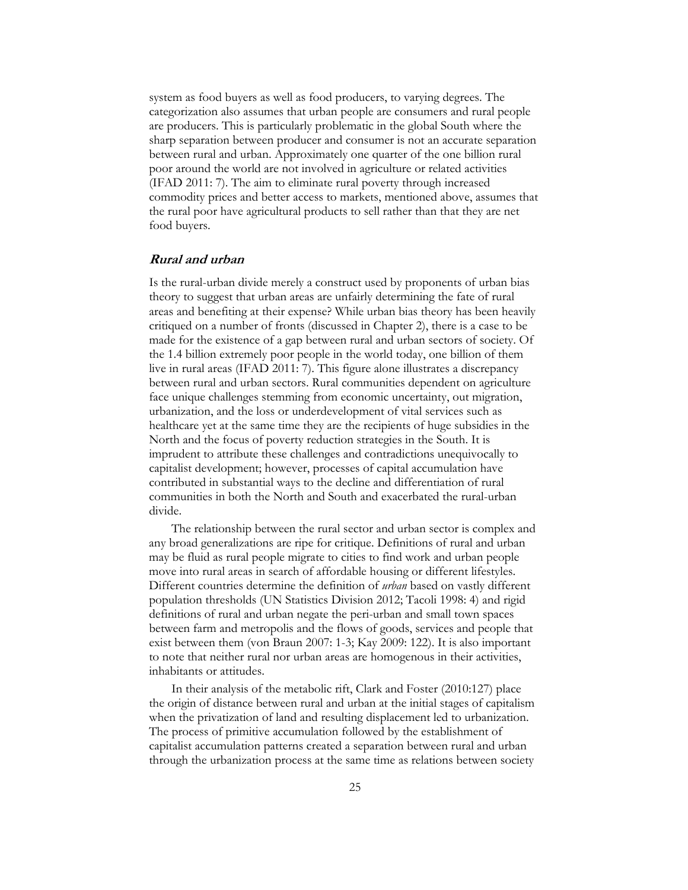system as food buyers as well as food producers, to varying degrees. The categorization also assumes that urban people are consumers and rural people are producers. This is particularly problematic in the global South where the sharp separation between producer and consumer is not an accurate separation between rural and urban. Approximately one quarter of the one billion rural poor around the world are not involved in agriculture or related activities (IFAD 2011: 7). The aim to eliminate rural poverty through increased commodity prices and better access to markets, mentioned above, assumes that the rural poor have agricultural products to sell rather than that they are net food buyers.

### *Rural and urban*

Is the rural-urban divide merely a construct used by proponents of urban bias theory to suggest that urban areas are unfairly determining the fate of rural areas and benefiting at their expense? While urban bias theory has been heavily critiqued on a number of fronts (discussed in Chapter 2), there is a case to be made for the existence of a gap between rural and urban sectors of society. Of the 1.4 billion extremely poor people in the world today, one billion of them live in rural areas (IFAD 2011: 7). This figure alone illustrates a discrepancy between rural and urban sectors. Rural communities dependent on agriculture face unique challenges stemming from economic uncertainty, out migration, urbanization, and the loss or underdevelopment of vital services such as healthcare yet at the same time they are the recipients of huge subsidies in the North and the focus of poverty reduction strategies in the South. It is imprudent to attribute these challenges and contradictions unequivocally to capitalist development; however, processes of capital accumulation have contributed in substantial ways to the decline and differentiation of rural communities in both the North and South and exacerbated the rural-urban divide.

The relationship between the rural sector and urban sector is complex and any broad generalizations are ripe for critique. Definitions of rural and urban may be fluid as rural people migrate to cities to find work and urban people move into rural areas in search of affordable housing or different lifestyles. Different countries determine the definition of *urban* based on vastly different population thresholds (UN Statistics Division 2012; Tacoli 1998: 4) and rigid definitions of rural and urban negate the peri-urban and small town spaces between farm and metropolis and the flows of goods, services and people that exist between them (von Braun 2007: 1-3; Kay 2009: 122). It is also important to note that neither rural nor urban areas are homogenous in their activities, inhabitants or attitudes.

In their analysis of the metabolic rift, Clark and Foster (2010:127) place the origin of distance between rural and urban at the initial stages of capitalism when the privatization of land and resulting displacement led to urbanization. The process of primitive accumulation followed by the establishment of capitalist accumulation patterns created a separation between rural and urban through the urbanization process at the same time as relations between society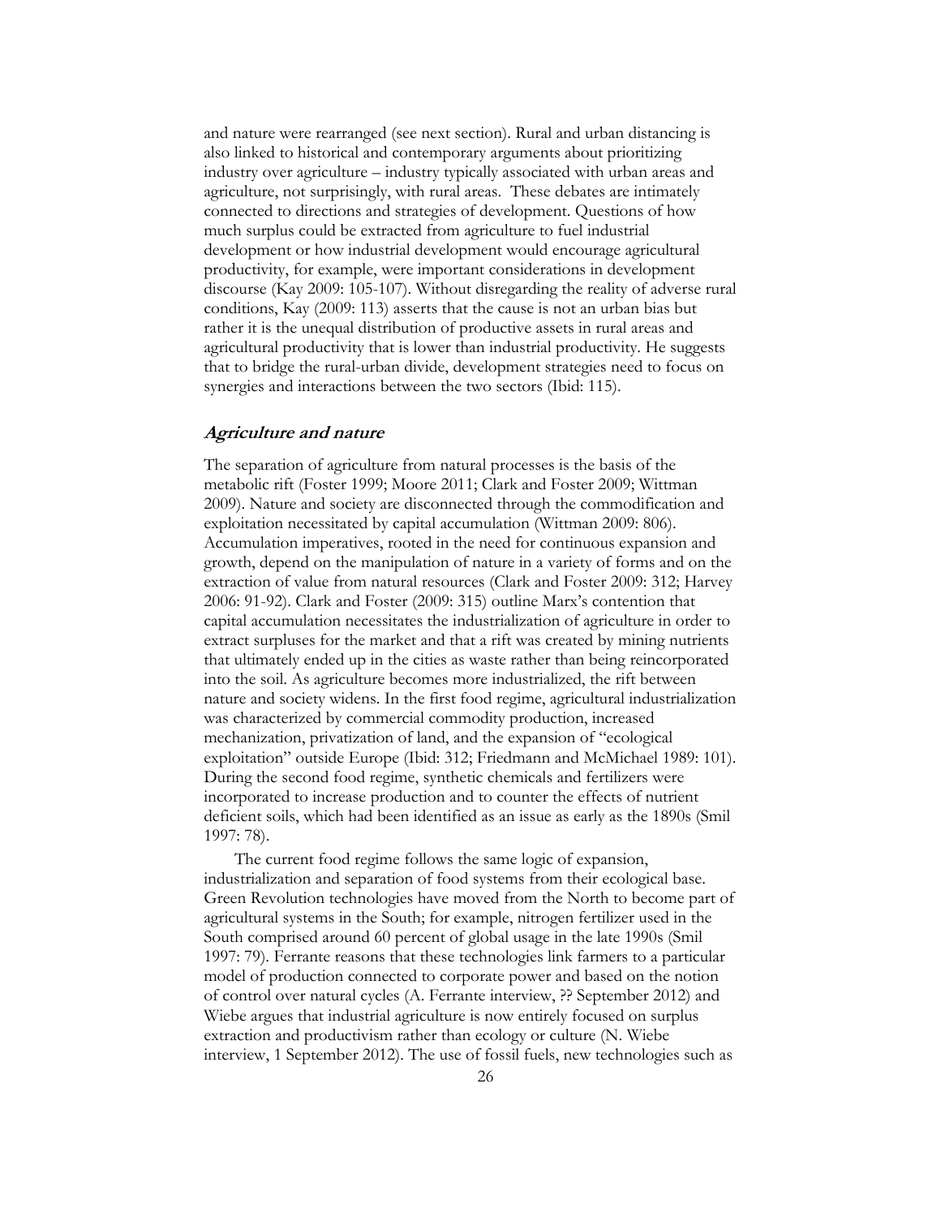and nature were rearranged (see next section). Rural and urban distancing is also linked to historical and contemporary arguments about prioritizing industry over agriculture – industry typically associated with urban areas and agriculture, not surprisingly, with rural areas. These debates are intimately connected to directions and strategies of development. Questions of how much surplus could be extracted from agriculture to fuel industrial development or how industrial development would encourage agricultural productivity, for example, were important considerations in development discourse (Kay 2009: 105-107). Without disregarding the reality of adverse rural conditions, Kay (2009: 113) asserts that the cause is not an urban bias but rather it is the unequal distribution of productive assets in rural areas and agricultural productivity that is lower than industrial productivity. He suggests that to bridge the rural-urban divide, development strategies need to focus on synergies and interactions between the two sectors (Ibid: 115).

### *Agriculture and nature*

The separation of agriculture from natural processes is the basis of the metabolic rift (Foster 1999; Moore 2011; Clark and Foster 2009; Wittman 2009). Nature and society are disconnected through the commodification and exploitation necessitated by capital accumulation (Wittman 2009: 806). Accumulation imperatives, rooted in the need for continuous expansion and growth, depend on the manipulation of nature in a variety of forms and on the extraction of value from natural resources (Clark and Foster 2009: 312; Harvey 2006: 91-92). Clark and Foster (2009: 315) outline Marx's contention that capital accumulation necessitates the industrialization of agriculture in order to extract surpluses for the market and that a rift was created by mining nutrients that ultimately ended up in the cities as waste rather than being reincorporated into the soil. As agriculture becomes more industrialized, the rift between nature and society widens. In the first food regime, agricultural industrialization was characterized by commercial commodity production, increased mechanization, privatization of land, and the expansion of "ecological exploitation" outside Europe (Ibid: 312; Friedmann and McMichael 1989: 101). During the second food regime, synthetic chemicals and fertilizers were incorporated to increase production and to counter the effects of nutrient deficient soils, which had been identified as an issue as early as the 1890s (Smil 1997: 78).

The current food regime follows the same logic of expansion, industrialization and separation of food systems from their ecological base. Green Revolution technologies have moved from the North to become part of agricultural systems in the South; for example, nitrogen fertilizer used in the South comprised around 60 percent of global usage in the late 1990s (Smil 1997: 79). Ferrante reasons that these technologies link farmers to a particular model of production connected to corporate power and based on the notion of control over natural cycles (A. Ferrante interview, ?? September 2012) and Wiebe argues that industrial agriculture is now entirely focused on surplus extraction and productivism rather than ecology or culture (N. Wiebe interview, 1 September 2012). The use of fossil fuels, new technologies such as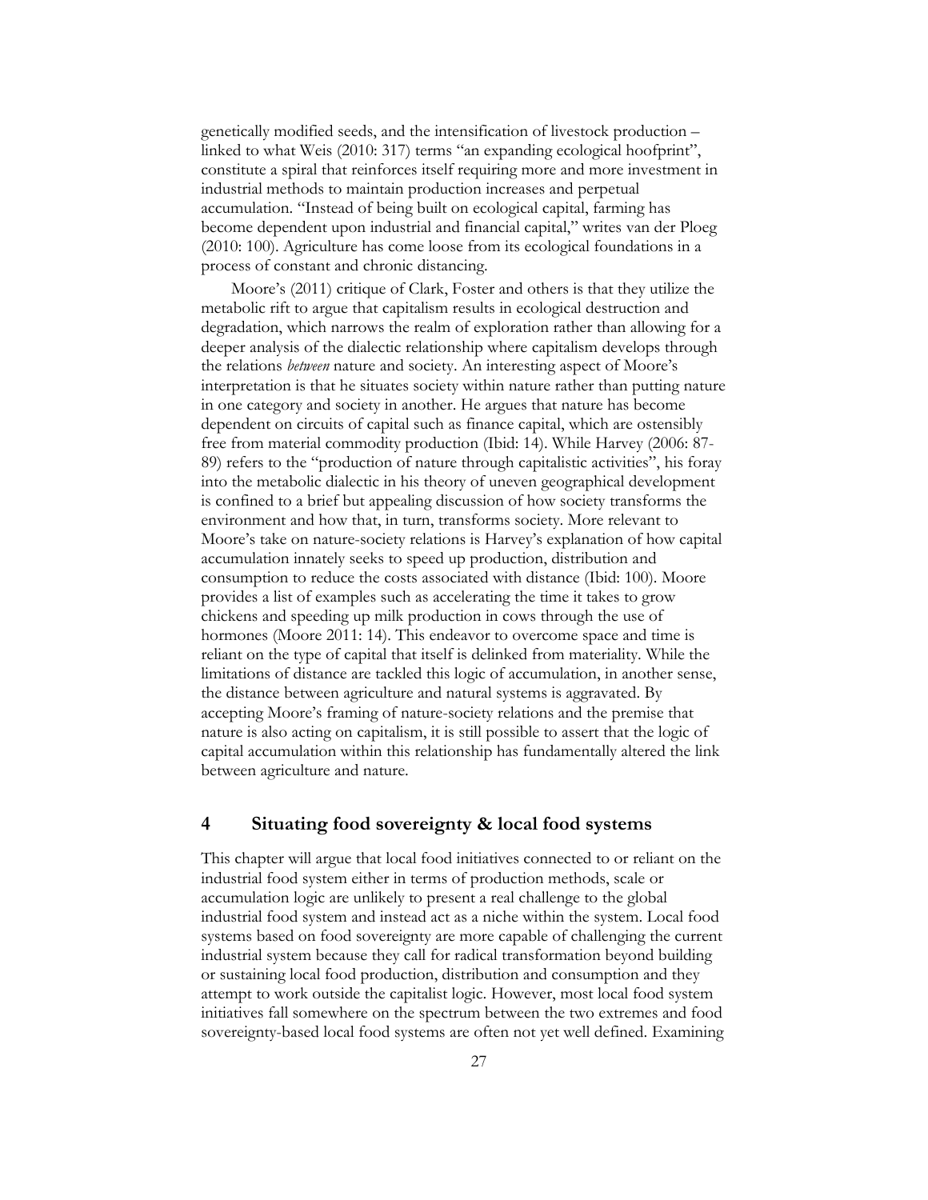genetically modified seeds, and the intensification of livestock production – linked to what Weis (2010: 317) terms "an expanding ecological hoofprint", constitute a spiral that reinforces itself requiring more and more investment in industrial methods to maintain production increases and perpetual accumulation. "Instead of being built on ecological capital, farming has become dependent upon industrial and financial capital," writes van der Ploeg (2010: 100). Agriculture has come loose from its ecological foundations in a process of constant and chronic distancing.

Moore's (2011) critique of Clark, Foster and others is that they utilize the metabolic rift to argue that capitalism results in ecological destruction and degradation, which narrows the realm of exploration rather than allowing for a deeper analysis of the dialectic relationship where capitalism develops through the relations *between* nature and society. An interesting aspect of Moore's interpretation is that he situates society within nature rather than putting nature in one category and society in another. He argues that nature has become dependent on circuits of capital such as finance capital, which are ostensibly free from material commodity production (Ibid: 14). While Harvey (2006: 87-89) refers to the "production of nature through capitalistic activities", his foray into the metabolic dialectic in his theory of uneven geographical development is confined to a brief but appealing discussion of how society transforms the environment and how that, in turn, transforms society. More relevant to Moore's take on nature-society relations is Harvey's explanation of how capital accumulation innately seeks to speed up production, distribution and consumption to reduce the costs associated with distance (Ibid: 100). Moore provides a list of examples such as accelerating the time it takes to grow chickens and speeding up milk production in cows through the use of hormones (Moore 2011: 14). This endeavor to overcome space and time is reliant on the type of capital that itself is delinked from materiality. While the limitations of distance are tackled this logic of accumulation, in another sense, the distance between agriculture and natural systems is aggravated. By accepting Moore's framing of nature-society relations and the premise that nature is also acting on capitalism, it is still possible to assert that the logic of capital accumulation within this relationship has fundamentally altered the link between agriculture and nature.

# 4 Situating food sovereignty & local food systems

This chapter will argue that local food initiatives connected to or reliant on the industrial food system either in terms of production methods, scale or accumulation logic are unlikely to present a real challenge to the global industrial food system and instead act as a niche within the system. Local food systems based on food sovereignty are more capable of challenging the current industrial system because they call for radical transformation beyond building or sustaining local food production, distribution and consumption and they attempt to work outside the capitalist logic. However, most local food system initiatives fall somewhere on the spectrum between the two extremes and food sovereignty-based local food systems are often not yet well defined. Examining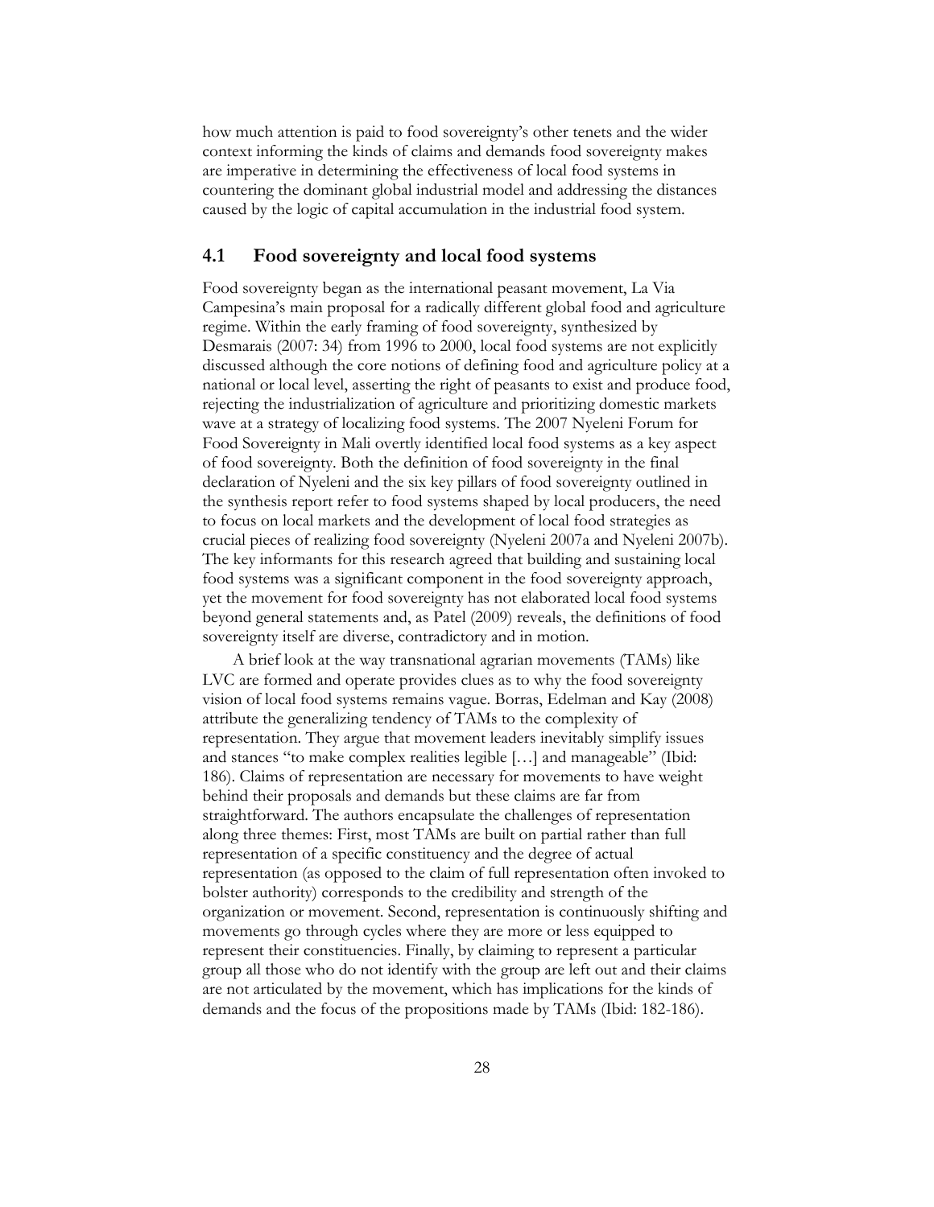how much attention is paid to food sovereignty's other tenets and the wider context informing the kinds of claims and demands food sovereignty makes are imperative in determining the effectiveness of local food systems in countering the dominant global industrial model and addressing the distances caused by the logic of capital accumulation in the industrial food system.

## 4.1 Food sovereignty and local food systems

Food sovereignty began as the international peasant movement, La Via Campesina's main proposal for a radically different global food and agriculture regime. Within the early framing of food sovereignty, synthesized by Desmarais (2007: 34) from 1996 to 2000, local food systems are not explicitly discussed although the core notions of defining food and agriculture policy at a national or local level, asserting the right of peasants to exist and produce food, rejecting the industrialization of agriculture and prioritizing domestic markets wave at a strategy of localizing food systems. The 2007 Nyeleni Forum for Food Sovereignty in Mali overtly identified local food systems as a key aspect of food sovereignty. Both the definition of food sovereignty in the final declaration of Nyeleni and the six key pillars of food sovereignty outlined in the synthesis report refer to food systems shaped by local producers, the need to focus on local markets and the development of local food strategies as crucial pieces of realizing food sovereignty (Nyeleni 2007a and Nyeleni 2007b). The key informants for this research agreed that building and sustaining local food systems was a significant component in the food sovereignty approach, yet the movement for food sovereignty has not elaborated local food systems beyond general statements and, as Patel (2009) reveals, the definitions of food sovereignty itself are diverse, contradictory and in motion.

A brief look at the way transnational agrarian movements (TAMs) like LVC are formed and operate provides clues as to why the food sovereignty vision of local food systems remains vague. Borras, Edelman and Kay (2008) attribute the generalizing tendency of TAMs to the complexity of representation. They argue that movement leaders inevitably simplify issues and stances "to make complex realities legible […] and manageable" (Ibid: 186). Claims of representation are necessary for movements to have weight behind their proposals and demands but these claims are far from straightforward. The authors encapsulate the challenges of representation along three themes: First, most TAMs are built on partial rather than full representation of a specific constituency and the degree of actual representation (as opposed to the claim of full representation often invoked to bolster authority) corresponds to the credibility and strength of the organization or movement. Second, representation is continuously shifting and movements go through cycles where they are more or less equipped to represent their constituencies. Finally, by claiming to represent a particular group all those who do not identify with the group are left out and their claims are not articulated by the movement, which has implications for the kinds of demands and the focus of the propositions made by TAMs (Ibid: 182-186).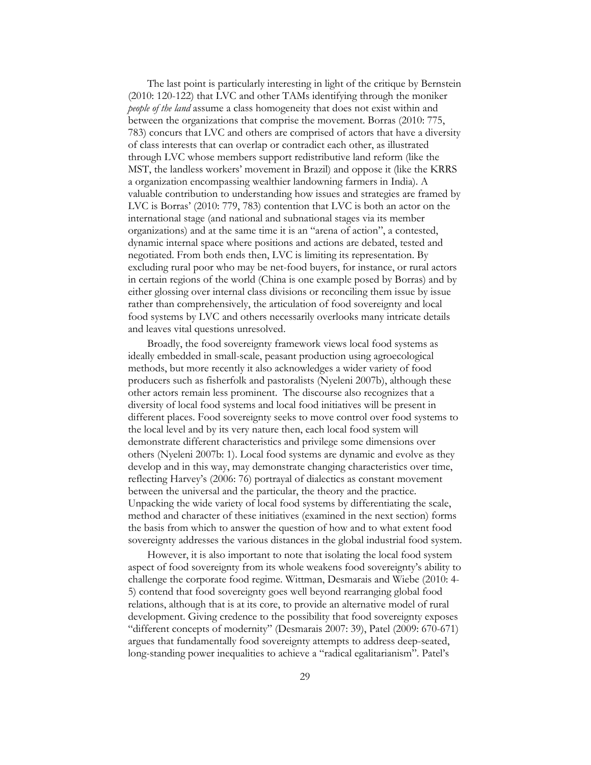The last point is particularly interesting in light of the critique by Bernstein (2010: 120-122) that LVC and other TAMs identifying through the moniker *people of the land* assume a class homogeneity that does not exist within and between the organizations that comprise the movement. Borras (2010: 775, 783) concurs that LVC and others are comprised of actors that have a diversity of class interests that can overlap or contradict each other, as illustrated through LVC whose members support redistributive land reform (like the MST, the landless workers' movement in Brazil) and oppose it (like the KRRS a organization encompassing wealthier landowning farmers in India). A valuable contribution to understanding how issues and strategies are framed by LVC is Borras' (2010: 779, 783) contention that LVC is both an actor on the international stage (and national and subnational stages via its member organizations) and at the same time it is an "arena of action", a contested, dynamic internal space where positions and actions are debated, tested and negotiated. From both ends then, LVC is limiting its representation. By excluding rural poor who may be net-food buyers, for instance, or rural actors in certain regions of the world (China is one example posed by Borras) and by either glossing over internal class divisions or reconciling them issue by issue rather than comprehensively, the articulation of food sovereignty and local food systems by LVC and others necessarily overlooks many intricate details and leaves vital questions unresolved.

Broadly, the food sovereignty framework views local food systems as ideally embedded in small-scale, peasant production using agroecological methods, but more recently it also acknowledges a wider variety of food producers such as fisherfolk and pastoralists (Nyeleni 2007b), although these other actors remain less prominent. The discourse also recognizes that a diversity of local food systems and local food initiatives will be present in different places. Food sovereignty seeks to move control over food systems to the local level and by its very nature then, each local food system will demonstrate different characteristics and privilege some dimensions over others (Nyeleni 2007b: 1). Local food systems are dynamic and evolve as they develop and in this way, may demonstrate changing characteristics over time, reflecting Harvey's (2006: 76) portrayal of dialectics as constant movement between the universal and the particular, the theory and the practice. Unpacking the wide variety of local food systems by differentiating the scale, method and character of these initiatives (examined in the next section) forms the basis from which to answer the question of how and to what extent food sovereignty addresses the various distances in the global industrial food system.

However, it is also important to note that isolating the local food system aspect of food sovereignty from its whole weakens food sovereignty's ability to challenge the corporate food regime. Wittman, Desmarais and Wiebe (2010: 4-5) contend that food sovereignty goes well beyond rearranging global food relations, although that is at its core, to provide an alternative model of rural development. Giving credence to the possibility that food sovereignty exposes "different concepts of modernity" (Desmarais 2007: 39), Patel (2009: 670-671) argues that fundamentally food sovereignty attempts to address deep-seated, long-standing power inequalities to achieve a "radical egalitarianism". Patel's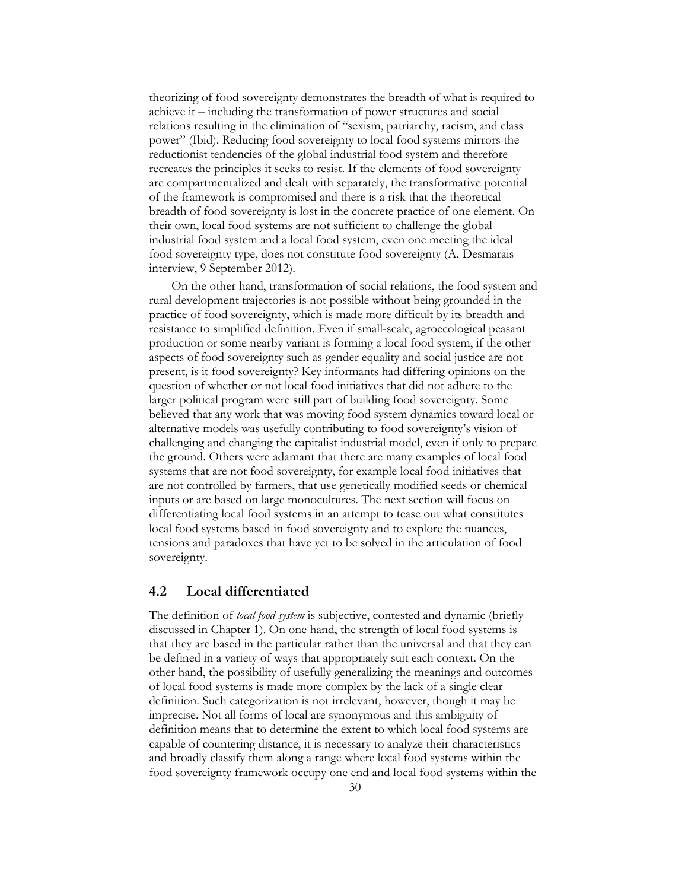theorizing of food sovereignty demonstrates the breadth of what is required to achieve it – including the transformation of power structures and social relations resulting in the elimination of "sexism, patriarchy, racism, and class power" (Ibid). Reducing food sovereignty to local food systems mirrors the reductionist tendencies of the global industrial food system and therefore recreates the principles it seeks to resist. If the elements of food sovereignty are compartmentalized and dealt with separately, the transformative potential of the framework is compromised and there is a risk that the theoretical breadth of food sovereignty is lost in the concrete practice of one element. On their own, local food systems are not sufficient to challenge the global industrial food system and a local food system, even one meeting the ideal food sovereignty type, does not constitute food sovereignty (A. Desmarais interview, 9 September 2012).

On the other hand, transformation of social relations, the food system and rural development trajectories is not possible without being grounded in the practice of food sovereignty, which is made more difficult by its breadth and resistance to simplified definition. Even if small-scale, agroecological peasant production or some nearby variant is forming a local food system, if the other aspects of food sovereignty such as gender equality and social justice are not present, is it food sovereignty? Key informants had differing opinions on the question of whether or not local food initiatives that did not adhere to the larger political program were still part of building food sovereignty. Some believed that any work that was moving food system dynamics toward local or alternative models was usefully contributing to food sovereignty's vision of challenging and changing the capitalist industrial model, even if only to prepare the ground. Others were adamant that there are many examples of local food systems that are not food sovereignty, for example local food initiatives that are not controlled by farmers, that use genetically modified seeds or chemical inputs or are based on large monocultures. The next section will focus on differentiating local food systems in an attempt to tease out what constitutes local food systems based in food sovereignty and to explore the nuances, tensions and paradoxes that have yet to be solved in the articulation of food sovereignty.

## 4.2 Local differentiated

The definition of *local food system* is subjective, contested and dynamic (briefly discussed in Chapter 1). On one hand, the strength of local food systems is that they are based in the particular rather than the universal and that they can be defined in a variety of ways that appropriately suit each context. On the other hand, the possibility of usefully generalizing the meanings and outcomes of local food systems is made more complex by the lack of a single clear definition. Such categorization is not irrelevant, however, though it may be imprecise. Not all forms of local are synonymous and this ambiguity of definition means that to determine the extent to which local food systems are capable of countering distance, it is necessary to analyze their characteristics and broadly classify them along a range where local food systems within the food sovereignty framework occupy one end and local food systems within the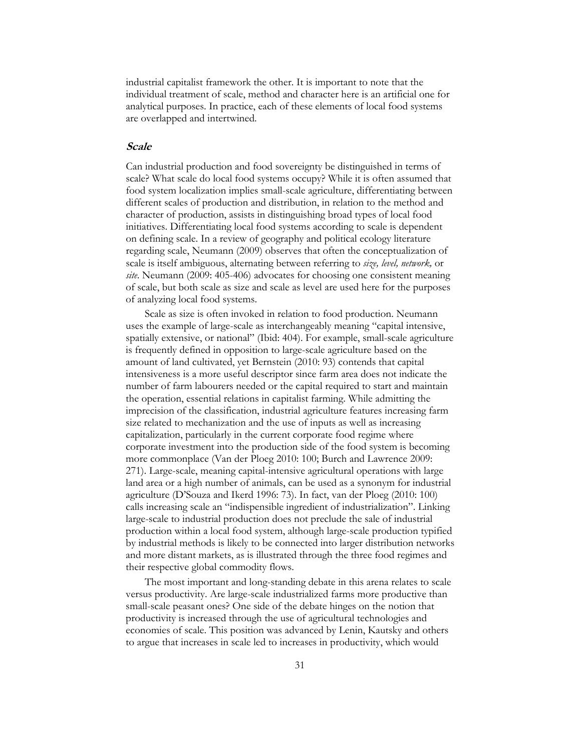industrial capitalist framework the other. It is important to note that the individual treatment of scale, method and character here is an artificial one for analytical purposes. In practice, each of these elements of local food systems are overlapped and intertwined.

### *Scale*

Can industrial production and food sovereignty be distinguished in terms of scale? What scale do local food systems occupy? While it is often assumed that food system localization implies small-scale agriculture, differentiating between different scales of production and distribution, in relation to the method and character of production, assists in distinguishing broad types of local food initiatives. Differentiating local food systems according to scale is dependent on defining scale. In a review of geography and political ecology literature regarding scale, Neumann (2009) observes that often the conceptualization of scale is itself ambiguous, alternating between referring to ***size, level, network,*** or ***site***. Neumann (2009: 405-406) advocates for choosing one consistent meaning of scale, but both scale as size and scale as level are used here for the purposes of analyzing local food systems.

Scale as size is often invoked in relation to food production. Neumann uses the example of large-scale as interchangeably meaning "capital intensive, spatially extensive, or national" (Ibid: 404). For example, small-scale agriculture is frequently defined in opposition to large-scale agriculture based on the amount of land cultivated, yet Bernstein (2010: 93) contends that capital intensiveness is a more useful descriptor since farm area does not indicate the number of farm labourers needed or the capital required to start and maintain the operation, essential relations in capitalist farming. While admitting the imprecision of the classification, industrial agriculture features increasing farm size related to mechanization and the use of inputs as well as increasing capitalization, particularly in the current corporate food regime where corporate investment into the production side of the food system is becoming more commonplace (Van der Ploeg 2010: 100; Burch and Lawrence 2009: 271). Large-scale, meaning capital-intensive agricultural operations with large land area or a high number of animals, can be used as a synonym for industrial agriculture (D'Souza and Ikerd 1996: 73). In fact, van der Ploeg (2010: 100) calls increasing scale an "indispensible ingredient of industrialization". Linking large-scale to industrial production does not preclude the sale of industrial production within a local food system, although large-scale production typified by industrial methods is likely to be connected into larger distribution networks and more distant markets, as is illustrated through the three food regimes and their respective global commodity flows.

The most important and long-standing debate in this arena relates to scale versus productivity. Are large-scale industrialized farms more productive than small-scale peasant ones? One side of the debate hinges on the notion that productivity is increased through the use of agricultural technologies and economies of scale. This position was advanced by Lenin, Kautsky and others to argue that increases in scale led to increases in productivity, which would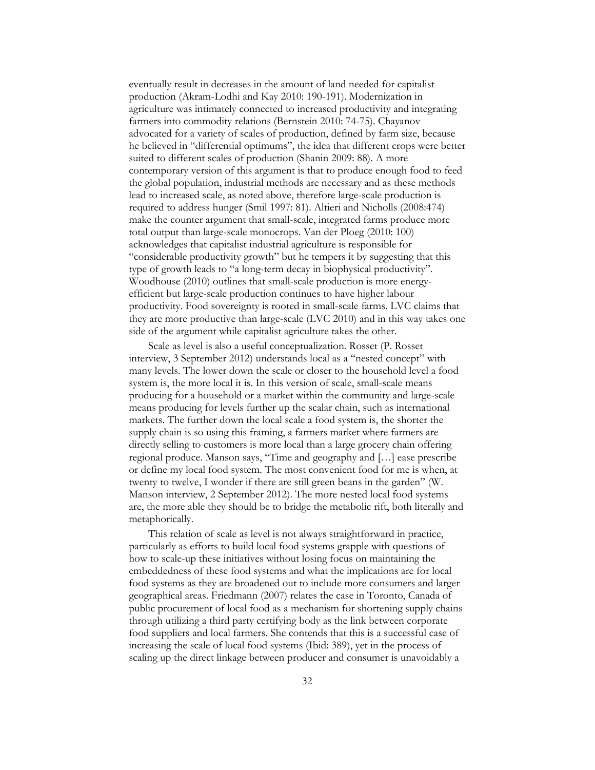eventually result in decreases in the amount of land needed for capitalist production (Akram-Lodhi and Kay 2010: 190-191). Modernization in agriculture was intimately connected to increased productivity and integrating farmers into commodity relations (Bernstein 2010: 74-75). Chayanov advocated for a variety of scales of production, defined by farm size, because he believed in "differential optimums", the idea that different crops were better suited to different scales of production (Shanin 2009: 88). A more contemporary version of this argument is that to produce enough food to feed the global population, industrial methods are necessary and as these methods lead to increased scale, as noted above, therefore large-scale production is required to address hunger (Smil 1997: 81). Altieri and Nicholls (2008:474) make the counter argument that small-scale, integrated farms produce more total output than large-scale monocrops. Van der Ploeg (2010: 100) acknowledges that capitalist industrial agriculture is responsible for "considerable productivity growth" but he tempers it by suggesting that this type of growth leads to "a long-term decay in biophysical productivity". Woodhouse (2010) outlines that small-scale production is more energy-efficient but large-scale production continues to have higher labour productivity. Food sovereignty is rooted in small-scale farms. LVC claims that they are more productive than large-scale (LVC 2010) and in this way takes one side of the argument while capitalist agriculture takes the other.

Scale as level is also a useful conceptualization. Rosset (P. Rosset interview, 3 September 2012) understands local as a "nested concept" with many levels. The lower down the scale or closer to the household level a food system is, the more local it is. In this version of scale, small-scale means producing for a household or a market within the community and large-scale means producing for levels further up the scalar chain, such as international markets. The further down the local scale a food system is, the shorter the supply chain is so using this framing, a farmers market where farmers are directly selling to customers is more local than a large grocery chain offering regional produce. Manson says, "Time and geography and […] ease prescribe or define my local food system. The most convenient food for me is when, at twenty to twelve, I wonder if there are still green beans in the garden" (W. Manson interview, 2 September 2012). The more nested local food systems are, the more able they should be to bridge the metabolic rift, both literally and metaphorically.

This relation of scale as level is not always straightforward in practice, particularly as efforts to build local food systems grapple with questions of how to scale-up these initiatives without losing focus on maintaining the embeddedness of these food systems and what the implications are for local food systems as they are broadened out to include more consumers and larger geographical areas. Friedmann (2007) relates the case in Toronto, Canada of public procurement of local food as a mechanism for shortening supply chains through utilizing a third party certifying body as the link between corporate food suppliers and local farmers. She contends that this is a successful case of increasing the scale of local food systems (Ibid: 389), yet in the process of scaling up the direct linkage between producer and consumer is unavoidably a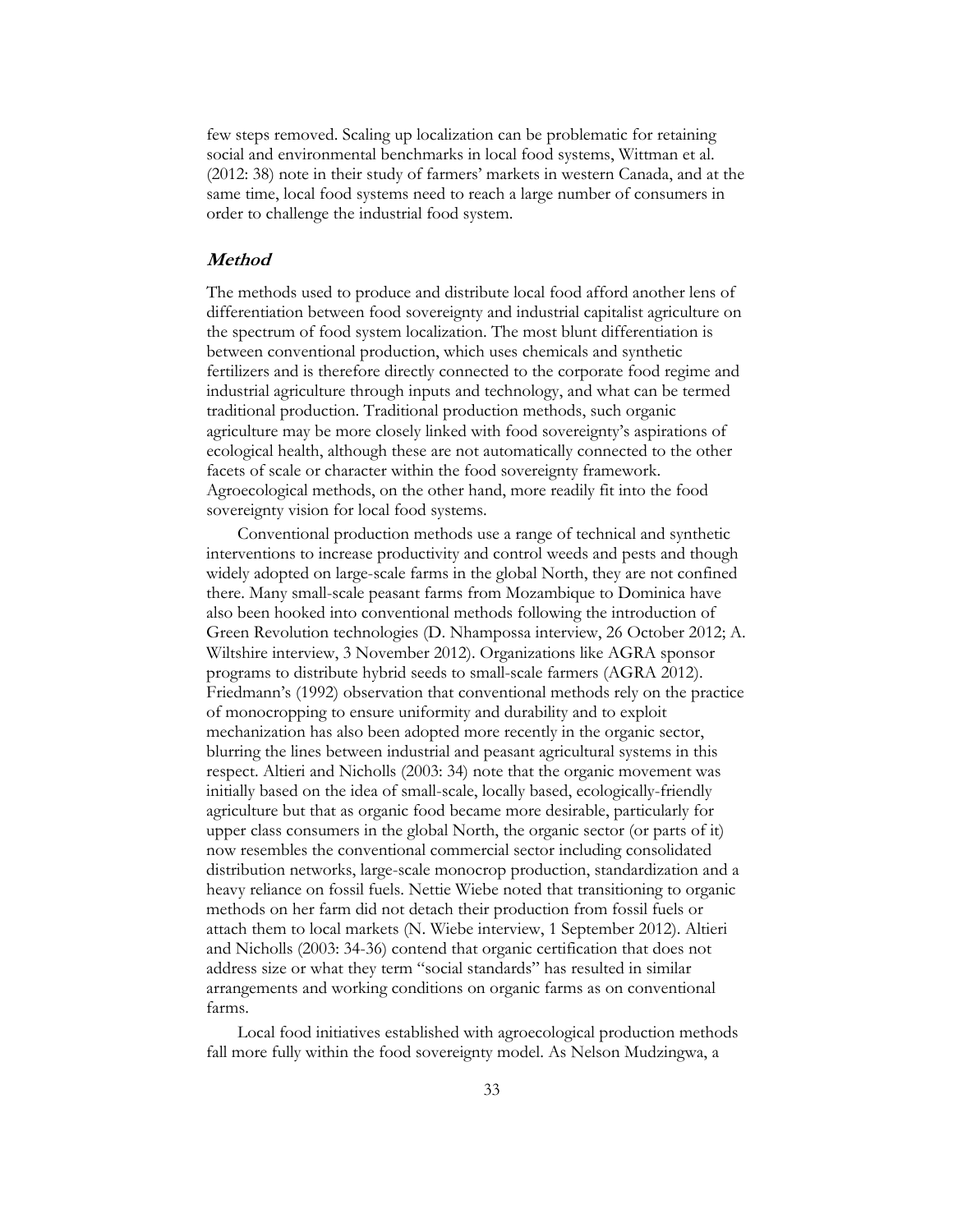few steps removed. Scaling up localization can be problematic for retaining social and environmental benchmarks in local food systems, Wittman et al. (2012: 38) note in their study of farmers' markets in western Canada, and at the same time, local food systems need to reach a large number of consumers in order to challenge the industrial food system.

### *Method*

The methods used to produce and distribute local food afford another lens of differentiation between food sovereignty and industrial capitalist agriculture on the spectrum of food system localization. The most blunt differentiation is between conventional production, which uses chemicals and synthetic fertilizers and is therefore directly connected to the corporate food regime and industrial agriculture through inputs and technology, and what can be termed traditional production. Traditional production methods, such organic agriculture may be more closely linked with food sovereignty's aspirations of ecological health, although these are not automatically connected to the other facets of scale or character within the food sovereignty framework. Agroecological methods, on the other hand, more readily fit into the food sovereignty vision for local food systems.

Conventional production methods use a range of technical and synthetic interventions to increase productivity and control weeds and pests and though widely adopted on large-scale farms in the global North, they are not confined there. Many small-scale peasant farms from Mozambique to Dominica have also been hooked into conventional methods following the introduction of Green Revolution technologies (D. Nhampossa interview, 26 October 2012; A. Wiltshire interview, 3 November 2012). Organizations like AGRA sponsor programs to distribute hybrid seeds to small-scale farmers (AGRA 2012). Friedmann's (1992) observation that conventional methods rely on the practice of monocropping to ensure uniformity and durability and to exploit mechanization has also been adopted more recently in the organic sector, blurring the lines between industrial and peasant agricultural systems in this respect. Altieri and Nicholls (2003: 34) note that the organic movement was initially based on the idea of small-scale, locally based, ecologically-friendly agriculture but that as organic food became more desirable, particularly for upper class consumers in the global North, the organic sector (or parts of it) now resembles the conventional commercial sector including consolidated distribution networks, large-scale monocrop production, standardization and a heavy reliance on fossil fuels. Nettie Wiebe noted that transitioning to organic methods on her farm did not detach their production from fossil fuels or attach them to local markets (N. Wiebe interview, 1 September 2012). Altieri and Nicholls (2003: 34-36) contend that organic certification that does not address size or what they term "social standards" has resulted in similar arrangements and working conditions on organic farms as on conventional farms.

Local food initiatives established with agroecological production methods fall more fully within the food sovereignty model. As Nelson Mudzingwa, a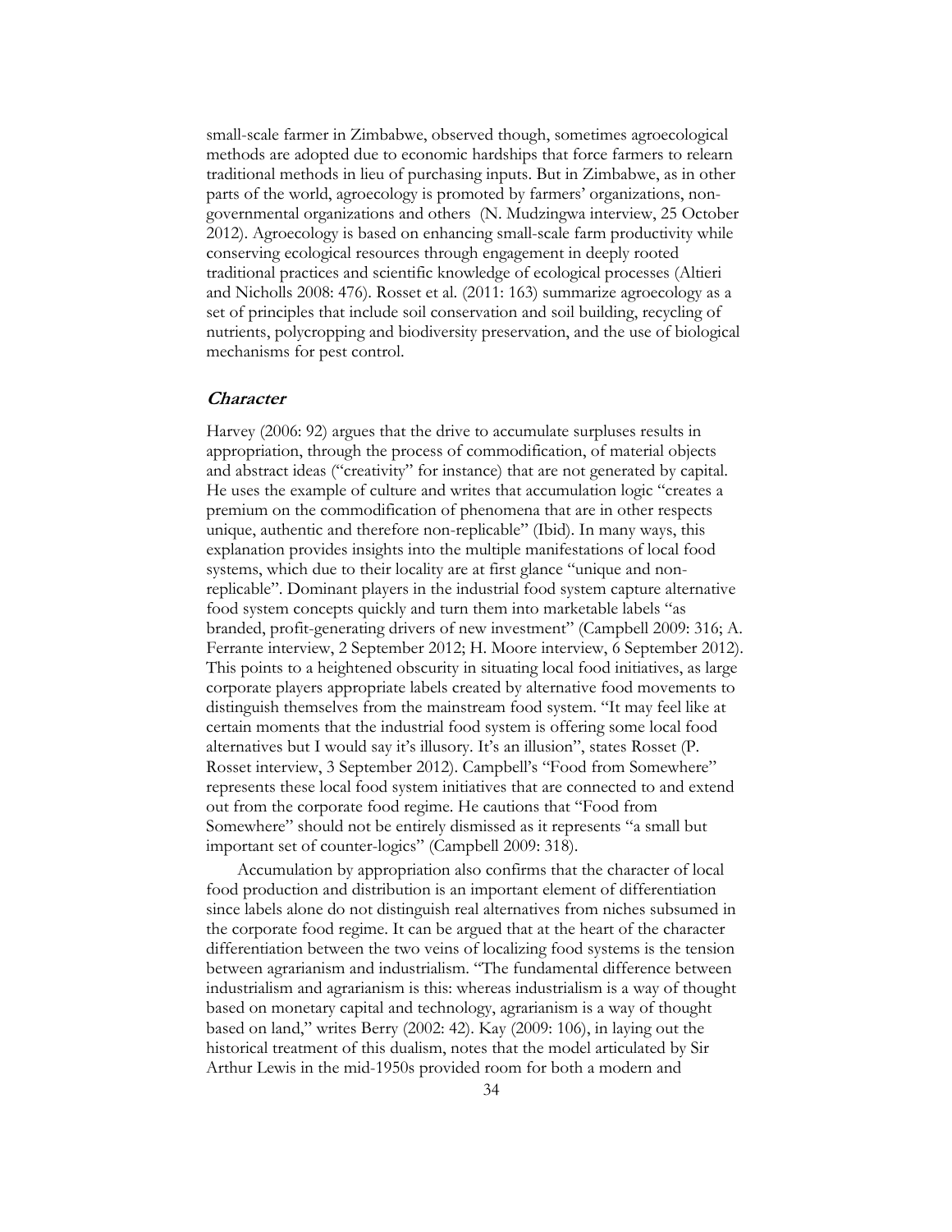small-scale farmer in Zimbabwe, observed though, sometimes agroecological methods are adopted due to economic hardships that force farmers to relearn traditional methods in lieu of purchasing inputs. But in Zimbabwe, as in other parts of the world, agroecology is promoted by farmers' organizations, non-governmental organizations and others (N. Mudzingwa interview, 25 October 2012). Agroecology is based on enhancing small-scale farm productivity while conserving ecological resources through engagement in deeply rooted traditional practices and scientific knowledge of ecological processes (Altieri and Nicholls 2008: 476). Rosset et al. (2011: 163) summarize agroecology as a set of principles that include soil conservation and soil building, recycling of nutrients, polycropping and biodiversity preservation, and the use of biological mechanisms for pest control.

### *Character*

Harvey (2006: 92) argues that the drive to accumulate surpluses results in appropriation, through the process of commodification, of material objects and abstract ideas ("creativity" for instance) that are not generated by capital. He uses the example of culture and writes that accumulation logic "creates a premium on the commodification of phenomena that are in other respects unique, authentic and therefore non-replicable" (Ibid). In many ways, this explanation provides insights into the multiple manifestations of local food systems, which due to their locality are at first glance "unique and non-replicable". Dominant players in the industrial food system capture alternative food system concepts quickly and turn them into marketable labels "as branded, profit-generating drivers of new investment" (Campbell 2009: 316; A. Ferrante interview, 2 September 2012; H. Moore interview, 6 September 2012). This points to a heightened obscurity in situating local food initiatives, as large corporate players appropriate labels created by alternative food movements to distinguish themselves from the mainstream food system. "It may feel like at certain moments that the industrial food system is offering some local food alternatives but I would say it's illusory. It's an illusion", states Rosset (P. Rosset interview, 3 September 2012). Campbell's "Food from Somewhere" represents these local food system initiatives that are connected to and extend out from the corporate food regime. He cautions that "Food from Somewhere" should not be entirely dismissed as it represents "a small but important set of counter-logics" (Campbell 2009: 318).

Accumulation by appropriation also confirms that the character of local food production and distribution is an important element of differentiation since labels alone do not distinguish real alternatives from niches subsumed in the corporate food regime. It can be argued that at the heart of the character differentiation between the two veins of localizing food systems is the tension between agrarianism and industrialism. "The fundamental difference between industrialism and agrarianism is this: whereas industrialism is a way of thought based on monetary capital and technology, agrarianism is a way of thought based on land," writes Berry (2002: 42). Kay (2009: 106), in laying out the historical treatment of this dualism, notes that the model articulated by Sir Arthur Lewis in the mid-1950s provided room for both a modern and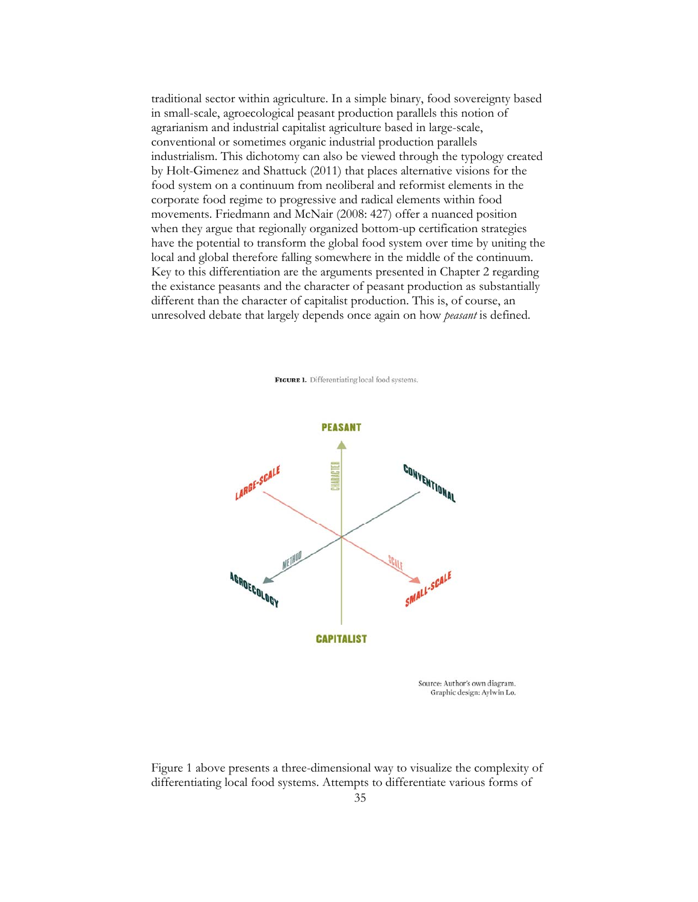traditional sector within agriculture. In a simple binary, food sovereignty based in small-scale, agroecological peasant production parallels this notion of agrarianism and industrial capitalist agriculture based in large-scale, conventional or sometimes organic industrial production parallels industrialism. This dichotomy can also be viewed through the typology created by Holt-Gimenez and Shattuck (2011) that places alternative visions for the food system on a continuum from neoliberal and reformist elements in the corporate food regime to progressive and radical elements within food movements. Friedmann and McNair (2008: 427) offer a nuanced position when they argue that regionally organized bottom-up certification strategies have the potential to transform the global food system over time by uniting the local and global therefore falling somewhere in the middle of the continuum. Key to this differentiation are the arguments presented in Chapter 2 regarding the existance peasants and the character of peasant production as substantially different than the character of capitalist production. This is, of course, an unresolved debate that largely depends once again on how *peasant* is defined.

**Figure 1.** Differentiating local food systems.

PEASANT

CHARACTER

LARGE-SCALE

CONVENTIONAL

METHOD

SCALE

AGROECOLOGY

SMALL-SCALE

CAPITALIST

Source: Author's own diagram.
Graphic design: Aylwin Lo.

Figure 1 above presents a three-dimensional way to visualize the complexity of differentiating local food systems. Attempts to differentiate various forms of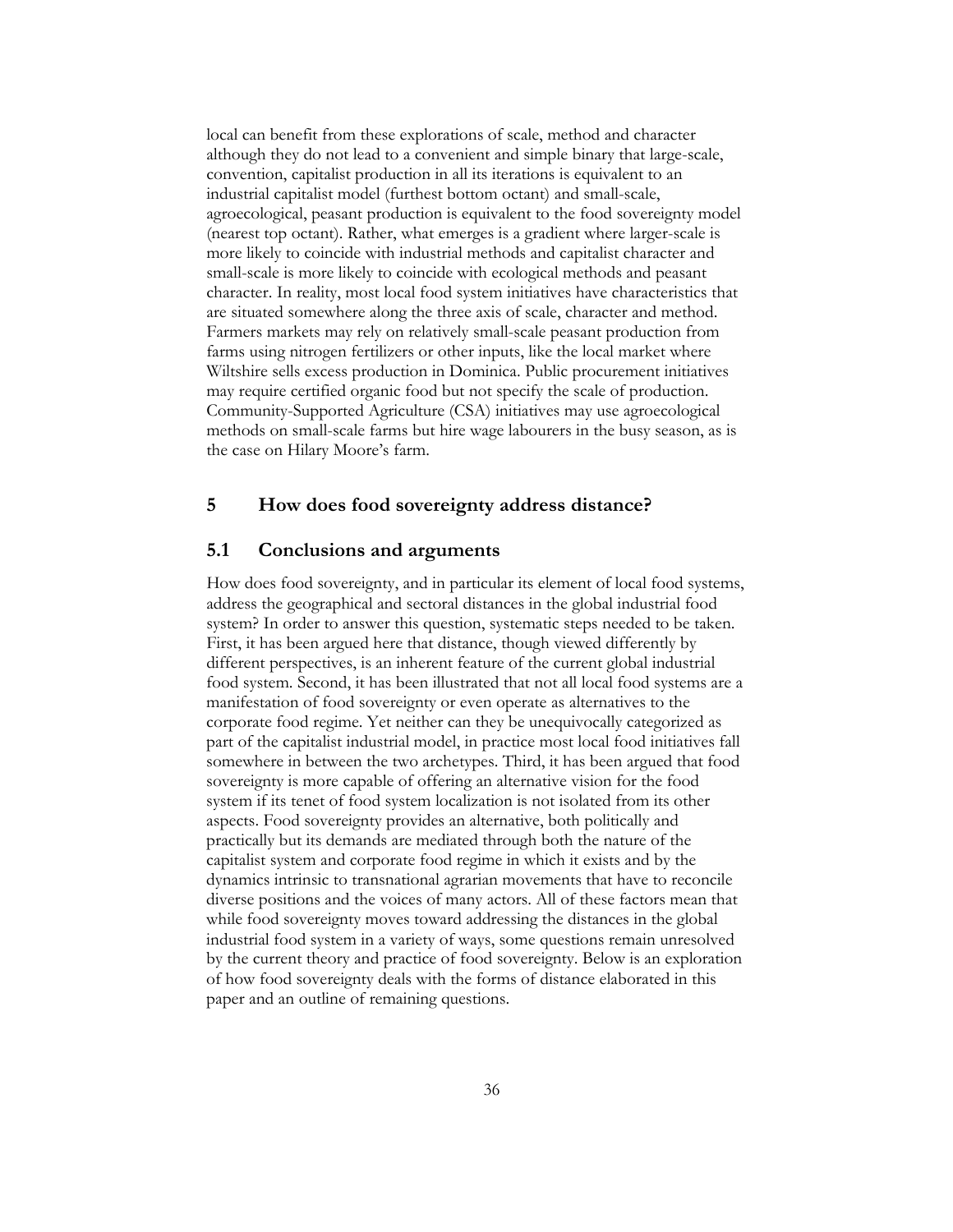local can benefit from these explorations of scale, method and character although they do not lead to a convenient and simple binary that large-scale, convention, capitalist production in all its iterations is equivalent to an industrial capitalist model (furthest bottom octant) and small-scale, agroecological, peasant production is equivalent to the food sovereignty model (nearest top octant). Rather, what emerges is a gradient where larger-scale is more likely to coincide with industrial methods and capitalist character and small-scale is more likely to coincide with ecological methods and peasant character. In reality, most local food system initiatives have characteristics that are situated somewhere along the three axis of scale, character and method. Farmers markets may rely on relatively small-scale peasant production from farms using nitrogen fertilizers or other inputs, like the local market where Wiltshire sells excess production in Dominica. Public procurement initiatives may require certified organic food but not specify the scale of production. Community-Supported Agriculture (CSA) initiatives may use agroecological methods on small-scale farms but hire wage labourers in the busy season, as is the case on Hilary Moore's farm.

# 5 How does food sovereignty address distance?

## 5.1 Conclusions and arguments

How does food sovereignty, and in particular its element of local food systems, address the geographical and sectoral distances in the global industrial food system? In order to answer this question, systematic steps needed to be taken. First, it has been argued here that distance, though viewed differently by different perspectives, is an inherent feature of the current global industrial food system. Second, it has been illustrated that not all local food systems are a manifestation of food sovereignty or even operate as alternatives to the corporate food regime. Yet neither can they be unequivocally categorized as part of the capitalist industrial model, in practice most local food initiatives fall somewhere in between the two archetypes. Third, it has been argued that food sovereignty is more capable of offering an alternative vision for the food system if its tenet of food system localization is not isolated from its other aspects. Food sovereignty provides an alternative, both politically and practically but its demands are mediated through both the nature of the capitalist system and corporate food regime in which it exists and by the dynamics intrinsic to transnational agrarian movements that have to reconcile diverse positions and the voices of many actors. All of these factors mean that while food sovereignty moves toward addressing the distances in the global industrial food system in a variety of ways, some questions remain unresolved by the current theory and practice of food sovereignty. Below is an exploration of how food sovereignty deals with the forms of distance elaborated in this paper and an outline of remaining questions.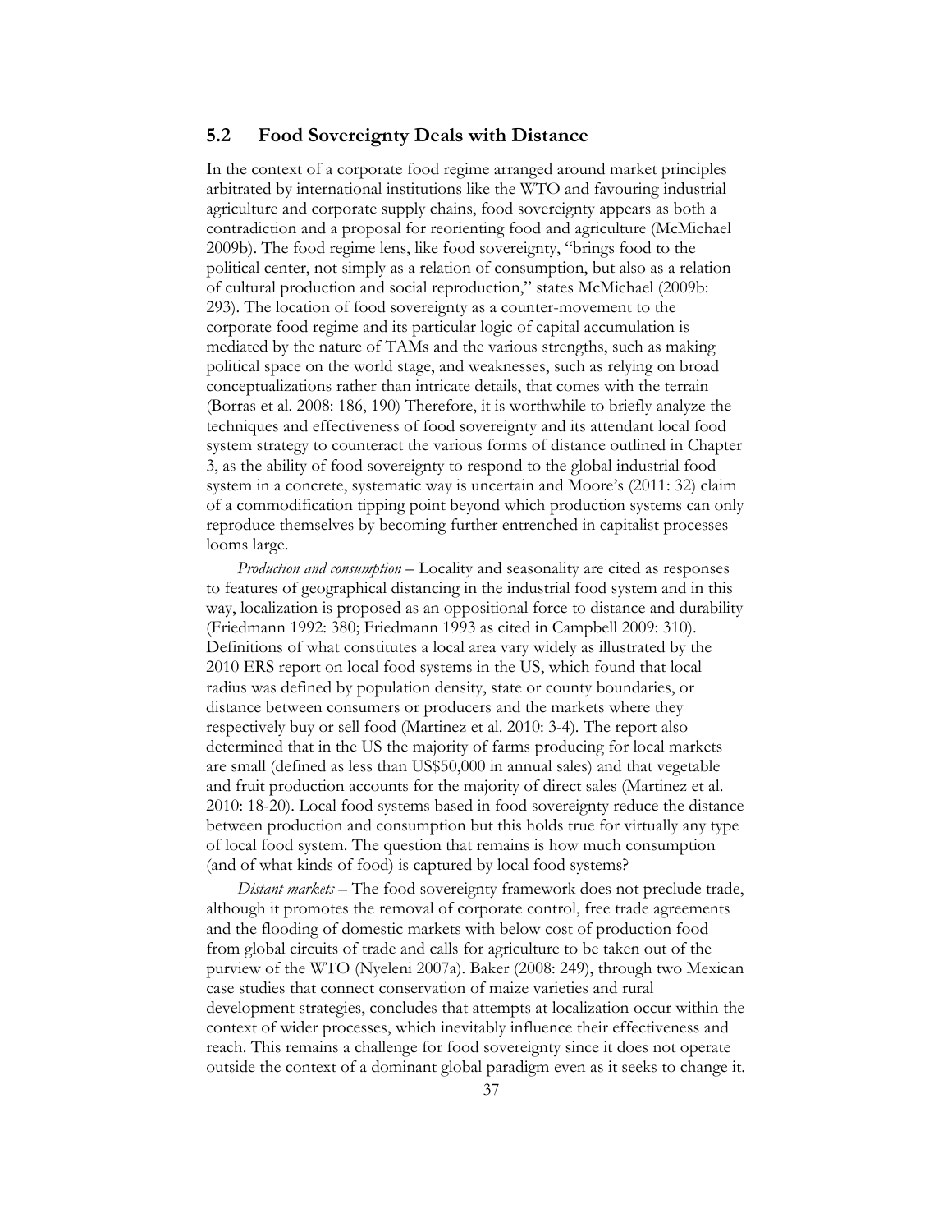## 5.2 Food Sovereignty Deals with Distance

In the context of a corporate food regime arranged around market principles arbitrated by international institutions like the WTO and favouring industrial agriculture and corporate supply chains, food sovereignty appears as both a contradiction and a proposal for reorienting food and agriculture (McMichael 2009b). The food regime lens, like food sovereignty, "brings food to the political center, not simply as a relation of consumption, but also as a relation of cultural production and social reproduction," states McMichael (2009b: 293). The location of food sovereignty as a counter-movement to the corporate food regime and its particular logic of capital accumulation is mediated by the nature of TAMs and the various strengths, such as making political space on the world stage, and weaknesses, such as relying on broad conceptualizations rather than intricate details, that comes with the terrain (Borras et al. 2008: 186, 190) Therefore, it is worthwhile to briefly analyze the techniques and effectiveness of food sovereignty and its attendant local food system strategy to counteract the various forms of distance outlined in Chapter 3, as the ability of food sovereignty to respond to the global industrial food system in a concrete, systematic way is uncertain and Moore's (2011: 32) claim of a commodification tipping point beyond which production systems can only reproduce themselves by becoming further entrenched in capitalist processes looms large.

*Production and consumption* – Locality and seasonality are cited as responses to features of geographical distancing in the industrial food system and in this way, localization is proposed as an oppositional force to distance and durability (Friedmann 1992: 380; Friedmann 1993 as cited in Campbell 2009: 310). Definitions of what constitutes a local area vary widely as illustrated by the 2010 ERS report on local food systems in the US, which found that local radius was defined by population density, state or county boundaries, or distance between consumers or producers and the markets where they respectively buy or sell food (Martinez et al. 2010: 3-4). The report also determined that in the US the majority of farms producing for local markets are small (defined as less than US$50,000 in annual sales) and that vegetable and fruit production accounts for the majority of direct sales (Martinez et al. 2010: 18-20). Local food systems based in food sovereignty reduce the distance between production and consumption but this holds true for virtually any type of local food system. The question that remains is how much consumption (and of what kinds of food) is captured by local food systems?

*Distant markets* – The food sovereignty framework does not preclude trade, although it promotes the removal of corporate control, free trade agreements and the flooding of domestic markets with below cost of production food from global circuits of trade and calls for agriculture to be taken out of the purview of the WTO (Nyeleni 2007a). Baker (2008: 249), through two Mexican case studies that connect conservation of maize varieties and rural development strategies, concludes that attempts at localization occur within the context of wider processes, which inevitably influence their effectiveness and reach. This remains a challenge for food sovereignty since it does not operate outside the context of a dominant global paradigm even as it seeks to change it.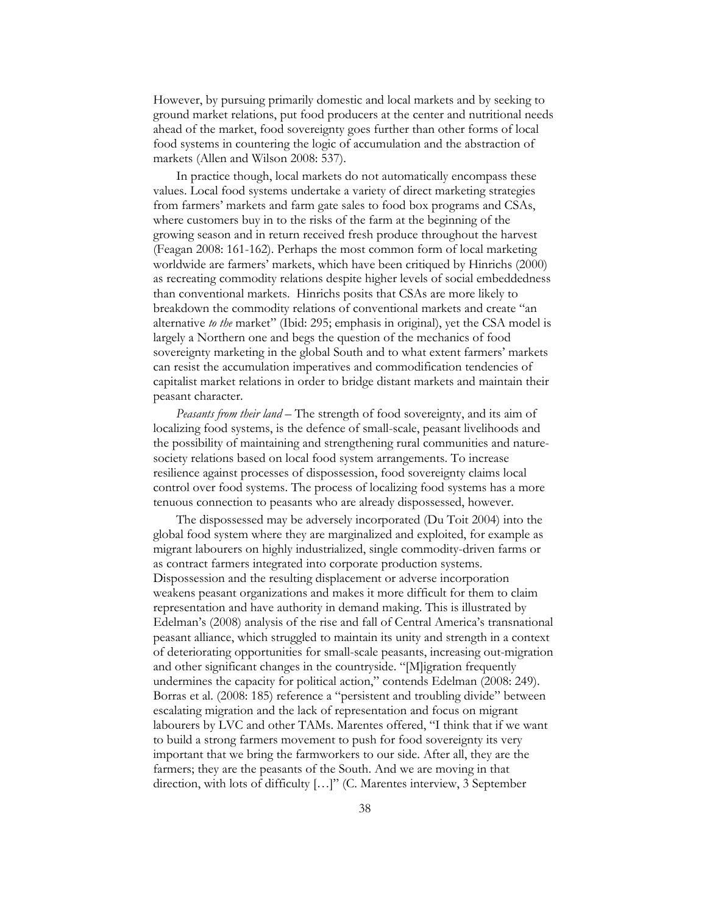However, by pursuing primarily domestic and local markets and by seeking to ground market relations, put food producers at the center and nutritional needs ahead of the market, food sovereignty goes further than other forms of local food systems in countering the logic of accumulation and the abstraction of markets (Allen and Wilson 2008: 537).

In practice though, local markets do not automatically encompass these values. Local food systems undertake a variety of direct marketing strategies from farmers' markets and farm gate sales to food box programs and CSAs, where customers buy in to the risks of the farm at the beginning of the growing season and in return received fresh produce throughout the harvest (Feagan 2008: 161-162). Perhaps the most common form of local marketing worldwide are farmers' markets, which have been critiqued by Hinrichs (2000) as recreating commodity relations despite higher levels of social embeddedness than conventional markets. Hinrichs posits that CSAs are more likely to breakdown the commodity relations of conventional markets and create "an alternative *to the* market" (Ibid: 295; emphasis in original), yet the CSA model is largely a Northern one and begs the question of the mechanics of food sovereignty marketing in the global South and to what extent farmers' markets can resist the accumulation imperatives and commodification tendencies of capitalist market relations in order to bridge distant markets and maintain their peasant character.

*Peasants from their land* – The strength of food sovereignty, and its aim of localizing food systems, is the defence of small-scale, peasant livelihoods and the possibility of maintaining and strengthening rural communities and nature-society relations based on local food system arrangements. To increase resilience against processes of dispossession, food sovereignty claims local control over food systems. The process of localizing food systems has a more tenuous connection to peasants who are already dispossessed, however.

The dispossessed may be adversely incorporated (Du Toit 2004) into the global food system where they are marginalized and exploited, for example as migrant labourers on highly industrialized, single commodity-driven farms or as contract farmers integrated into corporate production systems. Dispossession and the resulting displacement or adverse incorporation weakens peasant organizations and makes it more difficult for them to claim representation and have authority in demand making. This is illustrated by Edelman's (2008) analysis of the rise and fall of Central America's transnational peasant alliance, which struggled to maintain its unity and strength in a context of deteriorating opportunities for small-scale peasants, increasing out-migration and other significant changes in the countryside. "[M]igration frequently undermines the capacity for political action," contends Edelman (2008: 249). Borras et al. (2008: 185) reference a "persistent and troubling divide" between escalating migration and the lack of representation and focus on migrant labourers by LVC and other TAMs. Marentes offered, "I think that if we want to build a strong farmers movement to push for food sovereignty its very important that we bring the farmworkers to our side. After all, they are the farmers; they are the peasants of the South. And we are moving in that direction, with lots of difficulty […]" (C. Marentes interview, 3 September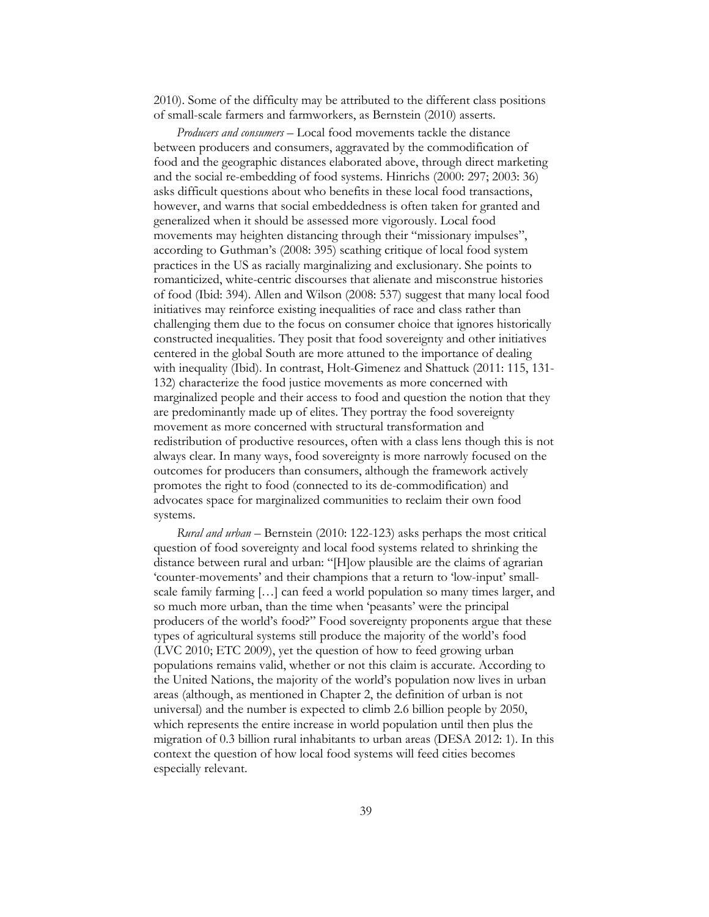2010). Some of the difficulty may be attributed to the different class positions of small-scale farmers and farmworkers, as Bernstein (2010) asserts.

*Producers and consumers* – Local food movements tackle the distance between producers and consumers, aggravated by the commodification of food and the geographic distances elaborated above, through direct marketing and the social re-embedding of food systems. Hinrichs (2000: 297; 2003: 36) asks difficult questions about who benefits in these local food transactions, however, and warns that social embeddedness is often taken for granted and generalized when it should be assessed more vigorously. Local food movements may heighten distancing through their "missionary impulses", according to Guthman's (2008: 395) scathing critique of local food system practices in the US as racially marginalizing and exclusionary. She points to romanticized, white-centric discourses that alienate and misconstrue histories of food (Ibid: 394). Allen and Wilson (2008: 537) suggest that many local food initiatives may reinforce existing inequalities of race and class rather than challenging them due to the focus on consumer choice that ignores historically constructed inequalities. They posit that food sovereignty and other initiatives centered in the global South are more attuned to the importance of dealing with inequality (Ibid). In contrast, Holt-Gimenez and Shattuck (2011: 115, 131-132) characterize the food justice movements as more concerned with marginalized people and their access to food and question the notion that they are predominantly made up of elites. They portray the food sovereignty movement as more concerned with structural transformation and redistribution of productive resources, often with a class lens though this is not always clear. In many ways, food sovereignty is more narrowly focused on the outcomes for producers than consumers, although the framework actively promotes the right to food (connected to its de-commodification) and advocates space for marginalized communities to reclaim their own food systems.

*Rural and urban* – Bernstein (2010: 122-123) asks perhaps the most critical question of food sovereignty and local food systems related to shrinking the distance between rural and urban: "[H]ow plausible are the claims of agrarian 'counter-movements' and their champions that a return to 'low-input' small-scale family farming […] can feed a world population so many times larger, and so much more urban, than the time when 'peasants' were the principal producers of the world's food?" Food sovereignty proponents argue that these types of agricultural systems still produce the majority of the world's food (LVC 2010; ETC 2009), yet the question of how to feed growing urban populations remains valid, whether or not this claim is accurate. According to the United Nations, the majority of the world's population now lives in urban areas (although, as mentioned in Chapter 2, the definition of urban is not universal) and the number is expected to climb 2.6 billion people by 2050, which represents the entire increase in world population until then plus the migration of 0.3 billion rural inhabitants to urban areas (DESA 2012: 1). In this context the question of how local food systems will feed cities becomes especially relevant.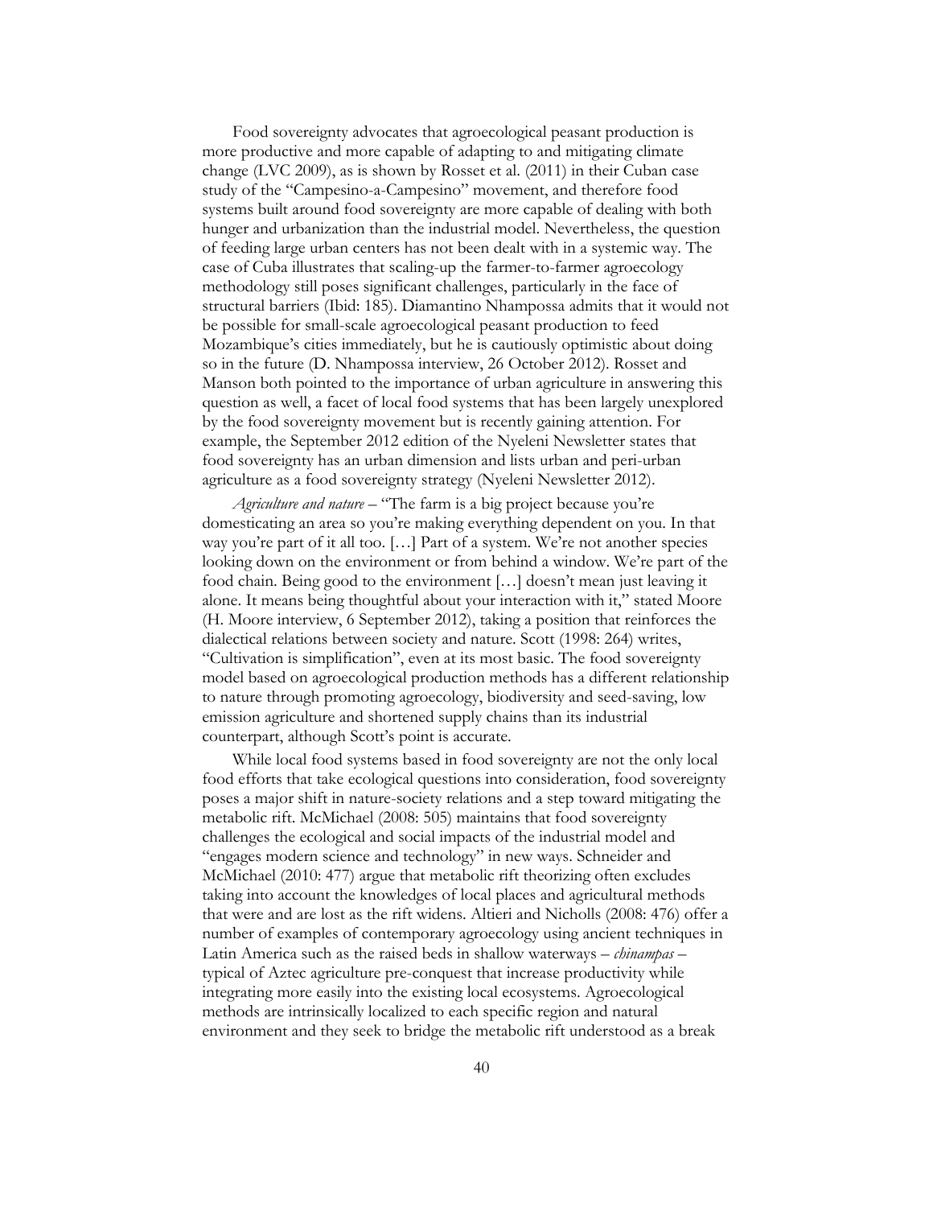Food sovereignty advocates that agroecological peasant production is more productive and more capable of adapting to and mitigating climate change (LVC 2009), as is shown by Rosset et al. (2011) in their Cuban case study of the "Campesino-a-Campesino" movement, and therefore food systems built around food sovereignty are more capable of dealing with both hunger and urbanization than the industrial model. Nevertheless, the question of feeding large urban centers has not been dealt with in a systemic way. The case of Cuba illustrates that scaling-up the farmer-to-farmer agroecology methodology still poses significant challenges, particularly in the face of structural barriers (Ibid: 185). Diamantino Nhampossa admits that it would not be possible for small-scale agroecological peasant production to feed Mozambique's cities immediately, but he is cautiously optimistic about doing so in the future (D. Nhampossa interview, 26 October 2012). Rosset and Manson both pointed to the importance of urban agriculture in answering this question as well, a facet of local food systems that has been largely unexplored by the food sovereignty movement but is recently gaining attention. For example, the September 2012 edition of the Nyeleni Newsletter states that food sovereignty has an urban dimension and lists urban and peri-urban agriculture as a food sovereignty strategy (Nyeleni Newsletter 2012).

*Agriculture and nature* – "The farm is a big project because you're domesticating an area so you're making everything dependent on you. In that way you're part of it all too. […] Part of a system. We're not another species looking down on the environment or from behind a window. We're part of the food chain. Being good to the environment […] doesn't mean just leaving it alone. It means being thoughtful about your interaction with it," stated Moore (H. Moore interview, 6 September 2012), taking a position that reinforces the dialectical relations between society and nature. Scott (1998: 264) writes, "Cultivation is simplification", even at its most basic. The food sovereignty model based on agroecological production methods has a different relationship to nature through promoting agroecology, biodiversity and seed-saving, low emission agriculture and shortened supply chains than its industrial counterpart, although Scott's point is accurate.

While local food systems based in food sovereignty are not the only local food efforts that take ecological questions into consideration, food sovereignty poses a major shift in nature-society relations and a step toward mitigating the metabolic rift. McMichael (2008: 505) maintains that food sovereignty challenges the ecological and social impacts of the industrial model and "engages modern science and technology" in new ways. Schneider and McMichael (2010: 477) argue that metabolic rift theorizing often excludes taking into account the knowledges of local places and agricultural methods that were and are lost as the rift widens. Altieri and Nicholls (2008: 476) offer a number of examples of contemporary agroecology using ancient techniques in Latin America such as the raised beds in shallow waterways – *chinampas* – typical of Aztec agriculture pre-conquest that increase productivity while integrating more easily into the existing local ecosystems. Agroecological methods are intrinsically localized to each specific region and natural environment and they seek to bridge the metabolic rift understood as a break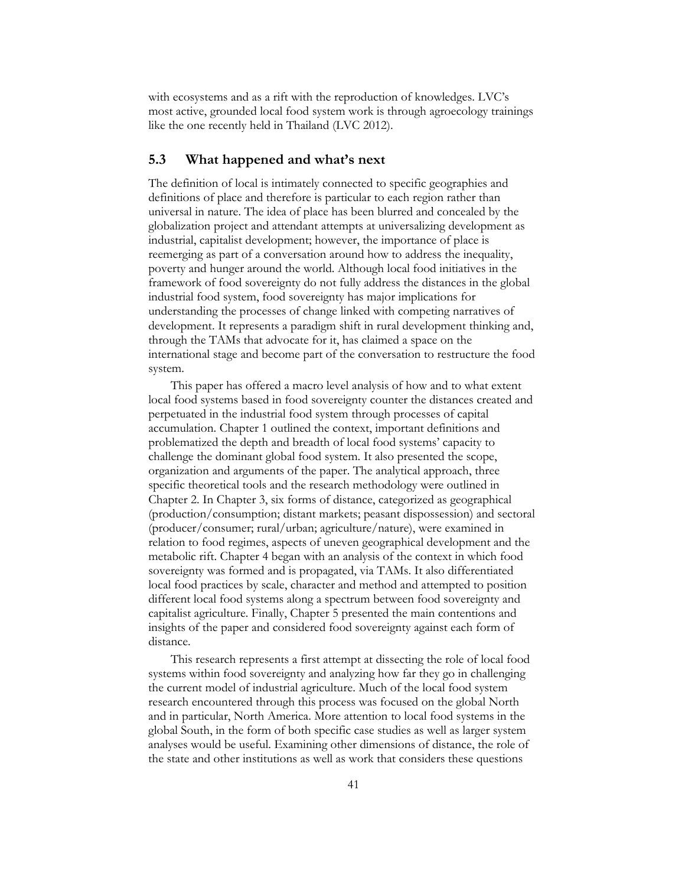with ecosystems and as a rift with the reproduction of knowledges. LVC's most active, grounded local food system work is through agroecology trainings like the one recently held in Thailand (LVC 2012).

## 5.3 What happened and what's next

The definition of local is intimately connected to specific geographies and definitions of place and therefore is particular to each region rather than universal in nature. The idea of place has been blurred and concealed by the globalization project and attendant attempts at universalizing development as industrial, capitalist development; however, the importance of place is reemerging as part of a conversation around how to address the inequality, poverty and hunger around the world. Although local food initiatives in the framework of food sovereignty do not fully address the distances in the global industrial food system, food sovereignty has major implications for understanding the processes of change linked with competing narratives of development. It represents a paradigm shift in rural development thinking and, through the TAMs that advocate for it, has claimed a space on the international stage and become part of the conversation to restructure the food system.

This paper has offered a macro level analysis of how and to what extent local food systems based in food sovereignty counter the distances created and perpetuated in the industrial food system through processes of capital accumulation. Chapter 1 outlined the context, important definitions and problematized the depth and breadth of local food systems' capacity to challenge the dominant global food system. It also presented the scope, organization and arguments of the paper. The analytical approach, three specific theoretical tools and the research methodology were outlined in Chapter 2. In Chapter 3, six forms of distance, categorized as geographical (production/consumption; distant markets; peasant dispossession) and sectoral (producer/consumer; rural/urban; agriculture/nature), were examined in relation to food regimes, aspects of uneven geographical development and the metabolic rift. Chapter 4 began with an analysis of the context in which food sovereignty was formed and is propagated, via TAMs. It also differentiated local food practices by scale, character and method and attempted to position different local food systems along a spectrum between food sovereignty and capitalist agriculture. Finally, Chapter 5 presented the main contentions and insights of the paper and considered food sovereignty against each form of distance.

This research represents a first attempt at dissecting the role of local food systems within food sovereignty and analyzing how far they go in challenging the current model of industrial agriculture. Much of the local food system research encountered through this process was focused on the global North and in particular, North America. More attention to local food systems in the global South, in the form of both specific case studies as well as larger system analyses would be useful. Examining other dimensions of distance, the role of the state and other institutions as well as work that considers these questions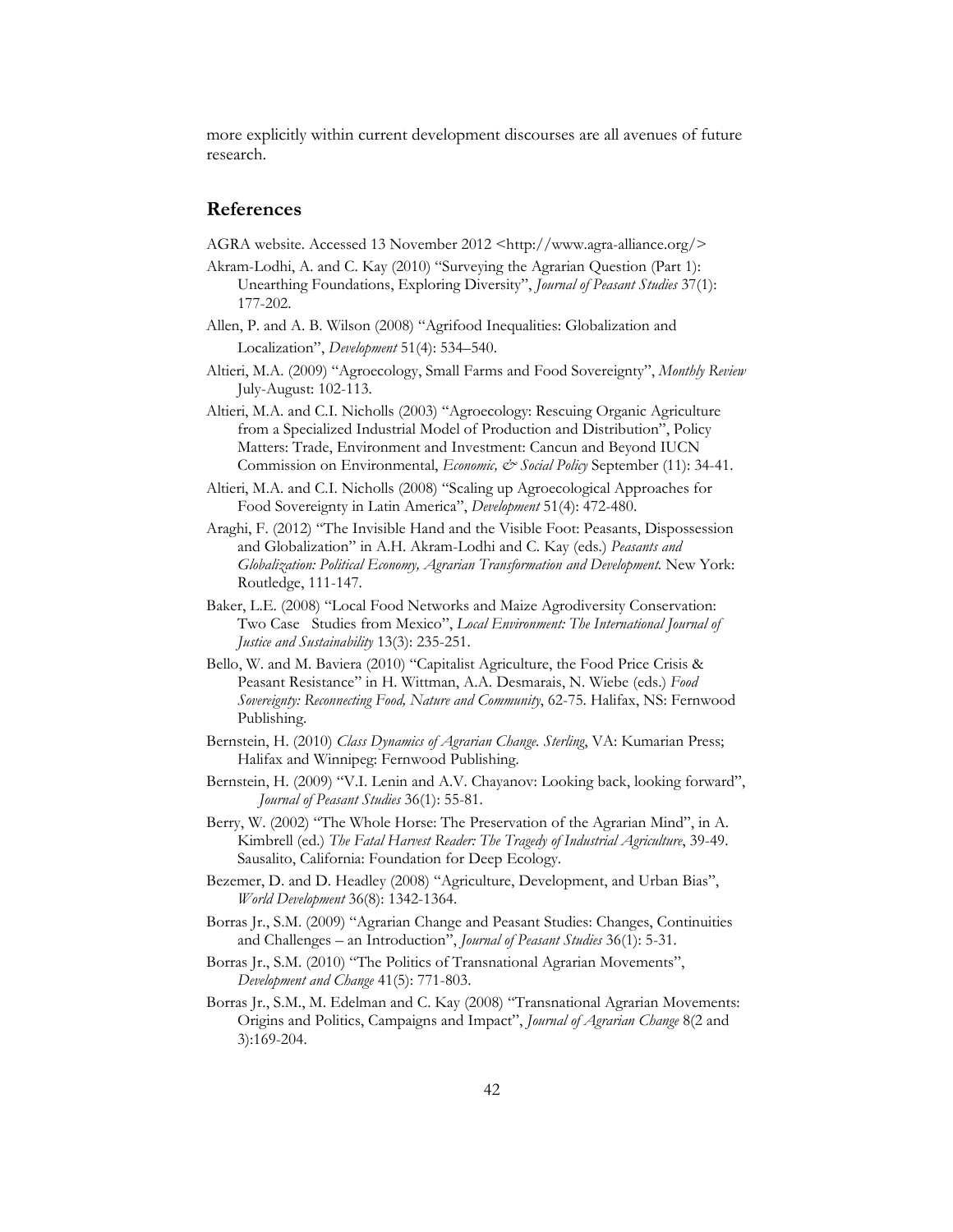more explicitly within current development discourses are all avenues of future research.

## References

AGRA website. Accessed 13 November 2012 <http://www.agra-alliance.org/>

Akram-Lodhi, A. and C. Kay (2010) "Surveying the Agrarian Question (Part 1): Unearthing Foundations, Exploring Diversity", *Journal of Peasant Studies* 37(1): 177-202.

Allen, P. and A. B. Wilson (2008) "Agrifood Inequalities: Globalization and Localization", *Development* 51(4): 534–540.

Altieri, M.A. (2009) "Agroecology, Small Farms and Food Sovereignty", *Monthly Review* July-August: 102-113.

Altieri, M.A. and C.I. Nicholls (2003) "Agroecology: Rescuing Organic Agriculture from a Specialized Industrial Model of Production and Distribution", Policy Matters: Trade, Environment and Investment: Cancun and Beyond IUCN Commission on Environmental, *Economic, & Social Policy* September (11): 34-41.

Altieri, M.A. and C.I. Nicholls (2008) "Scaling up Agroecological Approaches for Food Sovereignty in Latin America", *Development* 51(4): 472-480.

Araghi, F. (2012) "The Invisible Hand and the Visible Foot: Peasants, Dispossession and Globalization" in A.H. Akram-Lodhi and C. Kay (eds.) *Peasants and Globalization: Political Economy, Agrarian Transformation and Development.* New York: Routledge, 111-147.

Baker, L.E. (2008) "Local Food Networks and Maize Agrodiversity Conservation: Two Case Studies from Mexico", *Local Environment: The International Journal of Justice and Sustainability* 13(3): 235-251.

Bello, W. and M. Baviera (2010) "Capitalist Agriculture, the Food Price Crisis & Peasant Resistance" in H. Wittman, A.A. Desmarais, N. Wiebe (eds.) *Food Sovereignty: Reconnecting Food, Nature and Community*, 62-75. Halifax, NS: Fernwood Publishing.

Bernstein, H. (2010) *Class Dynamics of Agrarian Change. Sterling*, VA: Kumarian Press; Halifax and Winnipeg: Fernwood Publishing.

Bernstein, H. (2009) "V.I. Lenin and A.V. Chayanov: Looking back, looking forward", *Journal of Peasant Studies* 36(1): 55-81.

Berry, W. (2002) "The Whole Horse: The Preservation of the Agrarian Mind", in A. Kimbrell (ed.) *The Fatal Harvest Reader: The Tragedy of Industrial Agriculture*, 39-49. Sausalito, California: Foundation for Deep Ecology.

Bezemer, D. and D. Headley (2008) "Agriculture, Development, and Urban Bias", *World Development* 36(8): 1342-1364.

Borras Jr., S.M. (2009) "Agrarian Change and Peasant Studies: Changes, Continuities and Challenges – an Introduction", *Journal of Peasant Studies* 36(1): 5-31.

Borras Jr., S.M. (2010) "The Politics of Transnational Agrarian Movements", *Development and Change* 41(5): 771-803.

Borras Jr., S.M., M. Edelman and C. Kay (2008) "Transnational Agrarian Movements: Origins and Politics, Campaigns and Impact", *Journal of Agrarian Change* 8(2 and 3):169-204.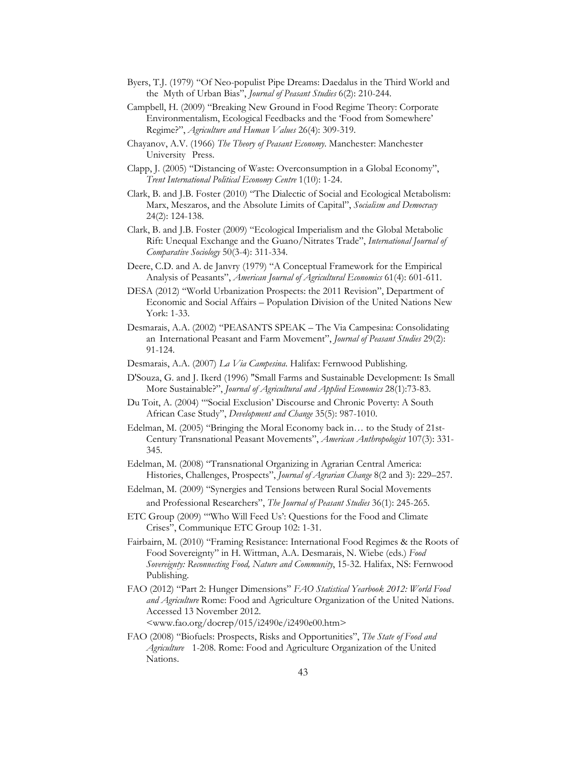Byers, T.J. (1979) "Of Neo-populist Pipe Dreams: Daedalus in the Third World and the Myth of Urban Bias", *Journal of Peasant Studies* 6(2): 210-244.

Campbell, H. (2009) "Breaking New Ground in Food Regime Theory: Corporate Environmentalism, Ecological Feedbacks and the 'Food from Somewhere' Regime?", *Agriculture and Human Values* 26(4): 309-319.

Chayanov, A.V. (1966) *The Theory of Peasant Economy*. Manchester: Manchester University Press.

Clapp, J. (2005) "Distancing of Waste: Overconsumption in a Global Economy", *Trent International Political Economy Centre* 1(10): 1-24.

Clark, B. and J.B. Foster (2010) "The Dialectic of Social and Ecological Metabolism: Marx, Meszaros, and the Absolute Limits of Capital", *Socialism and Democracy* 24(2): 124-138.

Clark, B. and J.B. Foster (2009) "Ecological Imperialism and the Global Metabolic Rift: Unequal Exchange and the Guano/Nitrates Trade", *International Journal of Comparative Sociology* 50(3-4): 311-334.

Deere, C.D. and A. de Janvry (1979) "A Conceptual Framework for the Empirical Analysis of Peasants", *American Journal of Agricultural Economics* 61(4): 601-611.

DESA (2012) "World Urbanization Prospects: the 2011 Revision", Department of Economic and Social Affairs – Population Division of the United Nations New York: 1-33.

Desmarais, A.A. (2002) "PEASANTS SPEAK – The Via Campesina: Consolidating an International Peasant and Farm Movement", *Journal of Peasant Studies* 29(2): 91-124.

Desmarais, A.A. (2007) *La Via Campesina*. Halifax: Fernwood Publishing.

D'Souza, G. and J. Ikerd (1996) "Small Farms and Sustainable Development: Is Small More Sustainable?", *Journal of Agricultural and Applied Economics* 28(1):73-83.

Du Toit, A. (2004) "'Social Exclusion' Discourse and Chronic Poverty: A South African Case Study", *Development and Change* 35(5): 987-1010.

Edelman, M. (2005) "Bringing the Moral Economy back in… to the Study of 21st-Century Transnational Peasant Movements", *American Anthropologist* 107(3): 331-345.

Edelman, M. (2008) "Transnational Organizing in Agrarian Central America: Histories, Challenges, Prospects", *Journal of Agrarian Change* 8(2 and 3): 229–257.

Edelman, M. (2009) "Synergies and Tensions between Rural Social Movements and Professional Researchers", *The Journal of Peasant Studies* 36(1): 245-265.

ETC Group (2009) "'Who Will Feed Us': Questions for the Food and Climate Crises", Communique ETC Group 102: 1-31.

Fairbairn, M. (2010) "Framing Resistance: International Food Regimes & the Roots of Food Sovereignty" in H. Wittman, A.A. Desmarais, N. Wiebe (eds.) *Food Sovereignty: Reconnecting Food, Nature and Community*, 15-32. Halifax, NS: Fernwood Publishing.

FAO (2012) "Part 2: Hunger Dimensions" *FAO Statistical Yearbook 2012: World Food and Agriculture* Rome: Food and Agriculture Organization of the United Nations. Accessed 13 November 2012. <www.fao.org/docrep/015/i2490e/i2490e00.htm>

FAO (2008) "Biofuels: Prospects, Risks and Opportunities", *The State of Food and Agriculture* 1-208. Rome: Food and Agriculture Organization of the United Nations.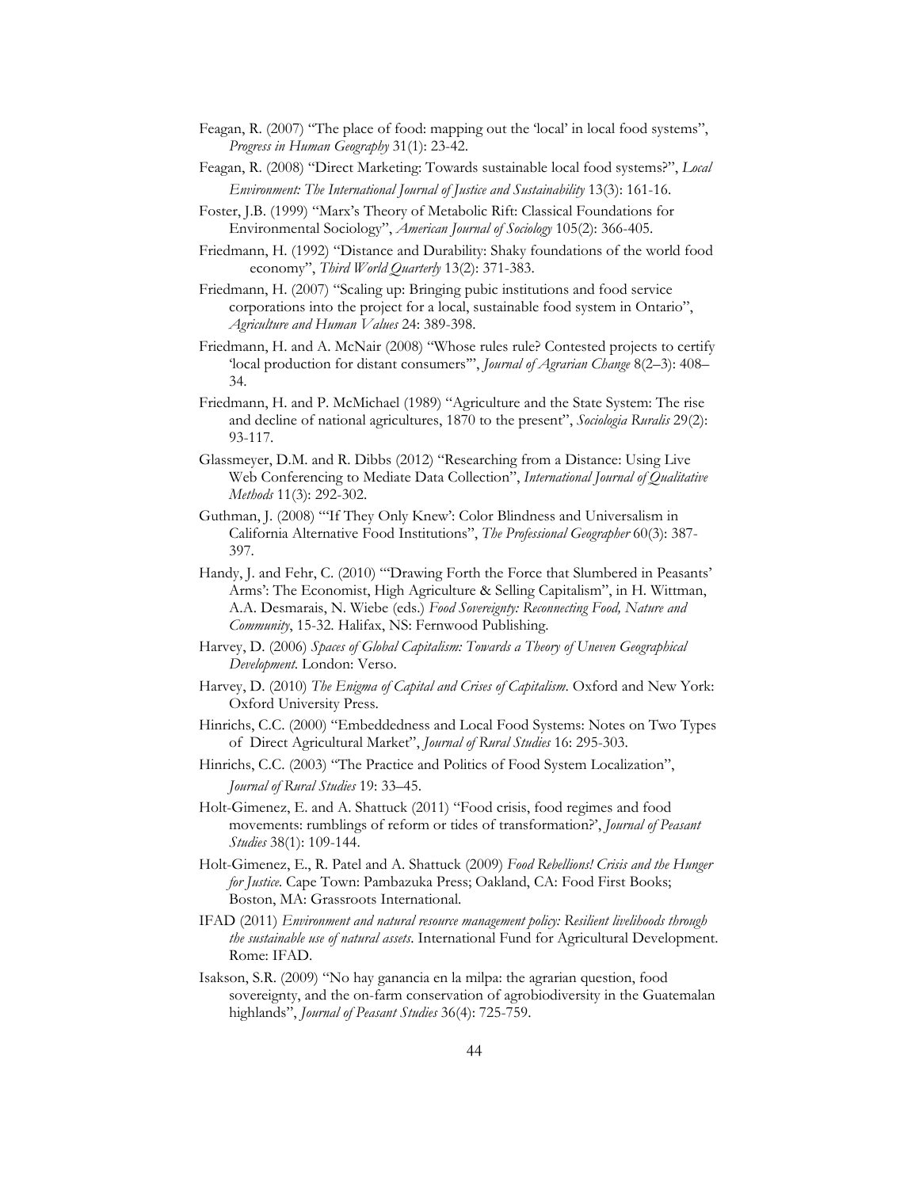Feagan, R. (2007) "The place of food: mapping out the 'local' in local food systems", *Progress in Human Geography* 31(1): 23-42.

Feagan, R. (2008) "Direct Marketing: Towards sustainable local food systems?", *Local Environment: The International Journal of Justice and Sustainability* 13(3): 161-16.

Foster, J.B. (1999) "Marx's Theory of Metabolic Rift: Classical Foundations for Environmental Sociology", *American Journal of Sociology* 105(2): 366-405.

Friedmann, H. (1992) "Distance and Durability: Shaky foundations of the world food economy", *Third World Quarterly* 13(2): 371-383.

Friedmann, H. (2007) "Scaling up: Bringing pubic institutions and food service corporations into the project for a local, sustainable food system in Ontario", *Agriculture and Human Values* 24: 389-398.

Friedmann, H. and A. McNair (2008) "Whose rules rule? Contested projects to certify 'local production for distant consumers'", *Journal of Agrarian Change* 8(2–3): 408–34.

Friedmann, H. and P. McMichael (1989) "Agriculture and the State System: The rise and decline of national agricultures, 1870 to the present", *Sociologia Ruralis* 29(2): 93-117.

Glassmeyer, D.M. and R. Dibbs (2012) "Researching from a Distance: Using Live Web Conferencing to Mediate Data Collection", *International Journal of Qualitative Methods* 11(3): 292-302.

Guthman, J. (2008) "'If They Only Knew': Color Blindness and Universalism in California Alternative Food Institutions", *The Professional Geographer* 60(3): 387-397.

Handy, J. and Fehr, C. (2010) "'Drawing Forth the Force that Slumbered in Peasants' Arms': The Economist, High Agriculture & Selling Capitalism", in H. Wittman, A.A. Desmarais, N. Wiebe (eds.) *Food Sovereignty: Reconnecting Food, Nature and Community*, 15-32. Halifax, NS: Fernwood Publishing.

Harvey, D. (2006) *Spaces of Global Capitalism: Towards a Theory of Uneven Geographical Development*. London: Verso.

Harvey, D. (2010) *The Enigma of Capital and Crises of Capitalism*. Oxford and New York: Oxford University Press.

Hinrichs, C.C. (2000) "Embeddedness and Local Food Systems: Notes on Two Types of Direct Agricultural Market", *Journal of Rural Studies* 16: 295-303.

Hinrichs, C.C. (2003) "The Practice and Politics of Food System Localization", *Journal of Rural Studies* 19: 33–45.

Holt-Gimenez, E. and A. Shattuck (2011) "Food crisis, food regimes and food movements: rumblings of reform or tides of transformation?', *Journal of Peasant Studies* 38(1): 109-144.

Holt-Gimenez, E., R. Patel and A. Shattuck (2009) *Food Rebellions! Crisis and the Hunger for Justice*. Cape Town: Pambazuka Press; Oakland, CA: Food First Books; Boston, MA: Grassroots International.

IFAD (2011) *Environment and natural resource management policy: Resilient livelihoods through the sustainable use of natural assets*. International Fund for Agricultural Development. Rome: IFAD.

Isakson, S.R. (2009) "No hay ganancia en la milpa: the agrarian question, food sovereignty, and the on-farm conservation of agrobiodiversity in the Guatemalan highlands", *Journal of Peasant Studies* 36(4): 725-759.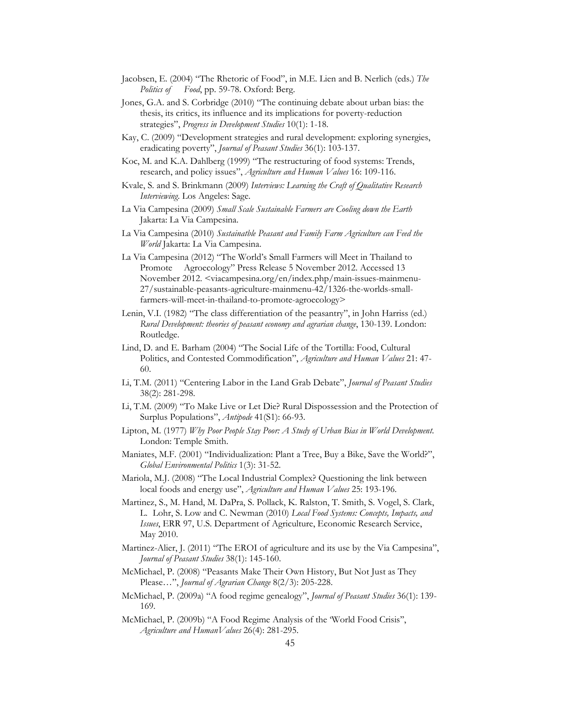Jacobsen, E. (2004) "The Rhetoric of Food", in M.E. Lien and B. Nerlich (eds.) *The Politics of Food*, pp. 59-78. Oxford: Berg.

Jones, G.A. and S. Corbridge (2010) "The continuing debate about urban bias: the thesis, its critics, its influence and its implications for poverty-reduction strategies", *Progress in Development Studies* 10(1): 1-18.

Kay, C. (2009) "Development strategies and rural development: exploring synergies, eradicating poverty", *Journal of Peasant Studies* 36(1): 103-137.

Koc, M. and K.A. Dahlberg (1999) "The restructuring of food systems: Trends, research, and policy issues", *Agriculture and Human Values* 16: 109-116.

Kvale, S. and S. Brinkmann (2009) *Interviews: Learning the Craft of Qualitative Research Interviewing*. Los Angeles: Sage.

La Via Campesina (2009) *Small Scale Sustainable Farmers are Cooling down the Earth* Jakarta: La Via Campesina.

La Via Campesina (2010) *Sustainatble Peasant and Family Farm Agriculture can Feed the World* Jakarta: La Via Campesina.

La Via Campesina (2012) "The World's Small Farmers will Meet in Thailand to Promote Agroecology" Press Release 5 November 2012. Accessed 13 November 2012. <viacampesina.org/en/index.php/main-issues-mainmenu-27/sustainable-peasants-agriculture-mainmenu-42/1326-the-worlds-small-farmers-will-meet-in-thailand-to-promote-agroecology>

Lenin, V.I. (1982) "The class differentiation of the peasantry", in John Harriss (ed.) *Rural Development: theories of peasant economy and agrarian change*, 130-139. London: Routledge.

Lind, D. and E. Barham (2004) "The Social Life of the Tortilla: Food, Cultural Politics, and Contested Commodification", *Agriculture and Human Values* 21: 47-60.

Li, T.M. (2011) "Centering Labor in the Land Grab Debate", *Journal of Peasant Studies* 38(2): 281-298.

Li, T.M. (2009) "To Make Live or Let Die? Rural Dispossession and the Protection of Surplus Populations", *Antipode* 41(S1): 66-93.

Lipton, M. (1977) *Why Poor People Stay Poor: A Study of Urban Bias in World Development*. London: Temple Smith.

Maniates, M.F. (2001) "Individualization: Plant a Tree, Buy a Bike, Save the World?", *Global Environmental Politics* 1(3): 31-52.

Mariola, M.J. (2008) "The Local Industrial Complex? Questioning the link between local foods and energy use", *Agriculture and Human Values* 25: 193-196.

Martinez, S., M. Hand, M. DaPra, S. Pollack, K. Ralston, T. Smith, S. Vogel, S. Clark, L. Lohr, S. Low and C. Newman (2010) *Local Food Systems: Concepts, Impacts, and Issues*, ERR 97, U.S. Department of Agriculture, Economic Research Service, May 2010.

Martinez-Alier, J. (2011) "The EROI of agriculture and its use by the Via Campesina", *Journal of Peasant Studies* 38(1): 145-160.

McMichael, P. (2008) "Peasants Make Their Own History, But Not Just as They Please…", *Journal of Agrarian Change* 8(2/3): 205-228.

McMichael, P. (2009a) "A food regime genealogy", *Journal of Peasant Studies* 36(1): 139-169.

McMichael, P. (2009b) "A Food Regime Analysis of the 'World Food Crisis", *Agriculture and HumanValues* 26(4): 281-295.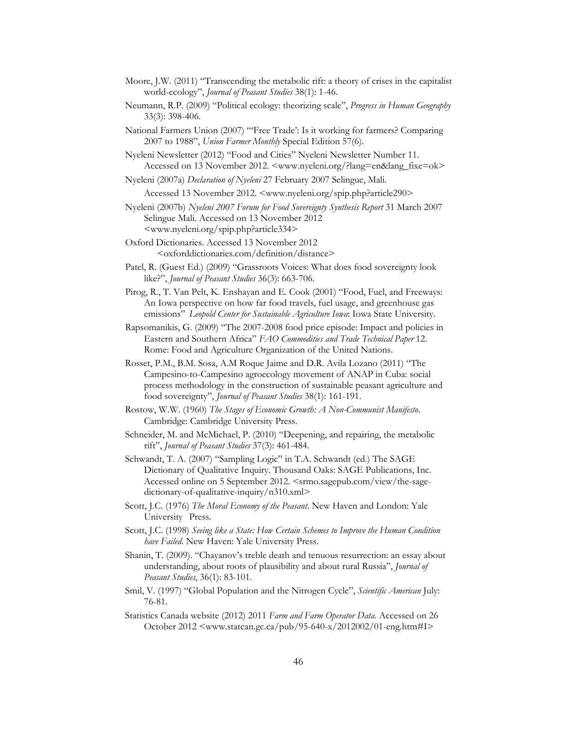Moore, J.W. (2011) "Transcending the metabolic rift: a theory of crises in the capitalist world-ecology", *Journal of Peasant Studies* 38(1): 1-46.

Neumann, R.P. (2009) "Political ecology: theorizing scale", *Progress in Human Geography* 33(3): 398-406.

National Farmers Union (2007) "'Free Trade': Is it working for farmers? Comparing 2007 to 1988", *Union Farmer Monthly* Special Edition 57(6).

Nyeleni Newsletter (2012) "Food and Cities" Nyeleni Newsletter Number 11. Accessed on 13 November 2012. <www.nyeleni.org/?lang=en&lang_fixe=ok>

Nyeleni (2007a) *Declaration of Nyeleni* 27 February 2007 Selingue, Mali. Accessed 13 November 2012. <www.nyeleni.org/spip.php?article290>

Nyeleni (2007b) *Nyeleni 2007 Forum for Food Sovereignty Synthesis Report* 31 March 2007 Selingue Mali. Accessed on 13 November 2012 <www.nyeleni.org/spip.php?article334>

Oxford Dictionaries. Accessed 13 November 2012 <oxforddictionaries.com/definition/distance>

Patel, R. (Guest Ed.) (2009) "Grassroots Voices: What does food sovereignty look like?", *Journal of Peasant Studies* 36(3): 663-706.

Pirog, R., T. Van Pelt, K. Enshayan and E. Cook (2001) "Food, Fuel, and Freeways: An Iowa perspective on how far food travels, fuel usage, and greenhouse gas emissions" *Leopold Center for Sustainable Agriculture Iowa*: Iowa State University.

Rapsomanikis, G. (2009) "The 2007-2008 food price episode: Impact and policies in Eastern and Southern Africa" *FAO Commodities and Trade Technical Paper* 12. Rome: Food and Agriculture Organization of the United Nations.

Rosset, P.M., B.M. Sosa, A.M Roque Jaime and D.R. Avila Lozano (2011) "The Campesino-to-Campesino agroecology movement of ANAP in Cuba: social process methodology in the construction of sustainable peasant agriculture and food sovereignty", *Journal of Peasant Studies* 38(1): 161-191.

Rostow, W.W. (1960) *The Stages of Economic Growth: A Non-Communist Manifesto*. Cambridge: Cambridge University Press.

Schneider, M. and McMichael, P. (2010) "Deepening, and repairing, the metabolic rift", *Journal of Peasant Studies* 37(3): 461-484.

Schwandt, T. A. (2007) "Sampling Logic" in T.A. Schwandt (ed.) The SAGE Dictionary of Qualitative Inquiry. Thousand Oaks: SAGE Publications, Inc. Accessed online on 5 September 2012. <srmo.sagepub.com/view/the-sage-dictionary-of-qualitative-inquiry/n310.xml>

Scott, J.C. (1976) *The Moral Economy of the Peasant*. New Haven and London: Yale University Press.

Scott, J.C. (1998) *Seeing like a State: How Certain Schemes to Improve the Human Condition have Failed*. New Haven: Yale University Press.

Shanin, T. (2009). "Chayanov's treble death and tenuous resurrection: an essay about understanding, about roots of plausibility and about rural Russia", *Journal of Peasant Studies*, 36(1): 83-101.

Smil, V. (1997) "Global Population and the Nitrogen Cycle", *Scientific American* July: 76-81.

Statistics Canada website (2012) 2011 *Farm and Farm Operator Data*. Accessed on 26 October 2012 <www.statcan.gc.ca/pub/95-640-x/2012002/01-eng.htm#I>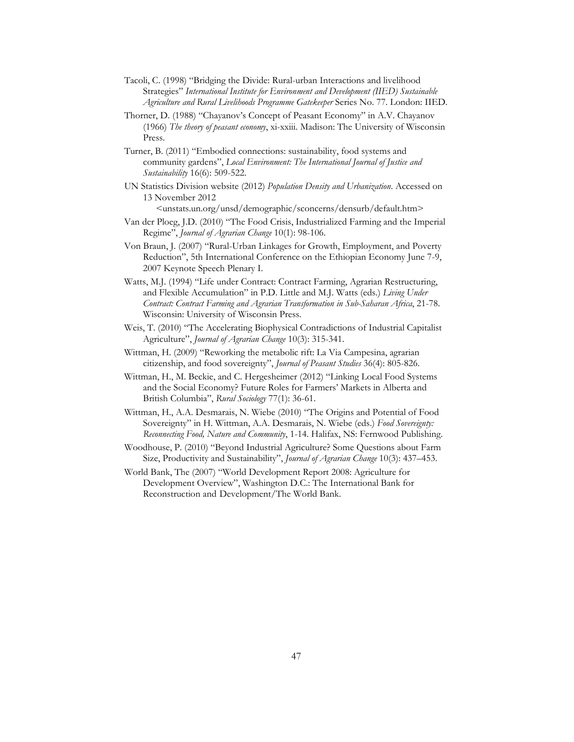Tacoli, C. (1998) "Bridging the Divide: Rural-urban Interactions and livelihood Strategies" *International Institute for Environment and Development (IIED) Sustainable Agriculture and Rural Livelihoods Programme Gatekeeper* Series No. 77. London: IIED.

Thorner, D. (1988) "Chayanov's Concept of Peasant Economy" in A.V. Chayanov (1966) *The theory of peasant economy*, xi-xxiii. Madison: The University of Wisconsin Press.

Turner, B. (2011) "Embodied connections: sustainability, food systems and community gardens", *Local Environment: The International Journal of Justice and Sustainability* 16(6): 509-522.

UN Statistics Division website (2012) *Population Density and Urbanization*. Accessed on 13 November 2012 <unstats.un.org/unsd/demographic/sconcerns/densurb/default.htm>

Van der Ploeg, J.D. (2010) "The Food Crisis, Industrialized Farming and the Imperial Regime", *Journal of Agrarian Change* 10(1): 98-106.

Von Braun, J. (2007) "Rural-Urban Linkages for Growth, Employment, and Poverty Reduction", 5th International Conference on the Ethiopian Economy June 7-9, 2007 Keynote Speech Plenary I.

Watts, M.J. (1994) "Life under Contract: Contract Farming, Agrarian Restructuring, and Flexible Accumulation" in P.D. Little and M.J. Watts (eds.) *Living Under Contract: Contract Farming and Agrarian Transformation in Sub-Saharan Africa*, 21-78. Wisconsin: University of Wisconsin Press.

Weis, T. (2010) "The Accelerating Biophysical Contradictions of Industrial Capitalist Agriculture", *Journal of Agrarian Change* 10(3): 315-341.

Wittman, H. (2009) "Reworking the metabolic rift: La Via Campesina, agrarian citizenship, and food sovereignty", *Journal of Peasant Studies* 36(4): 805-826.

Wittman, H., M. Beckie, and C. Hergesheimer (2012) "Linking Local Food Systems and the Social Economy? Future Roles for Farmers' Markets in Alberta and British Columbia", *Rural Sociology* 77(1): 36-61.

Wittman, H., A.A. Desmarais, N. Wiebe (2010) "The Origins and Potential of Food Sovereignty" in H. Wittman, A.A. Desmarais, N. Wiebe (eds.) *Food Sovereignty: Reconnecting Food, Nature and Community*, 1-14. Halifax, NS: Fernwood Publishing.

Woodhouse, P. (2010) "Beyond Industrial Agriculture? Some Questions about Farm Size, Productivity and Sustainability", *Journal of Agrarian Change* 10(3): 437–453.

World Bank, The (2007) "World Development Report 2008: Agriculture for Development Overview", Washington D.C.: The International Bank for Reconstruction and Development/The World Bank.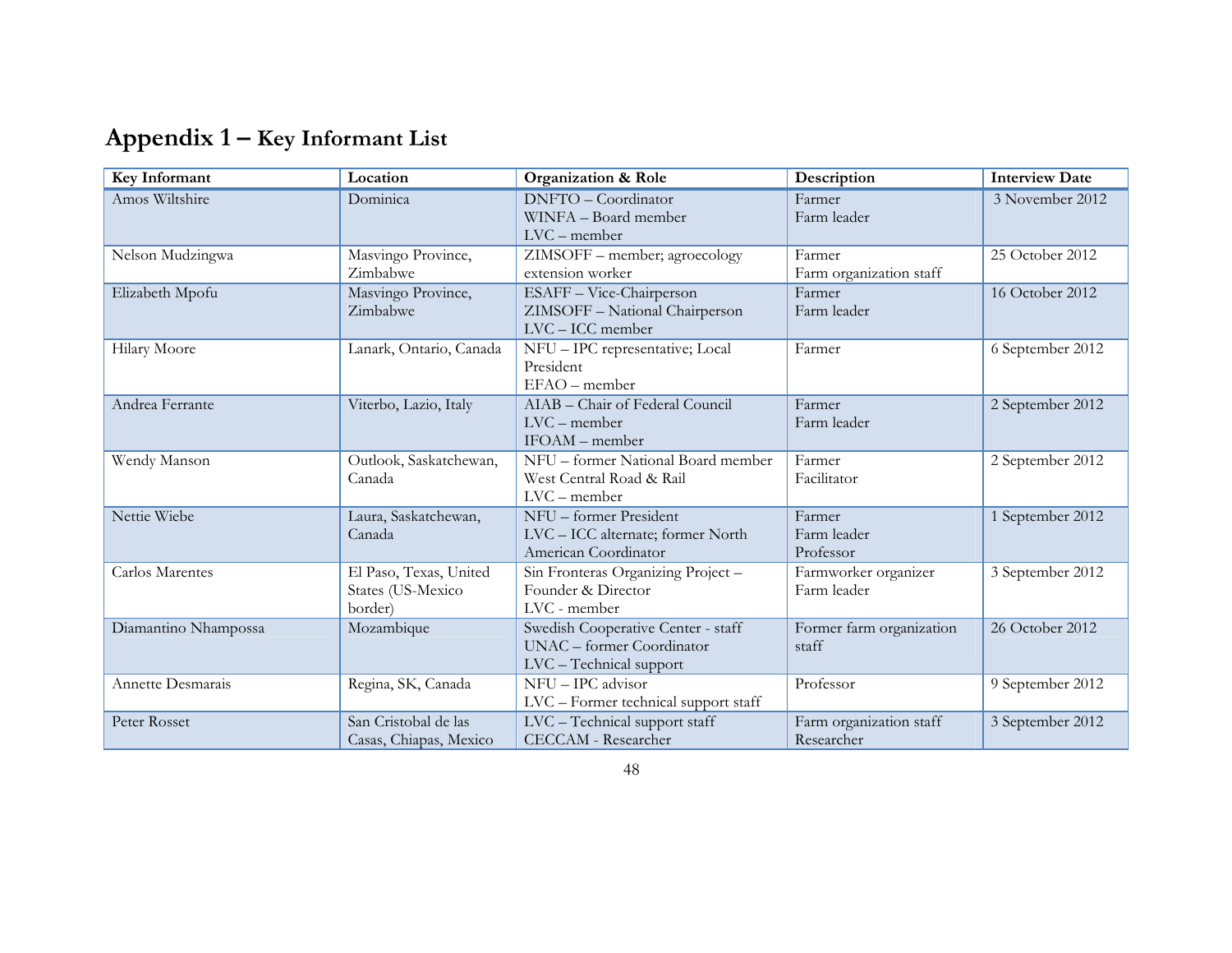# Appendix 1 – Key Informant List

| Key Informant | Location | Organization & Role | Description | Interview Date |
|---|---|---|---|---|
| Amos Wiltshire | Dominica | DNFTO – Coordinator<br>WINFA – Board member<br>LVC – member | Farmer<br>Farm leader | 3 November 2012 |
| Nelson Mudzingwa | Masvingo Province, Zimbabwe | ZIMSOFF – member; agroecology extension worker | Farmer<br>Farm organization staff | 25 October 2012 |
| Elizabeth Mpofu | Masvingo Province, Zimbabwe | ESAFF – Vice-Chairperson<br>ZIMSOFF – National Chairperson<br>LVC – ICC member | Farmer<br>Farm leader | 16 October 2012 |
| Hilary Moore | Lanark, Ontario, Canada | NFU – IPC representative; Local President<br>EFAO – member | Farmer | 6 September 2012 |
| Andrea Ferrante | Viterbo, Lazio, Italy | AIAB – Chair of Federal Council<br>LVC – member<br>IFOAM – member | Farmer<br>Farm leader | 2 September 2012 |
| Wendy Manson | Outlook, Saskatchewan, Canada | NFU – former National Board member<br>West Central Road & Rail<br>LVC – member | Farmer<br>Facilitator | 2 September 2012 |
| Nettie Wiebe | Laura, Saskatchewan, Canada | NFU – former President<br>LVC – ICC alternate; former North American Coordinator | Farmer<br>Farm leader<br>Professor | 1 September 2012 |
| Carlos Marentes | El Paso, Texas, United States (US-Mexico border) | Sin Fronteras Organizing Project – Founder & Director<br>LVC - member | Farmworker organizer<br>Farm leader | 3 September 2012 |
| Diamantino Nhampossa | Mozambique | Swedish Cooperative Center - staff<br>UNAC – former Coordinator<br>LVC – Technical support | Former farm organization staff | 26 October 2012 |
| Annette Desmarais | Regina, SK, Canada | NFU – IPC advisor<br>LVC – Former technical support staff | Professor | 9 September 2012 |
| Peter Rosset | San Cristobal de las Casas, Chiapas, Mexico | LVC – Technical support staff<br>CECCAM - Researcher | Farm organization staff<br>Researcher | 3 September 2012 |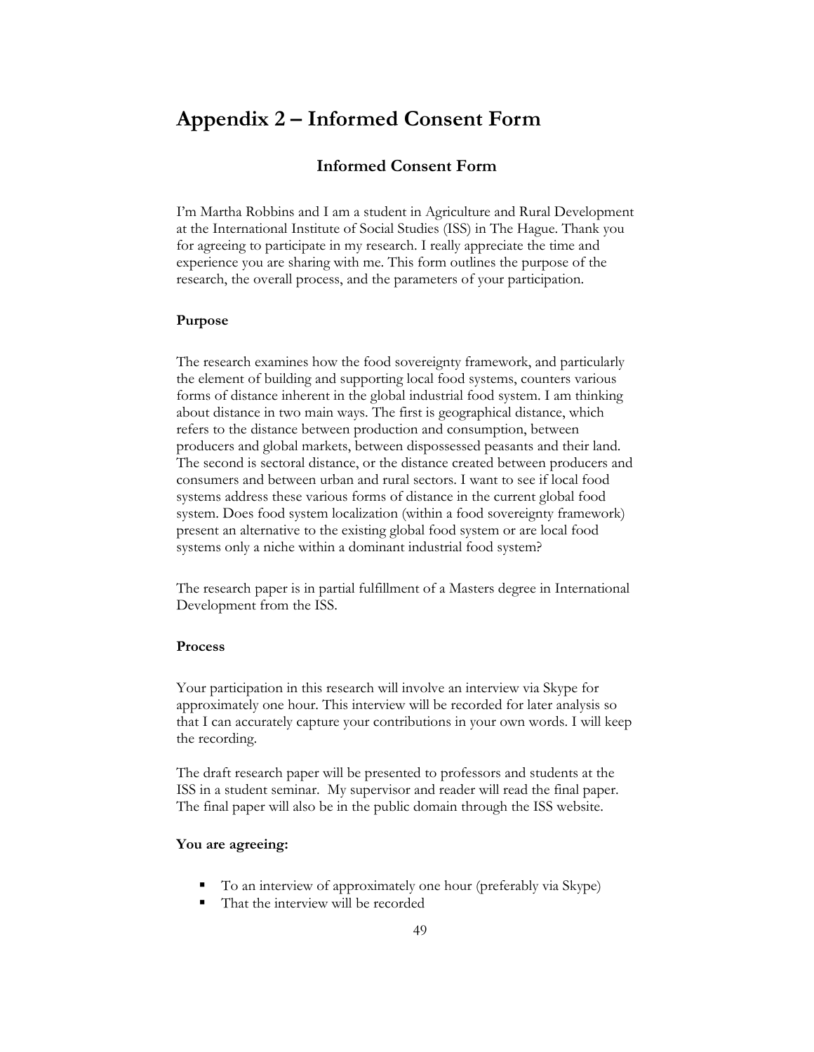# Appendix 2 – Informed Consent Form

## Informed Consent Form

I'm Martha Robbins and I am a student in Agriculture and Rural Development at the International Institute of Social Studies (ISS) in The Hague. Thank you for agreeing to participate in my research. I really appreciate the time and experience you are sharing with me. This form outlines the purpose of the research, the overall process, and the parameters of your participation.

**Purpose**

The research examines how the food sovereignty framework, and particularly the element of building and supporting local food systems, counters various forms of distance inherent in the global industrial food system. I am thinking about distance in two main ways. The first is geographical distance, which refers to the distance between production and consumption, between producers and global markets, between dispossessed peasants and their land. The second is sectoral distance, or the distance created between producers and consumers and between urban and rural sectors. I want to see if local food systems address these various forms of distance in the current global food system. Does food system localization (within a food sovereignty framework) present an alternative to the existing global food system or are local food systems only a niche within a dominant industrial food system?

The research paper is in partial fulfillment of a Masters degree in International Development from the ISS.

**Process**

Your participation in this research will involve an interview via Skype for approximately one hour. This interview will be recorded for later analysis so that I can accurately capture your contributions in your own words. I will keep the recording.

The draft research paper will be presented to professors and students at the ISS in a student seminar. My supervisor and reader will read the final paper. The final paper will also be in the public domain through the ISS website.

**You are agreeing:**

- To an interview of approximately one hour (preferably via Skype)
- That the interview will be recorded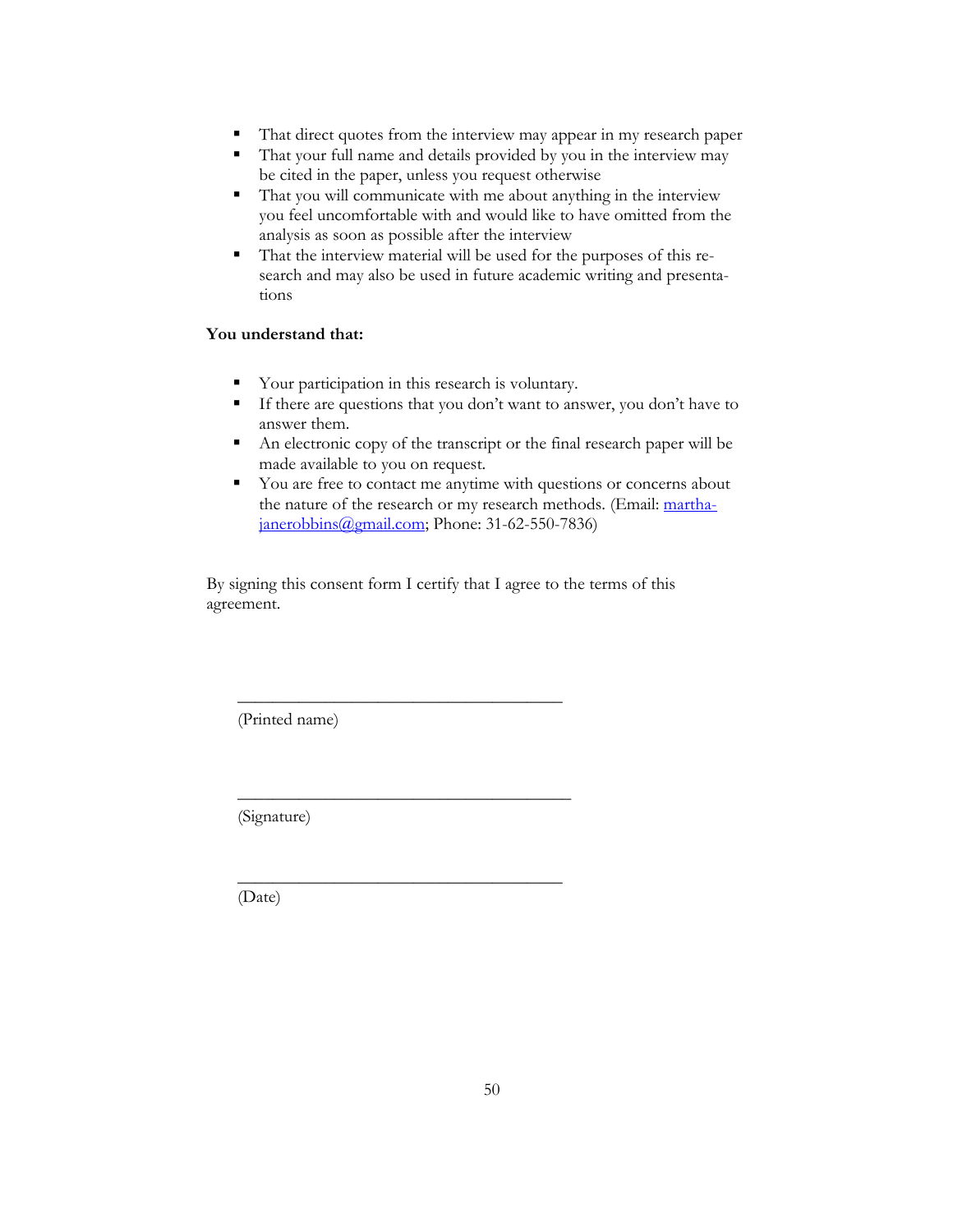- That direct quotes from the interview may appear in my research paper
- That your full name and details provided by you in the interview may be cited in the paper, unless you request otherwise
- That you will communicate with me about anything in the interview you feel uncomfortable with and would like to have omitted from the analysis as soon as possible after the interview
- That the interview material will be used for the purposes of this research and may also be used in future academic writing and presentations

**You understand that:**

- Your participation in this research is voluntary.
- If there are questions that you don't want to answer, you don't have to answer them.
- An electronic copy of the transcript or the final research paper will be made available to you on request.
- You are free to contact me anytime with questions or concerns about the nature of the research or my research methods. (Email: [martha-janerobbins@gmail.com](mailto:martha-janerobbins@gmail.com); Phone: 31-62-550-7836)

By signing this consent form I certify that I agree to the terms of this agreement.

\_\_\_\_\_\_\_\_\_\_\_\_\_\_\_\_\_\_\_\_\_\_\_\_\_\_\_\_\_\_\_\_\_\_\_\_\_\_

(Printed name)

\_\_\_\_\_\_\_\_\_\_\_\_\_\_\_\_\_\_\_\_\_\_\_\_\_\_\_\_\_\_\_\_\_\_\_\_\_\_

(Signature)

\_\_\_\_\_\_\_\_\_\_\_\_\_\_\_\_\_\_\_\_\_\_\_\_\_\_\_\_\_\_\_\_\_\_\_\_\_\_

(Date)